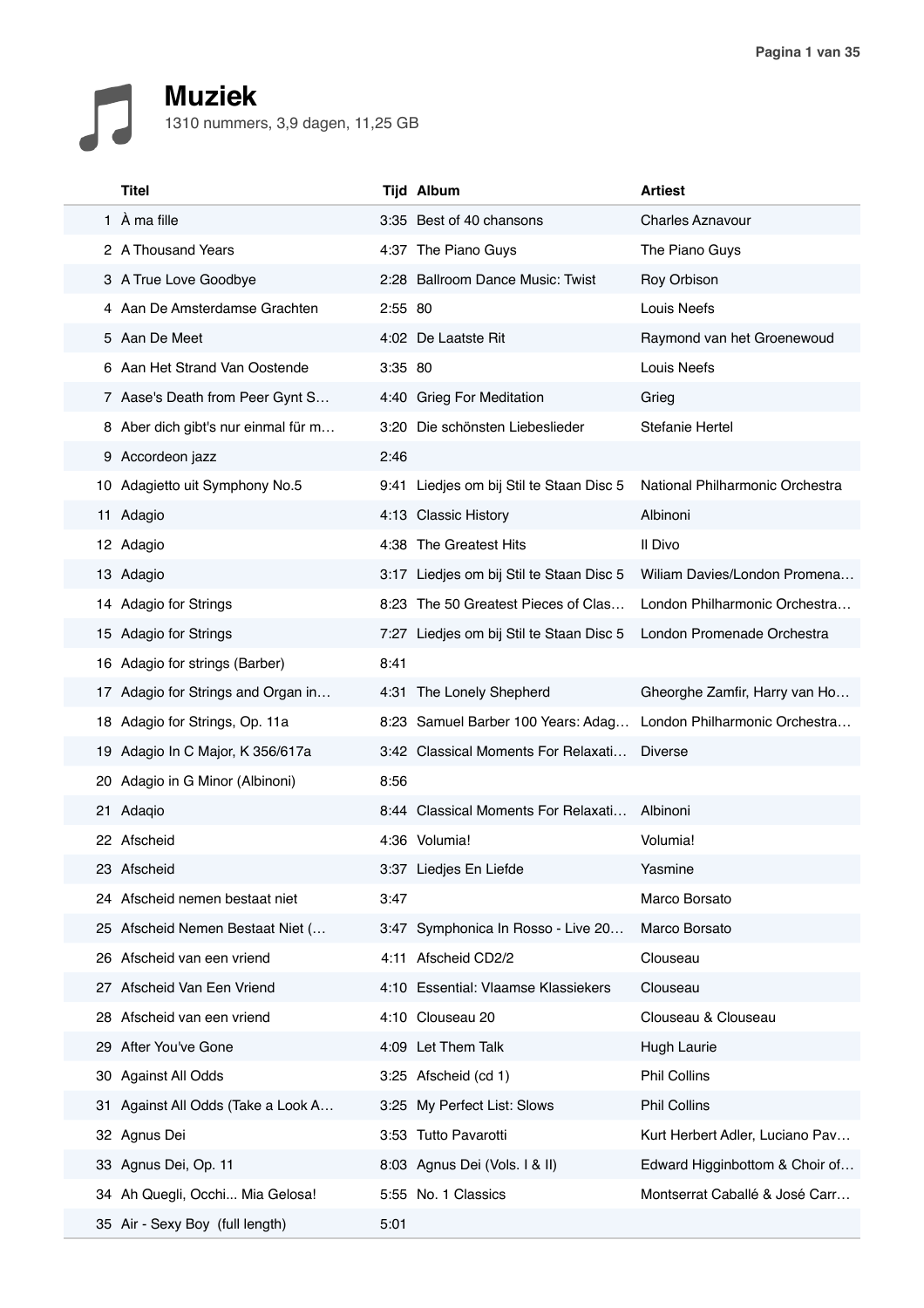# Muziek

1310 nummers, 3,9 dagen, 11,25 GB

| | Titel | Tijd | Album | Artiest |
|---|---|---|---|---|
| 1 | À ma fille | 3:35 | Best of 40 chansons | Charles Aznavour |
| 2 | A Thousand Years | 4:37 | The Piano Guys | The Piano Guys |
| 3 | A True Love Goodbye | 2:28 | Ballroom Dance Music: Twist | Roy Orbison |
| 4 | Aan De Amsterdamse Grachten | 2:55 | 80 | Louis Neefs |
| 5 | Aan De Meet | 4:02 | De Laatste Rit | Raymond van het Groenewoud |
| 6 | Aan Het Strand Van Oostende | 3:35 | 80 | Louis Neefs |
| 7 | Aase's Death from Peer Gynt S… | 4:40 | Grieg For Meditation | Grieg |
| 8 | Aber dich gibt's nur einmal für m… | 3:20 | Die schönsten Liebeslieder | Stefanie Hertel |
| 9 | Accordeon jazz | 2:46 | | |
| 10 | Adagietto uit Symphony No.5 | 9:41 | Liedjes om bij Stil te Staan Disc 5 | National Philharmonic Orchestra |
| 11 | Adagio | 4:13 | Classic History | Albinoni |
| 12 | Adagio | 4:38 | The Greatest Hits | Il Divo |
| 13 | Adagio | 3:17 | Liedjes om bij Stil te Staan Disc 5 | Wiliam Davies/London Promena… |
| 14 | Adagio for Strings | 8:23 | The 50 Greatest Pieces of Clas… | London Philharmonic Orchestra… |
| 15 | Adagio for Strings | 7:27 | Liedjes om bij Stil te Staan Disc 5 | London Promenade Orchestra |
| 16 | Adagio for strings (Barber) | 8:41 | | |
| 17 | Adagio for Strings and Organ in… | 4:31 | The Lonely Shepherd | Gheorghe Zamfir, Harry van Ho… |
| 18 | Adagio for Strings, Op. 11a | 8:23 | Samuel Barber 100 Years: Adag… | London Philharmonic Orchestra… |
| 19 | Adagio In C Major, K 356/617a | 3:42 | Classical Moments For Relaxati… | Diverse |
| 20 | Adagio in G Minor (Albinoni) | 8:56 | | |
| 21 | Adaqio | 8:44 | Classical Moments For Relaxati… | Albinoni |
| 22 | Afscheid | 4:36 | Volumia! | Volumia! |
| 23 | Afscheid | 3:37 | Liedjes En Liefde | Yasmine |
| 24 | Afscheid nemen bestaat niet | 3:47 | | Marco Borsato |
| 25 | Afscheid Nemen Bestaat Niet (… | 3:47 | Symphonica In Rosso - Live 20… | Marco Borsato |
| 26 | Afscheid van een vriend | 4:11 | Afscheid CD2/2 | Clouseau |
| 27 | Afscheid Van Een Vriend | 4:10 | Essential: Vlaamse Klassiekers | Clouseau |
| 28 | Afscheid van een vriend | 4:10 | Clouseau 20 | Clouseau & Clouseau |
| 29 | After You've Gone | 4:09 | Let Them Talk | Hugh Laurie |
| 30 | Against All Odds | 3:25 | Afscheid (cd 1) | Phil Collins |
| 31 | Against All Odds (Take a Look A… | 3:25 | My Perfect List: Slows | Phil Collins |
| 32 | Agnus Dei | 3:53 | Tutto Pavarotti | Kurt Herbert Adler, Luciano Pav… |
| 33 | Agnus Dei, Op. 11 | 8:03 | Agnus Dei (Vols. I & II) | Edward Higginbottom & Choir of… |
| 34 | Ah Quegli, Occhi... Mia Gelosa! | 5:55 | No. 1 Classics | Montserrat Caballé & José Carr… |
| 35 | Air - Sexy Boy (full length) | 5:01 | | |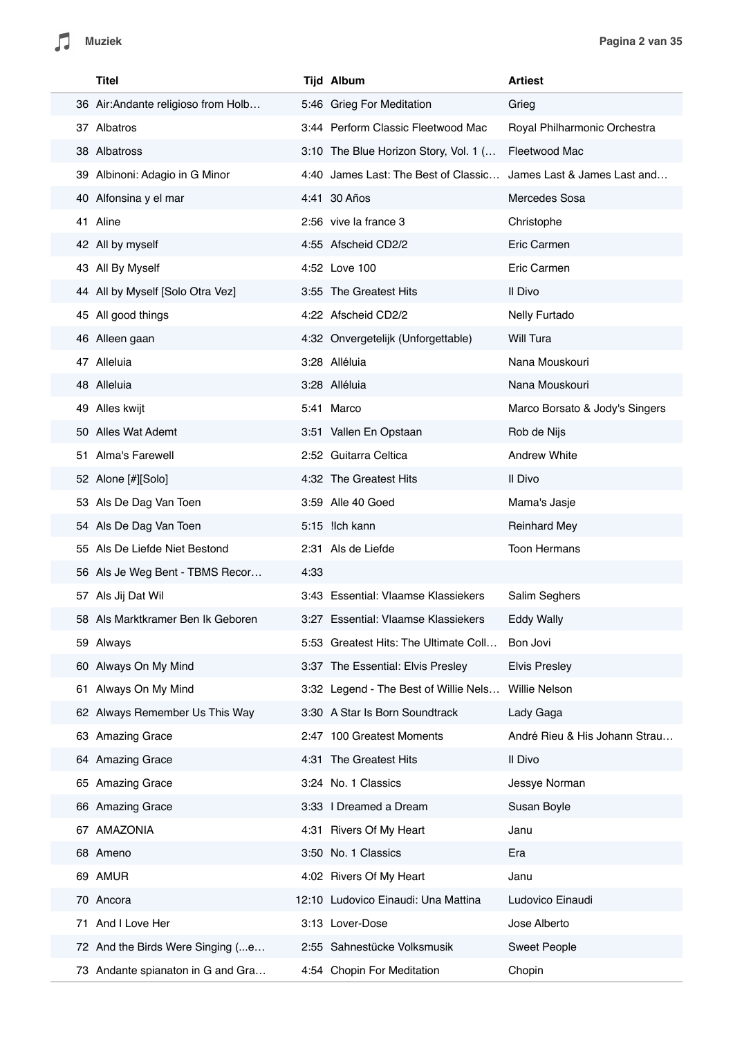|  | Titel | Tijd | Album | Artiest |
|---|---|---|---|---|
| 36 | Air:Andante religioso from Holb… | 5:46 | Grieg For Meditation | Grieg |
| 37 | Albatros | 3:44 | Perform Classic Fleetwood Mac | Royal Philharmonic Orchestra |
| 38 | Albatross | 3:10 | The Blue Horizon Story, Vol. 1 (… | Fleetwood Mac |
| 39 | Albinoni: Adagio in G Minor | 4:40 | James Last: The Best of Classic… | James Last & James Last and… |
| 40 | Alfonsina y el mar | 4:41 | 30 Años | Mercedes Sosa |
| 41 | Aline | 2:56 | vive la france 3 | Christophe |
| 42 | All by myself | 4:55 | Afscheid CD2/2 | Eric Carmen |
| 43 | All By Myself | 4:52 | Love 100 | Eric Carmen |
| 44 | All by Myself [Solo Otra Vez] | 3:55 | The Greatest Hits | Il Divo |
| 45 | All good things | 4:22 | Afscheid CD2/2 | Nelly Furtado |
| 46 | Alleen gaan | 4:32 | Onvergetelijk (Unforgettable) | Will Tura |
| 47 | Alleluia | 3:28 | Alléluia | Nana Mouskouri |
| 48 | Alleluia | 3:28 | Alléluia | Nana Mouskouri |
| 49 | Alles kwijt | 5:41 | Marco | Marco Borsato & Jody's Singers |
| 50 | Alles Wat Ademt | 3:51 | Vallen En Opstaan | Rob de Nijs |
| 51 | Alma's Farewell | 2:52 | Guitarra Celtica | Andrew White |
| 52 | Alone [#][Solo] | 4:32 | The Greatest Hits | Il Divo |
| 53 | Als De Dag Van Toen | 3:59 | Alle 40 Goed | Mama's Jasje |
| 54 | Als De Dag Van Toen | 5:15 | !Ich kann | Reinhard Mey |
| 55 | Als De Liefde Niet Bestond | 2:31 | Als de Liefde | Toon Hermans |
| 56 | Als Je Weg Bent - TBMS Recor… | 4:33 |  |  |
| 57 | Als Jij Dat Wil | 3:43 | Essential: Vlaamse Klassiekers | Salim Seghers |
| 58 | Als Marktkramer Ben Ik Geboren | 3:27 | Essential: Vlaamse Klassiekers | Eddy Wally |
| 59 | Always | 5:53 | Greatest Hits: The Ultimate Coll… | Bon Jovi |
| 60 | Always On My Mind | 3:37 | The Essential: Elvis Presley | Elvis Presley |
| 61 | Always On My Mind | 3:32 | Legend - The Best of Willie Nels… | Willie Nelson |
| 62 | Always Remember Us This Way | 3:30 | A Star Is Born Soundtrack | Lady Gaga |
| 63 | Amazing Grace | 2:47 | 100 Greatest Moments | André Rieu & His Johann Strau… |
| 64 | Amazing Grace | 4:31 | The Greatest Hits | Il Divo |
| 65 | Amazing Grace | 3:24 | No. 1 Classics | Jessye Norman |
| 66 | Amazing Grace | 3:33 | I Dreamed a Dream | Susan Boyle |
| 67 | AMAZONIA | 4:31 | Rivers Of My Heart | Janu |
| 68 | Ameno | 3:50 | No. 1 Classics | Era |
| 69 | AMUR | 4:02 | Rivers Of My Heart | Janu |
| 70 | Ancora | 12:10 | Ludovico Einaudi: Una Mattina | Ludovico Einaudi |
| 71 | And I Love Her | 3:13 | Lover-Dose | Jose Alberto |
| 72 | And the Birds Were Singing (...e… | 2:55 | Sahnestücke Volksmusik | Sweet People |
| 73 | Andante spianaton in G and Gra… | 4:54 | Chopin For Meditation | Chopin |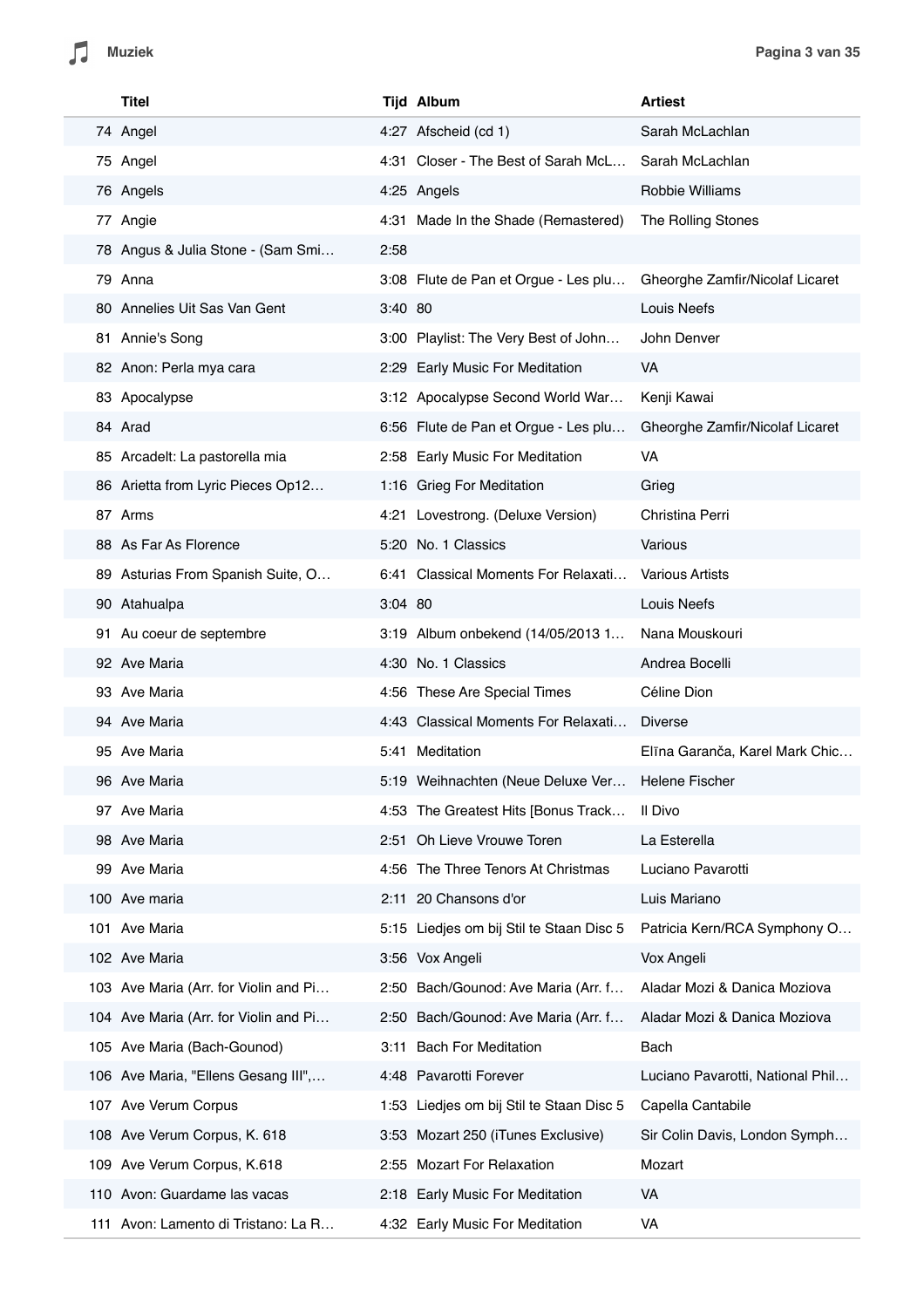|  | Titel | Tijd | Album | Artiest |
|---|---|---|---|---|
| 74 | Angel | 4:27 | Afscheid (cd 1) | Sarah McLachlan |
| 75 | Angel | 4:31 | Closer - The Best of Sarah McL… | Sarah McLachlan |
| 76 | Angels | 4:25 | Angels | Robbie Williams |
| 77 | Angie | 4:31 | Made In the Shade (Remastered) | The Rolling Stones |
| 78 | Angus & Julia Stone - (Sam Smi… | 2:58 |  |  |
| 79 | Anna | 3:08 | Flute de Pan et Orgue - Les plu… | Gheorghe Zamfir/Nicolaf Licaret |
| 80 | Annelies Uit Sas Van Gent | 3:40 | 80 | Louis Neefs |
| 81 | Annie's Song | 3:00 | Playlist: The Very Best of John… | John Denver |
| 82 | Anon: Perla mya cara | 2:29 | Early Music For Meditation | VA |
| 83 | Apocalypse | 3:12 | Apocalypse Second World War… | Kenji Kawai |
| 84 | Arad | 6:56 | Flute de Pan et Orgue - Les plu… | Gheorghe Zamfir/Nicolaf Licaret |
| 85 | Arcadelt: La pastorella mia | 2:58 | Early Music For Meditation | VA |
| 86 | Arietta from Lyric Pieces Op12… | 1:16 | Grieg For Meditation | Grieg |
| 87 | Arms | 4:21 | Lovestrong. (Deluxe Version) | Christina Perri |
| 88 | As Far As Florence | 5:20 | No. 1 Classics | Various |
| 89 | Asturias From Spanish Suite, O… | 6:41 | Classical Moments For Relaxati… | Various Artists |
| 90 | Atahualpa | 3:04 | 80 | Louis Neefs |
| 91 | Au coeur de septembre | 3:19 | Album onbekend (14/05/2013 1… | Nana Mouskouri |
| 92 | Ave Maria | 4:30 | No. 1 Classics | Andrea Bocelli |
| 93 | Ave Maria | 4:56 | These Are Special Times | Céline Dion |
| 94 | Ave Maria | 4:43 | Classical Moments For Relaxati… | Diverse |
| 95 | Ave Maria | 5:41 | Meditation | Elīna Garanča, Karel Mark Chic… |
| 96 | Ave Maria | 5:19 | Weihnachten (Neue Deluxe Ver… | Helene Fischer |
| 97 | Ave Maria | 4:53 | The Greatest Hits [Bonus Track… | Il Divo |
| 98 | Ave Maria | 2:51 | Oh Lieve Vrouwe Toren | La Esterella |
| 99 | Ave Maria | 4:56 | The Three Tenors At Christmas | Luciano Pavarotti |
| 100 | Ave maria | 2:11 | 20 Chansons d'or | Luis Mariano |
| 101 | Ave Maria | 5:15 | Liedjes om bij Stil te Staan Disc 5 | Patricia Kern/RCA Symphony O… |
| 102 | Ave Maria | 3:56 | Vox Angeli | Vox Angeli |
| 103 | Ave Maria (Arr. for Violin and Pi… | 2:50 | Bach/Gounod: Ave Maria (Arr. f… | Aladar Mozi & Danica Moziova |
| 104 | Ave Maria (Arr. for Violin and Pi… | 2:50 | Bach/Gounod: Ave Maria (Arr. f… | Aladar Mozi & Danica Moziova |
| 105 | Ave Maria (Bach-Gounod) | 3:11 | Bach For Meditation | Bach |
| 106 | Ave Maria, "Ellens Gesang III",… | 4:48 | Pavarotti Forever | Luciano Pavarotti, National Phil… |
| 107 | Ave Verum Corpus | 1:53 | Liedjes om bij Stil te Staan Disc 5 | Capella Cantabile |
| 108 | Ave Verum Corpus, K. 618 | 3:53 | Mozart 250 (iTunes Exclusive) | Sir Colin Davis, London Symph… |
| 109 | Ave Verum Corpus, K.618 | 2:55 | Mozart For Relaxation | Mozart |
| 110 | Avon: Guardame las vacas | 2:18 | Early Music For Meditation | VA |
| 111 | Avon: Lamento di Tristano: La R… | 4:32 | Early Music For Meditation | VA |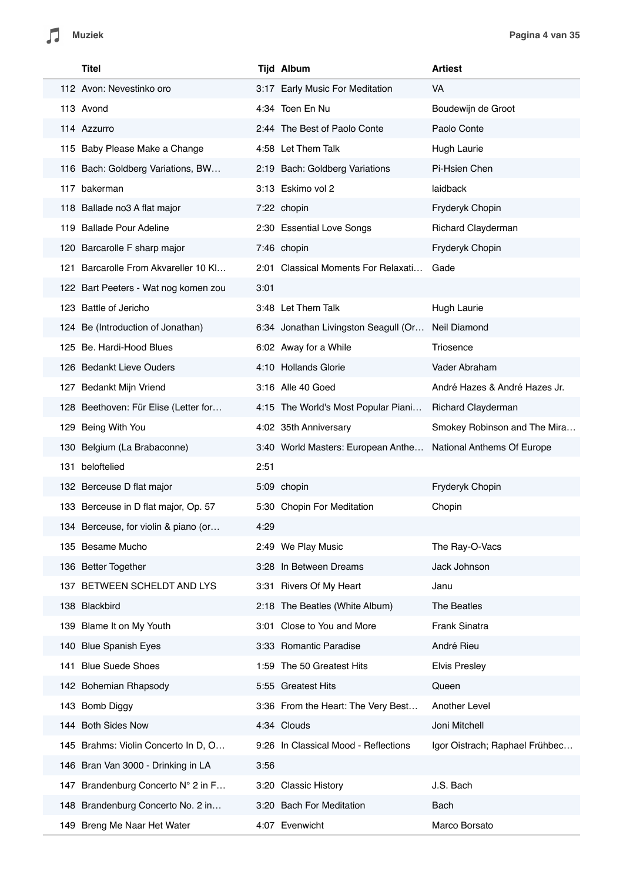| | Titel | Tijd | Album | Artiest |
|---|---|---|---|---|
| 112 | Avon: Nevestinko oro | 3:17 | Early Music For Meditation | VA |
| 113 | Avond | 4:34 | Toen En Nu | Boudewijn de Groot |
| 114 | Azzurro | 2:44 | The Best of Paolo Conte | Paolo Conte |
| 115 | Baby Please Make a Change | 4:58 | Let Them Talk | Hugh Laurie |
| 116 | Bach: Goldberg Variations, BW… | 2:19 | Bach: Goldberg Variations | Pi-Hsien Chen |
| 117 | bakerman | 3:13 | Eskimo vol 2 | laidback |
| 118 | Ballade no3 A flat major | 7:22 | chopin | Fryderyk Chopin |
| 119 | Ballade Pour Adeline | 2:30 | Essential Love Songs | Richard Clayderman |
| 120 | Barcarolle F sharp major | 7:46 | chopin | Fryderyk Chopin |
| 121 | Barcarolle From Akvareller 10 Kl… | 2:01 | Classical Moments For Relaxati… | Gade |
| 122 | Bart Peeters - Wat nog komen zou | 3:01 | | |
| 123 | Battle of Jericho | 3:48 | Let Them Talk | Hugh Laurie |
| 124 | Be (Introduction of Jonathan) | 6:34 | Jonathan Livingston Seagull (Or… | Neil Diamond |
| 125 | Be. Hardi-Hood Blues | 6:02 | Away for a While | Triosence |
| 126 | Bedankt Lieve Ouders | 4:10 | Hollands Glorie | Vader Abraham |
| 127 | Bedankt Mijn Vriend | 3:16 | Alle 40 Goed | André Hazes & André Hazes Jr. |
| 128 | Beethoven: Für Elise (Letter for… | 4:15 | The World's Most Popular Piani… | Richard Clayderman |
| 129 | Being With You | 4:02 | 35th Anniversary | Smokey Robinson and The Mira… |
| 130 | Belgium (La Brabaconne) | 3:40 | World Masters: European Anthe… | National Anthems Of Europe |
| 131 | beloftelied | 2:51 | | |
| 132 | Berceuse D flat major | 5:09 | chopin | Fryderyk Chopin |
| 133 | Berceuse in D flat major, Op. 57 | 5:30 | Chopin For Meditation | Chopin |
| 134 | Berceuse, for violin & piano (or… | 4:29 | | |
| 135 | Besame Mucho | 2:49 | We Play Music | The Ray-O-Vacs |
| 136 | Better Together | 3:28 | In Between Dreams | Jack Johnson |
| 137 | BETWEEN SCHELDT AND LYS | 3:31 | Rivers Of My Heart | Janu |
| 138 | Blackbird | 2:18 | The Beatles (White Album) | The Beatles |
| 139 | Blame It on My Youth | 3:01 | Close to You and More | Frank Sinatra |
| 140 | Blue Spanish Eyes | 3:33 | Romantic Paradise | André Rieu |
| 141 | Blue Suede Shoes | 1:59 | The 50 Greatest Hits | Elvis Presley |
| 142 | Bohemian Rhapsody | 5:55 | Greatest Hits | Queen |
| 143 | Bomb Diggy | 3:36 | From the Heart: The Very Best… | Another Level |
| 144 | Both Sides Now | 4:34 | Clouds | Joni Mitchell |
| 145 | Brahms: Violin Concerto In D, O… | 9:26 | In Classical Mood - Reflections | Igor Oistrach; Raphael Frühbec… |
| 146 | Bran Van 3000 - Drinking in LA | 3:56 | | |
| 147 | Brandenburg Concerto N° 2 in F… | 3:20 | Classic History | J.S. Bach |
| 148 | Brandenburg Concerto No. 2 in… | 3:20 | Bach For Meditation | Bach |
| 149 | Breng Me Naar Het Water | 4:07 | Evenwicht | Marco Borsato |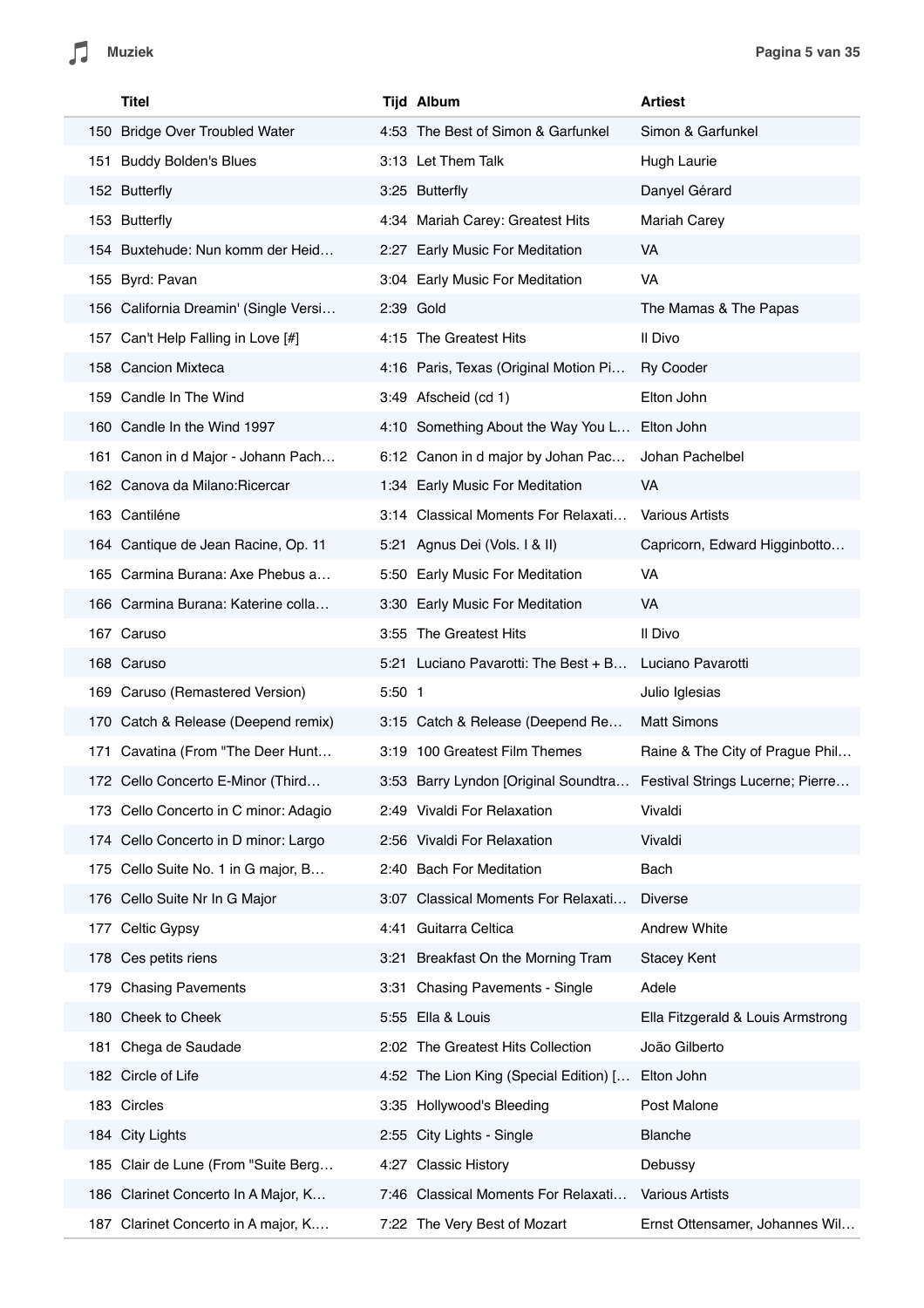| | Titel | Tijd | Album | Artiest |
|---|---|---|---|---|
| 150 | Bridge Over Troubled Water | 4:53 | The Best of Simon & Garfunkel | Simon & Garfunkel |
| 151 | Buddy Bolden's Blues | 3:13 | Let Them Talk | Hugh Laurie |
| 152 | Butterfly | 3:25 | Butterfly | Danyel Gérard |
| 153 | Butterfly | 4:34 | Mariah Carey: Greatest Hits | Mariah Carey |
| 154 | Buxtehude: Nun komm der Heid… | 2:27 | Early Music For Meditation | VA |
| 155 | Byrd: Pavan | 3:04 | Early Music For Meditation | VA |
| 156 | California Dreamin' (Single Versi… | 2:39 | Gold | The Mamas & The Papas |
| 157 | Can't Help Falling in Love [#] | 4:15 | The Greatest Hits | Il Divo |
| 158 | Cancion Mixteca | 4:16 | Paris, Texas (Original Motion Pi… | Ry Cooder |
| 159 | Candle In The Wind | 3:49 | Afscheid (cd 1) | Elton John |
| 160 | Candle In the Wind 1997 | 4:10 | Something About the Way You L… | Elton John |
| 161 | Canon in d Major - Johann Pach… | 6:12 | Canon in d major by Johan Pac… | Johan Pachelbel |
| 162 | Canova da Milano:Ricercar | 1:34 | Early Music For Meditation | VA |
| 163 | Cantiléne | 3:14 | Classical Moments For Relaxati… | Various Artists |
| 164 | Cantique de Jean Racine, Op. 11 | 5:21 | Agnus Dei (Vols. I & II) | Capricorn, Edward Higginbotto… |
| 165 | Carmina Burana: Axe Phebus a… | 5:50 | Early Music For Meditation | VA |
| 166 | Carmina Burana: Katerine colla… | 3:30 | Early Music For Meditation | VA |
| 167 | Caruso | 3:55 | The Greatest Hits | Il Divo |
| 168 | Caruso | 5:21 | Luciano Pavarotti: The Best + B… | Luciano Pavarotti |
| 169 | Caruso (Remastered Version) | 5:50 | 1 | Julio Iglesias |
| 170 | Catch & Release (Deepend remix) | 3:15 | Catch & Release (Deepend Re… | Matt Simons |
| 171 | Cavatina (From "The Deer Hunt… | 3:19 | 100 Greatest Film Themes | Raine & The City of Prague Phil… |
| 172 | Cello Concerto E-Minor (Third… | 3:53 | Barry Lyndon [Original Soundtra… | Festival Strings Lucerne; Pierre… |
| 173 | Cello Concerto in C minor: Adagio | 2:49 | Vivaldi For Relaxation | Vivaldi |
| 174 | Cello Concerto in D minor: Largo | 2:56 | Vivaldi For Relaxation | Vivaldi |
| 175 | Cello Suite No. 1 in G major, B… | 2:40 | Bach For Meditation | Bach |
| 176 | Cello Suite Nr In G Major | 3:07 | Classical Moments For Relaxati… | Diverse |
| 177 | Celtic Gypsy | 4:41 | Guitarra Celtica | Andrew White |
| 178 | Ces petits riens | 3:21 | Breakfast On the Morning Tram | Stacey Kent |
| 179 | Chasing Pavements | 3:31 | Chasing Pavements - Single | Adele |
| 180 | Cheek to Cheek | 5:55 | Ella & Louis | Ella Fitzgerald & Louis Armstrong |
| 181 | Chega de Saudade | 2:02 | The Greatest Hits Collection | João Gilberto |
| 182 | Circle of Life | 4:52 | The Lion King (Special Edition) [… | Elton John |
| 183 | Circles | 3:35 | Hollywood's Bleeding | Post Malone |
| 184 | City Lights | 2:55 | City Lights - Single | Blanche |
| 185 | Clair de Lune (From "Suite Berg… | 4:27 | Classic History | Debussy |
| 186 | Clarinet Concerto In A Major, K… | 7:46 | Classical Moments For Relaxati… | Various Artists |
| 187 | Clarinet Concerto in A major, K.… | 7:22 | The Very Best of Mozart | Ernst Ottensamer, Johannes Wil… |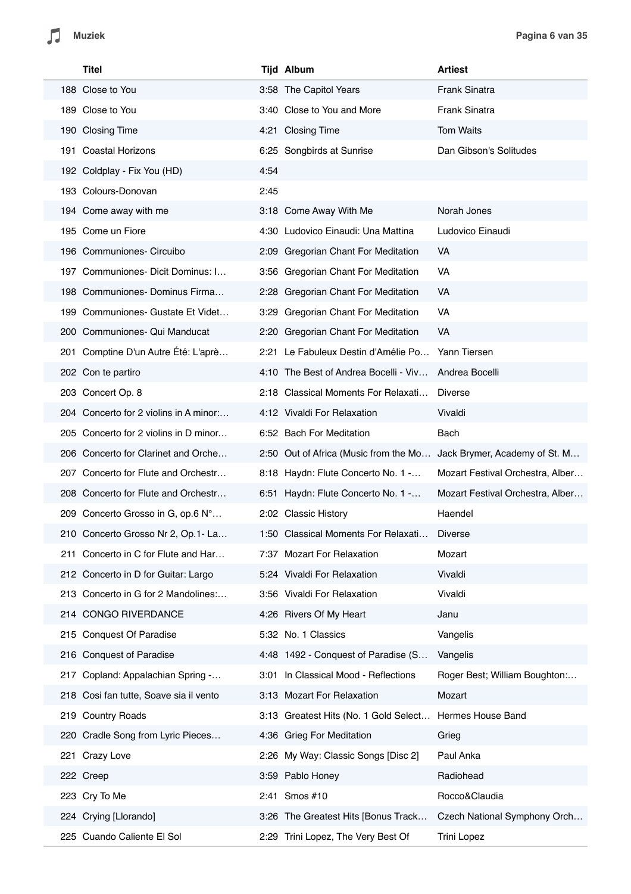| | Titel | Tijd | Album | Artiest |
|---|---|---|---|---|
| 188 | Close to You | 3:58 | The Capitol Years | Frank Sinatra |
| 189 | Close to You | 3:40 | Close to You and More | Frank Sinatra |
| 190 | Closing Time | 4:21 | Closing Time | Tom Waits |
| 191 | Coastal Horizons | 6:25 | Songbirds at Sunrise | Dan Gibson's Solitudes |
| 192 | Coldplay - Fix You (HD) | 4:54 | | |
| 193 | Colours-Donovan | 2:45 | | |
| 194 | Come away with me | 3:18 | Come Away With Me | Norah Jones |
| 195 | Come un Fiore | 4:30 | Ludovico Einaudi: Una Mattina | Ludovico Einaudi |
| 196 | Communiones- Circuibo | 2:09 | Gregorian Chant For Meditation | VA |
| 197 | Communiones- Dicit Dominus: I… | 3:56 | Gregorian Chant For Meditation | VA |
| 198 | Communiones- Dominus Firma… | 2:28 | Gregorian Chant For Meditation | VA |
| 199 | Communiones- Gustate Et Videt… | 3:29 | Gregorian Chant For Meditation | VA |
| 200 | Communiones- Qui Manducat | 2:20 | Gregorian Chant For Meditation | VA |
| 201 | Comptine D'un Autre Été: L'aprè… | 2:21 | Le Fabuleux Destin d'Amélie Po… | Yann Tiersen |
| 202 | Con te partiro | 4:10 | The Best of Andrea Bocelli - Viv… | Andrea Bocelli |
| 203 | Concert Op. 8 | 2:18 | Classical Moments For Relaxati… | Diverse |
| 204 | Concerto for 2 violins in A minor:… | 4:12 | Vivaldi For Relaxation | Vivaldi |
| 205 | Concerto for 2 violins in D minor… | 6:52 | Bach For Meditation | Bach |
| 206 | Concerto for Clarinet and Orche… | 2:50 | Out of Africa (Music from the Mo… | Jack Brymer, Academy of St. M… |
| 207 | Concerto for Flute and Orchestr… | 8:18 | Haydn: Flute Concerto No. 1 -… | Mozart Festival Orchestra, Alber… |
| 208 | Concerto for Flute and Orchestr… | 6:51 | Haydn: Flute Concerto No. 1 -… | Mozart Festival Orchestra, Alber… |
| 209 | Concerto Grosso in G, op.6 N°… | 2:02 | Classic History | Haendel |
| 210 | Concerto Grosso Nr 2, Op.1- La… | 1:50 | Classical Moments For Relaxati… | Diverse |
| 211 | Concerto in C for Flute and Har… | 7:37 | Mozart For Relaxation | Mozart |
| 212 | Concerto in D for Guitar: Largo | 5:24 | Vivaldi For Relaxation | Vivaldi |
| 213 | Concerto in G for 2 Mandolines:… | 3:56 | Vivaldi For Relaxation | Vivaldi |
| 214 | CONGO RIVERDANCE | 4:26 | Rivers Of My Heart | Janu |
| 215 | Conquest Of Paradise | 5:32 | No. 1 Classics | Vangelis |
| 216 | Conquest of Paradise | 4:48 | 1492 - Conquest of Paradise (S… | Vangelis |
| 217 | Copland: Appalachian Spring -… | 3:01 | In Classical Mood - Reflections | Roger Best; William Boughton:… |
| 218 | Cosi fan tutte, Soave sia il vento | 3:13 | Mozart For Relaxation | Mozart |
| 219 | Country Roads | 3:13 | Greatest Hits (No. 1 Gold Select… | Hermes House Band |
| 220 | Cradle Song from Lyric Pieces… | 4:36 | Grieg For Meditation | Grieg |
| 221 | Crazy Love | 2:26 | My Way: Classic Songs [Disc 2] | Paul Anka |
| 222 | Creep | 3:59 | Pablo Honey | Radiohead |
| 223 | Cry To Me | 2:41 | Smos #10 | Rocco&Claudia |
| 224 | Crying [Llorando] | 3:26 | The Greatest Hits [Bonus Track… | Czech National Symphony Orch… |
| 225 | Cuando Caliente El Sol | 2:29 | Trini Lopez, The Very Best Of | Trini Lopez |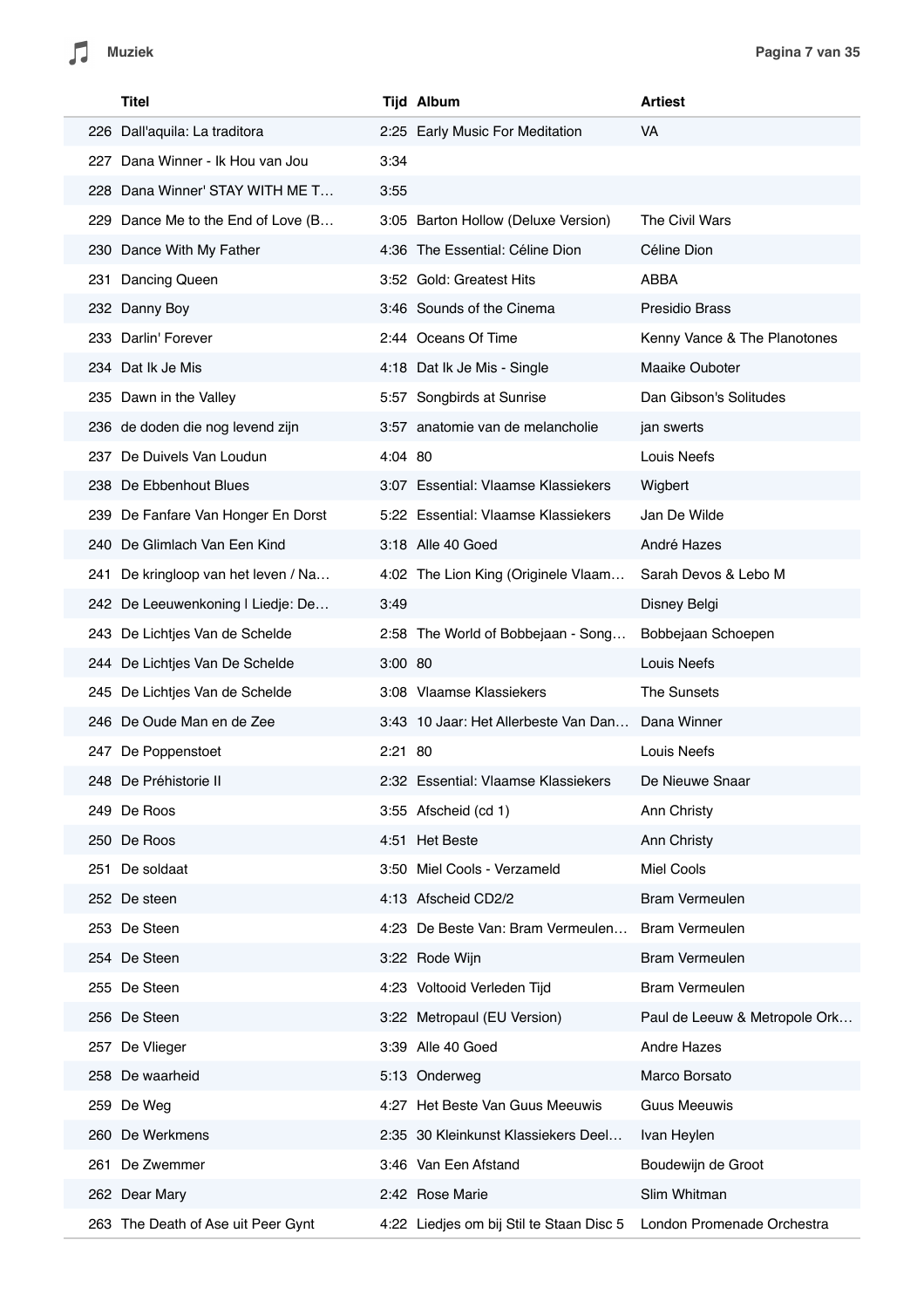| | Titel | Tijd | Album | Artiest |
|---|---|---|---|---|
| 226 | Dall'aquila: La traditora | 2:25 | Early Music For Meditation | VA |
| 227 | Dana Winner - Ik Hou van Jou | 3:34 | | |
| 228 | Dana Winner' STAY WITH ME T… | 3:55 | | |
| 229 | Dance Me to the End of Love (B… | 3:05 | Barton Hollow (Deluxe Version) | The Civil Wars |
| 230 | Dance With My Father | 4:36 | The Essential: Céline Dion | Céline Dion |
| 231 | Dancing Queen | 3:52 | Gold: Greatest Hits | ABBA |
| 232 | Danny Boy | 3:46 | Sounds of the Cinema | Presidio Brass |
| 233 | Darlin' Forever | 2:44 | Oceans Of Time | Kenny Vance & The Planotones |
| 234 | Dat Ik Je Mis | 4:18 | Dat Ik Je Mis - Single | Maaike Ouboter |
| 235 | Dawn in the Valley | 5:57 | Songbirds at Sunrise | Dan Gibson's Solitudes |
| 236 | de doden die nog levend zijn | 3:57 | anatomie van de melancholie | jan swerts |
| 237 | De Duivels Van Loudun | 4:04 | 80 | Louis Neefs |
| 238 | De Ebbenhout Blues | 3:07 | Essential: Vlaamse Klassiekers | Wigbert |
| 239 | De Fanfare Van Honger En Dorst | 5:22 | Essential: Vlaamse Klassiekers | Jan De Wilde |
| 240 | De Glimlach Van Een Kind | 3:18 | Alle 40 Goed | André Hazes |
| 241 | De kringloop van het leven / Na… | 4:02 | The Lion King (Originele Vlaam… | Sarah Devos & Lebo M |
| 242 | De Leeuwenkoning I Liedje: De… | 3:49 | | Disney Belgi |
| 243 | De Lichtjes Van de Schelde | 2:58 | The World of Bobbejaan - Song… | Bobbejaan Schoepen |
| 244 | De Lichtjes Van De Schelde | 3:00 | 80 | Louis Neefs |
| 245 | De Lichtjes Van de Schelde | 3:08 | Vlaamse Klassiekers | The Sunsets |
| 246 | De Oude Man en de Zee | 3:43 | 10 Jaar: Het Allerbeste Van Dan… | Dana Winner |
| 247 | De Poppenstoet | 2:21 | 80 | Louis Neefs |
| 248 | De Préhistorie II | 2:32 | Essential: Vlaamse Klassiekers | De Nieuwe Snaar |
| 249 | De Roos | 3:55 | Afscheid (cd 1) | Ann Christy |
| 250 | De Roos | 4:51 | Het Beste | Ann Christy |
| 251 | De soldaat | 3:50 | Miel Cools - Verzameld | Miel Cools |
| 252 | De steen | 4:13 | Afscheid CD2/2 | Bram Vermeulen |
| 253 | De Steen | 4:23 | De Beste Van: Bram Vermeulen… | Bram Vermeulen |
| 254 | De Steen | 3:22 | Rode Wijn | Bram Vermeulen |
| 255 | De Steen | 4:23 | Voltooid Verleden Tijd | Bram Vermeulen |
| 256 | De Steen | 3:22 | Metropaul (EU Version) | Paul de Leeuw & Metropole Ork… |
| 257 | De Vlieger | 3:39 | Alle 40 Goed | Andre Hazes |
| 258 | De waarheid | 5:13 | Onderweg | Marco Borsato |
| 259 | De Weg | 4:27 | Het Beste Van Guus Meeuwis | Guus Meeuwis |
| 260 | De Werkmens | 2:35 | 30 Kleinkunst Klassiekers Deel… | Ivan Heylen |
| 261 | De Zwemmer | 3:46 | Van Een Afstand | Boudewijn de Groot |
| 262 | Dear Mary | 2:42 | Rose Marie | Slim Whitman |
| 263 | The Death of Ase uit Peer Gynt | 4:22 | Liedjes om bij Stil te Staan Disc 5 | London Promenade Orchestra |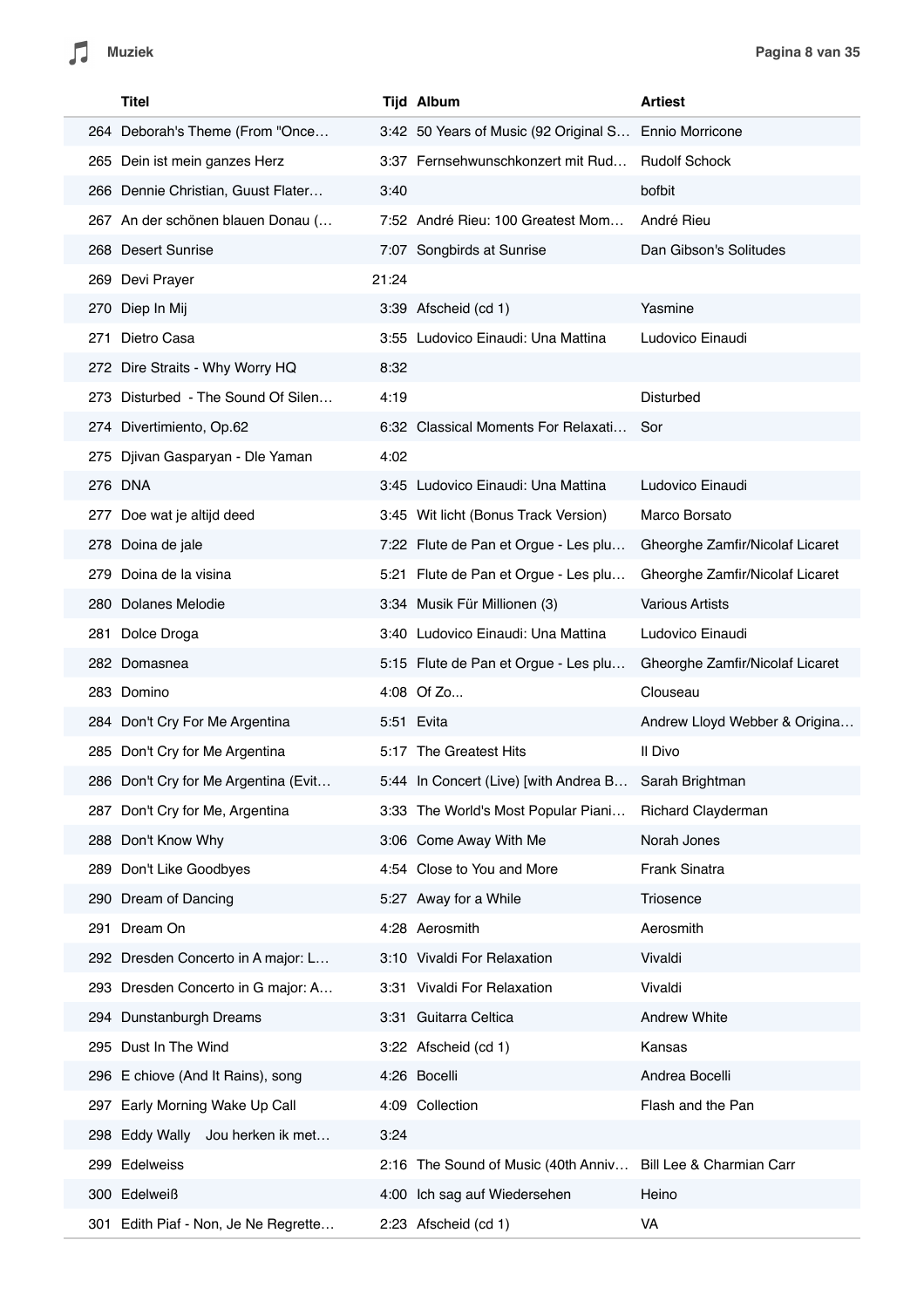| | Titel | Tijd | Album | Artiest |
|---|---|---|---|---|
| 264 | Deborah's Theme (From "Once… | 3:42 | 50 Years of Music (92 Original S… | Ennio Morricone |
| 265 | Dein ist mein ganzes Herz | 3:37 | Fernsehwunschkonzert mit Rud… | Rudolf Schock |
| 266 | Dennie Christian, Guust Flater… | 3:40 | | bofbit |
| 267 | An der schönen blauen Donau (… | 7:52 | André Rieu: 100 Greatest Mom… | André Rieu |
| 268 | Desert Sunrise | 7:07 | Songbirds at Sunrise | Dan Gibson's Solitudes |
| 269 | Devi Prayer | 21:24 | | |
| 270 | Diep In Mij | 3:39 | Afscheid (cd 1) | Yasmine |
| 271 | Dietro Casa | 3:55 | Ludovico Einaudi: Una Mattina | Ludovico Einaudi |
| 272 | Dire Straits - Why Worry HQ | 8:32 | | |
| 273 | Disturbed - The Sound Of Silen… | 4:19 | | Disturbed |
| 274 | Divertimiento, Op.62 | 6:32 | Classical Moments For Relaxati… | Sor |
| 275 | Djivan Gasparyan - Dle Yaman | 4:02 | | |
| 276 | DNA | 3:45 | Ludovico Einaudi: Una Mattina | Ludovico Einaudi |
| 277 | Doe wat je altijd deed | 3:45 | Wit licht (Bonus Track Version) | Marco Borsato |
| 278 | Doina de jale | 7:22 | Flute de Pan et Orgue - Les plu… | Gheorghe Zamfir/Nicolaf Licaret |
| 279 | Doina de la visina | 5:21 | Flute de Pan et Orgue - Les plu… | Gheorghe Zamfir/Nicolaf Licaret |
| 280 | Dolanes Melodie | 3:34 | Musik Für Millionen (3) | Various Artists |
| 281 | Dolce Droga | 3:40 | Ludovico Einaudi: Una Mattina | Ludovico Einaudi |
| 282 | Domasnea | 5:15 | Flute de Pan et Orgue - Les plu… | Gheorghe Zamfir/Nicolaf Licaret |
| 283 | Domino | 4:08 | Of Zo... | Clouseau |
| 284 | Don't Cry For Me Argentina | 5:51 | Evita | Andrew Lloyd Webber & Origina… |
| 285 | Don't Cry for Me Argentina | 5:17 | The Greatest Hits | Il Divo |
| 286 | Don't Cry for Me Argentina (Evit… | 5:44 | In Concert (Live) [with Andrea B… | Sarah Brightman |
| 287 | Don't Cry for Me, Argentina | 3:33 | The World's Most Popular Piani… | Richard Clayderman |
| 288 | Don't Know Why | 3:06 | Come Away With Me | Norah Jones |
| 289 | Don't Like Goodbyes | 4:54 | Close to You and More | Frank Sinatra |
| 290 | Dream of Dancing | 5:27 | Away for a While | Triosence |
| 291 | Dream On | 4:28 | Aerosmith | Aerosmith |
| 292 | Dresden Concerto in A major: L… | 3:10 | Vivaldi For Relaxation | Vivaldi |
| 293 | Dresden Concerto in G major: A… | 3:31 | Vivaldi For Relaxation | Vivaldi |
| 294 | Dunstanburgh Dreams | 3:31 | Guitarra Celtica | Andrew White |
| 295 | Dust In The Wind | 3:22 | Afscheid (cd 1) | Kansas |
| 296 | E chiove (And It Rains), song | 4:26 | Bocelli | Andrea Bocelli |
| 297 | Early Morning Wake Up Call | 4:09 | Collection | Flash and the Pan |
| 298 | Eddy Wally Jou herken ik met… | 3:24 | | |
| 299 | Edelweiss | 2:16 | The Sound of Music (40th Anniv… | Bill Lee & Charmian Carr |
| 300 | Edelweiß | 4:00 | Ich sag auf Wiedersehen | Heino |
| 301 | Edith Piaf - Non, Je Ne Regrette… | 2:23 | Afscheid (cd 1) | VA |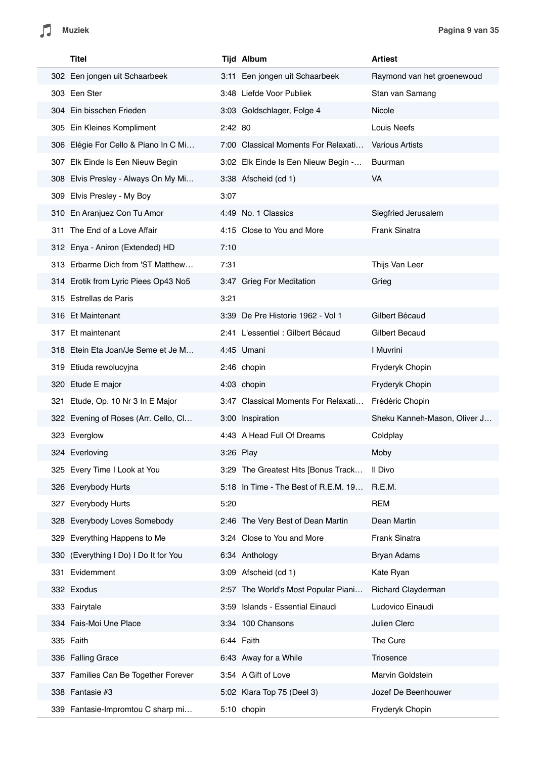| | Titel | Tijd | Album | Artiest |
|---|---|---|---|---|
| 302 | Een jongen uit Schaarbeek | 3:11 | Een jongen uit Schaarbeek | Raymond van het groenewoud |
| 303 | Een Ster | 3:48 | Liefde Voor Publiek | Stan van Samang |
| 304 | Ein bisschen Frieden | 3:03 | Goldschlager, Folge 4 | Nicole |
| 305 | Ein Kleines Kompliment | 2:42 | 80 | Louis Neefs |
| 306 | Elégie For Cello & Piano In C Mi… | 7:00 | Classical Moments For Relaxati… | Various Artists |
| 307 | Elk Einde Is Een Nieuw Begin | 3:02 | Elk Einde Is Een Nieuw Begin -… | Buurman |
| 308 | Elvis Presley - Always On My Mi… | 3:38 | Afscheid (cd 1) | VA |
| 309 | Elvis Presley - My Boy | 3:07 | | |
| 310 | En Aranjuez Con Tu Amor | 4:49 | No. 1 Classics | Siegfried Jerusalem |
| 311 | The End of a Love Affair | 4:15 | Close to You and More | Frank Sinatra |
| 312 | Enya - Aniron (Extended) HD | 7:10 | | |
| 313 | Erbarme Dich from 'ST Matthew… | 7:31 | | Thijs Van Leer |
| 314 | Erotik from Lyric Piees Op43 No5 | 3:47 | Grieg For Meditation | Grieg |
| 315 | Estrellas de Paris | 3:21 | | |
| 316 | Et Maintenant | 3:39 | De Pre Historie 1962 - Vol 1 | Gilbert Bécaud |
| 317 | Et maintenant | 2:41 | L'essentiel : Gilbert Bécaud | Gilbert Becaud |
| 318 | Etein Eta Joan/Je Seme et Je M… | 4:45 | Umani | I Muvrini |
| 319 | Etiuda rewolucyjna | 2:46 | chopin | Fryderyk Chopin |
| 320 | Etude E major | 4:03 | chopin | Fryderyk Chopin |
| 321 | Etude, Op. 10 Nr 3 In E Major | 3:47 | Classical Moments For Relaxati… | Frédéric Chopin |
| 322 | Evening of Roses (Arr. Cello, Cl… | 3:00 | Inspiration | Sheku Kanneh-Mason, Oliver J… |
| 323 | Everglow | 4:43 | A Head Full Of Dreams | Coldplay |
| 324 | Everloving | 3:26 | Play | Moby |
| 325 | Every Time I Look at You | 3:29 | The Greatest Hits [Bonus Track… | Il Divo |
| 326 | Everybody Hurts | 5:18 | In Time - The Best of R.E.M. 19… | R.E.M. |
| 327 | Everybody Hurts | 5:20 | | REM |
| 328 | Everybody Loves Somebody | 2:46 | The Very Best of Dean Martin | Dean Martin |
| 329 | Everything Happens to Me | 3:24 | Close to You and More | Frank Sinatra |
| 330 | (Everything I Do) I Do It for You | 6:34 | Anthology | Bryan Adams |
| 331 | Evidemment | 3:09 | Afscheid (cd 1) | Kate Ryan |
| 332 | Exodus | 2:57 | The World's Most Popular Piani… | Richard Clayderman |
| 333 | Fairytale | 3:59 | Islands - Essential Einaudi | Ludovico Einaudi |
| 334 | Fais-Moi Une Place | 3:34 | 100 Chansons | Julien Clerc |
| 335 | Faith | 6:44 | Faith | The Cure |
| 336 | Falling Grace | 6:43 | Away for a While | Triosence |
| 337 | Families Can Be Together Forever | 3:54 | A Gift of Love | Marvin Goldstein |
| 338 | Fantasie #3 | 5:02 | Klara Top 75 (Deel 3) | Jozef De Beenhouwer |
| 339 | Fantasie-Impromtou C sharp mi… | 5:10 | chopin | Fryderyk Chopin |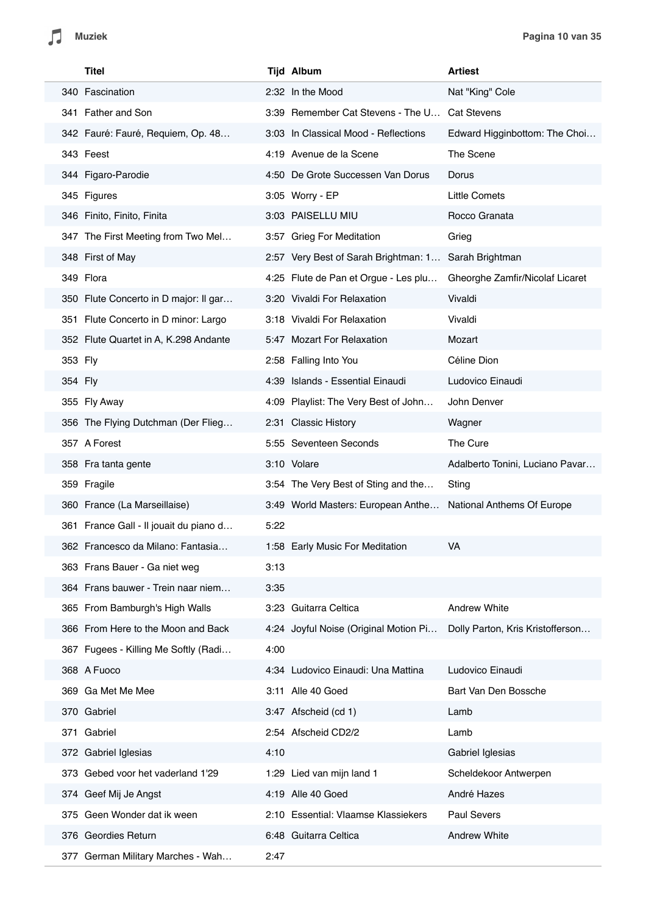| | Titel | Tijd | Album | Artiest |
|---|---|---|---|---|
| 340 | Fascination | 2:32 | In the Mood | Nat "King" Cole |
| 341 | Father and Son | 3:39 | Remember Cat Stevens - The U… | Cat Stevens |
| 342 | Fauré: Fauré, Requiem, Op. 48… | 3:03 | In Classical Mood - Reflections | Edward Higginbottom: The Choi… |
| 343 | Feest | 4:19 | Avenue de la Scene | The Scene |
| 344 | Figaro-Parodie | 4:50 | De Grote Successen Van Dorus | Dorus |
| 345 | Figures | 3:05 | Worry - EP | Little Comets |
| 346 | Finito, Finito, Finita | 3:03 | PAISELLU MIU | Rocco Granata |
| 347 | The First Meeting from Two Mel… | 3:57 | Grieg For Meditation | Grieg |
| 348 | First of May | 2:57 | Very Best of Sarah Brightman: 1… | Sarah Brightman |
| 349 | Flora | 4:25 | Flute de Pan et Orgue - Les plu… | Gheorghe Zamfir/Nicolaf Licaret |
| 350 | Flute Concerto in D major: Il gar… | 3:20 | Vivaldi For Relaxation | Vivaldi |
| 351 | Flute Concerto in D minor: Largo | 3:18 | Vivaldi For Relaxation | Vivaldi |
| 352 | Flute Quartet in A, K.298 Andante | 5:47 | Mozart For Relaxation | Mozart |
| 353 | Fly | 2:58 | Falling Into You | Céline Dion |
| 354 | Fly | 4:39 | Islands - Essential Einaudi | Ludovico Einaudi |
| 355 | Fly Away | 4:09 | Playlist: The Very Best of John… | John Denver |
| 356 | The Flying Dutchman (Der Flieg… | 2:31 | Classic History | Wagner |
| 357 | A Forest | 5:55 | Seventeen Seconds | The Cure |
| 358 | Fra tanta gente | 3:10 | Volare | Adalberto Tonini, Luciano Pavar… |
| 359 | Fragile | 3:54 | The Very Best of Sting and the… | Sting |
| 360 | France (La Marseillaise) | 3:49 | World Masters: European Anthe… | National Anthems Of Europe |
| 361 | France Gall - Il jouait du piano d… | 5:22 | | |
| 362 | Francesco da Milano: Fantasia… | 1:58 | Early Music For Meditation | VA |
| 363 | Frans Bauer - Ga niet weg | 3:13 | | |
| 364 | Frans bauwer - Trein naar niem… | 3:35 | | |
| 365 | From Bamburgh's High Walls | 3:23 | Guitarra Celtica | Andrew White |
| 366 | From Here to the Moon and Back | 4:24 | Joyful Noise (Original Motion Pi… | Dolly Parton, Kris Kristofferson… |
| 367 | Fugees - Killing Me Softly (Radi… | 4:00 | | |
| 368 | A Fuoco | 4:34 | Ludovico Einaudi: Una Mattina | Ludovico Einaudi |
| 369 | Ga Met Me Mee | 3:11 | Alle 40 Goed | Bart Van Den Bossche |
| 370 | Gabriel | 3:47 | Afscheid (cd 1) | Lamb |
| 371 | Gabriel | 2:54 | Afscheid CD2/2 | Lamb |
| 372 | Gabriel Iglesias | 4:10 | | Gabriel Iglesias |
| 373 | Gebed voor het vaderland 1'29 | 1:29 | Lied van mijn land 1 | Scheldekoor Antwerpen |
| 374 | Geef Mij Je Angst | 4:19 | Alle 40 Goed | André Hazes |
| 375 | Geen Wonder dat ik ween | 2:10 | Essential: Vlaamse Klassiekers | Paul Severs |
| 376 | Geordies Return | 6:48 | Guitarra Celtica | Andrew White |
| 377 | German Military Marches - Wah… | 2:47 | | |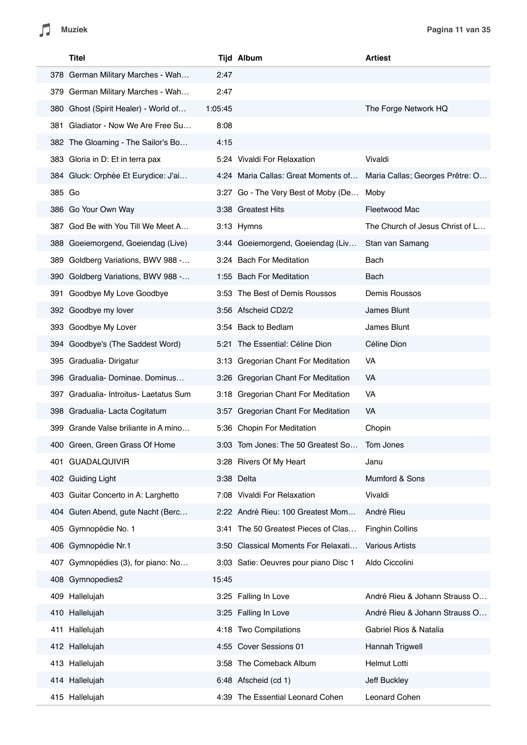| | Titel | Tijd | Album | Artiest |
|---|---|---|---|---|
| 378 | German Military Marches - Wah… | 2:47 | | |
| 379 | German Military Marches - Wah… | 2:47 | | |
| 380 | Ghost (Spirit Healer) - World of… | 1:05:45 | | The Forge Network HQ |
| 381 | Gladiator - Now We Are Free Su… | 8:08 | | |
| 382 | The Gloaming - The Sailor's Bo… | 4:15 | | |
| 383 | Gloria in D: Et in terra pax | 5:24 | Vivaldi For Relaxation | Vivaldi |
| 384 | Gluck: Orphée Et Eurydice: J'ai… | 4:24 | Maria Callas: Great Moments of… | Maria Callas; Georges Prêtre: O… |
| 385 | Go | 3:27 | Go - The Very Best of Moby (De… | Moby |
| 386 | Go Your Own Way | 3:38 | Greatest Hits | Fleetwood Mac |
| 387 | God Be with You Till We Meet A… | 3:13 | Hymns | The Church of Jesus Christ of L… |
| 388 | Goeiemorgend, Goeiendag (Live) | 3:44 | Goeiemorgend, Goeiendag (Liv… | Stan van Samang |
| 389 | Goldberg Variations, BWV 988 -… | 3:24 | Bach For Meditation | Bach |
| 390 | Goldberg Variations, BWV 988 -… | 1:55 | Bach For Meditation | Bach |
| 391 | Goodbye My Love Goodbye | 3:53 | The Best of Demis Roussos | Demis Roussos |
| 392 | Goodbye my lover | 3:56 | Afscheid CD2/2 | James Blunt |
| 393 | Goodbye My Lover | 3:54 | Back to Bedlam | James Blunt |
| 394 | Goodbye's (The Saddest Word) | 5:21 | The Essential: Céline Dion | Céline Dion |
| 395 | Gradualia- Dirigatur | 3:13 | Gregorian Chant For Meditation | VA |
| 396 | Gradualia- Dominae. Dominus… | 3:26 | Gregorian Chant For Meditation | VA |
| 397 | Gradualia- Introitus- Laetatus Sum | 3:18 | Gregorian Chant For Meditation | VA |
| 398 | Gradualia- Lacta Cogitatum | 3:57 | Gregorian Chant For Meditation | VA |
| 399 | Grande Valse briliante in A mino… | 5:36 | Chopin For Meditation | Chopin |
| 400 | Green, Green Grass Of Home | 3:03 | Tom Jones: The 50 Greatest So… | Tom Jones |
| 401 | GUADALQUIVIR | 3:28 | Rivers Of My Heart | Janu |
| 402 | Guiding Light | 3:38 | Delta | Mumford & Sons |
| 403 | Guitar Concerto in A: Larghetto | 7:08 | Vivaldi For Relaxation | Vivaldi |
| 404 | Guten Abend, gute Nacht (Berc… | 2:22 | André Rieu: 100 Greatest Mom… | André Rieu |
| 405 | Gymnopédie No. 1 | 3:41 | The 50 Greatest Pieces of Clas… | Finghin Collins |
| 406 | Gymnopédie Nr.1 | 3:50 | Classical Moments For Relaxati… | Various Artists |
| 407 | Gymnopédies (3), for piano: No… | 3:03 | Satie: Oeuvres pour piano Disc 1 | Aldo Ciccolini |
| 408 | Gymnopedies2 | 15:45 | | |
| 409 | Hallelujah | 3:25 | Falling In Love | André Rieu & Johann Strauss O… |
| 410 | Hallelujah | 3:25 | Falling In Love | André Rieu & Johann Strauss O… |
| 411 | Hallelujah | 4:18 | Two Compilations | Gabriel Rios & Natalia |
| 412 | Hallelujah | 4:55 | Cover Sessions 01 | Hannah Trigwell |
| 413 | Hallelujah | 3:58 | The Comeback Album | Helmut Lotti |
| 414 | Hallelujah | 6:48 | Afscheid (cd 1) | Jeff Buckley |
| 415 | Hallelujah | 4:39 | The Essential Leonard Cohen | Leonard Cohen |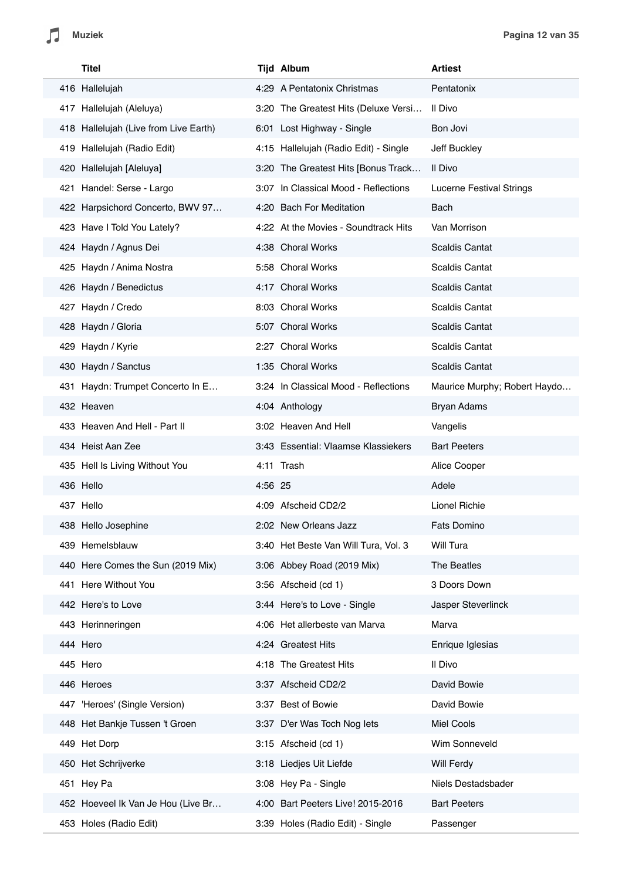| | Titel | Tijd | Album | Artiest |
|---|---|---|---|---|
| 416 | Hallelujah | 4:29 | A Pentatonix Christmas | Pentatonix |
| 417 | Hallelujah (Aleluya) | 3:20 | The Greatest Hits (Deluxe Versi… | Il Divo |
| 418 | Hallelujah (Live from Live Earth) | 6:01 | Lost Highway - Single | Bon Jovi |
| 419 | Hallelujah (Radio Edit) | 4:15 | Hallelujah (Radio Edit) - Single | Jeff Buckley |
| 420 | Hallelujah [Aleluya] | 3:20 | The Greatest Hits [Bonus Track… | Il Divo |
| 421 | Handel: Serse - Largo | 3:07 | In Classical Mood - Reflections | Lucerne Festival Strings |
| 422 | Harpsichord Concerto, BWV 97… | 4:20 | Bach For Meditation | Bach |
| 423 | Have I Told You Lately? | 4:22 | At the Movies - Soundtrack Hits | Van Morrison |
| 424 | Haydn / Agnus Dei | 4:38 | Choral Works | Scaldis Cantat |
| 425 | Haydn / Anima Nostra | 5:58 | Choral Works | Scaldis Cantat |
| 426 | Haydn / Benedictus | 4:17 | Choral Works | Scaldis Cantat |
| 427 | Haydn / Credo | 8:03 | Choral Works | Scaldis Cantat |
| 428 | Haydn / Gloria | 5:07 | Choral Works | Scaldis Cantat |
| 429 | Haydn / Kyrie | 2:27 | Choral Works | Scaldis Cantat |
| 430 | Haydn / Sanctus | 1:35 | Choral Works | Scaldis Cantat |
| 431 | Haydn: Trumpet Concerto In E… | 3:24 | In Classical Mood - Reflections | Maurice Murphy; Robert Haydo… |
| 432 | Heaven | 4:04 | Anthology | Bryan Adams |
| 433 | Heaven And Hell - Part II | 3:02 | Heaven And Hell | Vangelis |
| 434 | Heist Aan Zee | 3:43 | Essential: Vlaamse Klassiekers | Bart Peeters |
| 435 | Hell Is Living Without You | 4:11 | Trash | Alice Cooper |
| 436 | Hello | 4:56 | 25 | Adele |
| 437 | Hello | 4:09 | Afscheid CD2/2 | Lionel Richie |
| 438 | Hello Josephine | 2:02 | New Orleans Jazz | Fats Domino |
| 439 | Hemelsblauw | 3:40 | Het Beste Van Will Tura, Vol. 3 | Will Tura |
| 440 | Here Comes the Sun (2019 Mix) | 3:06 | Abbey Road (2019 Mix) | The Beatles |
| 441 | Here Without You | 3:56 | Afscheid (cd 1) | 3 Doors Down |
| 442 | Here's to Love | 3:44 | Here's to Love - Single | Jasper Steverlinck |
| 443 | Herinneringen | 4:06 | Het allerbeste van Marva | Marva |
| 444 | Hero | 4:24 | Greatest Hits | Enrique Iglesias |
| 445 | Hero | 4:18 | The Greatest Hits | Il Divo |
| 446 | Heroes | 3:37 | Afscheid CD2/2 | David Bowie |
| 447 | 'Heroes' (Single Version) | 3:37 | Best of Bowie | David Bowie |
| 448 | Het Bankje Tussen 't Groen | 3:37 | D'er Was Toch Nog Iets | Miel Cools |
| 449 | Het Dorp | 3:15 | Afscheid (cd 1) | Wim Sonneveld |
| 450 | Het Schrijverke | 3:18 | Liedjes Uit Liefde | Will Ferdy |
| 451 | Hey Pa | 3:08 | Hey Pa - Single | Niels Destadsbader |
| 452 | Hoeveel Ik Van Je Hou (Live Br… | 4:00 | Bart Peeters Live! 2015-2016 | Bart Peeters |
| 453 | Holes (Radio Edit) | 3:39 | Holes (Radio Edit) - Single | Passenger |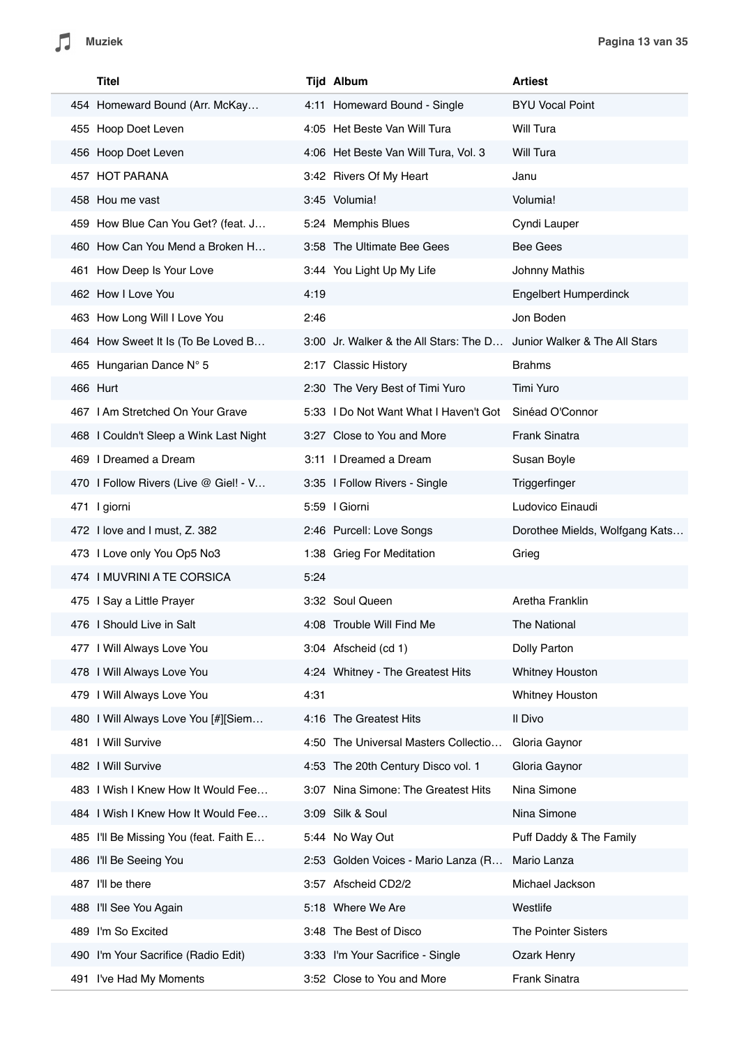| | Titel | Tijd | Album | Artiest |
|---|---|---|---|---|
| 454 | Homeward Bound (Arr. McKay… | 4:11 | Homeward Bound - Single | BYU Vocal Point |
| 455 | Hoop Doet Leven | 4:05 | Het Beste Van Will Tura | Will Tura |
| 456 | Hoop Doet Leven | 4:06 | Het Beste Van Will Tura, Vol. 3 | Will Tura |
| 457 | HOT PARANA | 3:42 | Rivers Of My Heart | Janu |
| 458 | Hou me vast | 3:45 | Volumia! | Volumia! |
| 459 | How Blue Can You Get? (feat. J… | 5:24 | Memphis Blues | Cyndi Lauper |
| 460 | How Can You Mend a Broken H… | 3:58 | The Ultimate Bee Gees | Bee Gees |
| 461 | How Deep Is Your Love | 3:44 | You Light Up My Life | Johnny Mathis |
| 462 | How I Love You | 4:19 | | Engelbert Humperdinck |
| 463 | How Long Will I Love You | 2:46 | | Jon Boden |
| 464 | How Sweet It Is (To Be Loved B… | 3:00 | Jr. Walker & the All Stars: The D… | Junior Walker & The All Stars |
| 465 | Hungarian Dance N° 5 | 2:17 | Classic History | Brahms |
| 466 | Hurt | 2:30 | The Very Best of Timi Yuro | Timi Yuro |
| 467 | I Am Stretched On Your Grave | 5:33 | I Do Not Want What I Haven't Got | Sinéad O'Connor |
| 468 | I Couldn't Sleep a Wink Last Night | 3:27 | Close to You and More | Frank Sinatra |
| 469 | I Dreamed a Dream | 3:11 | I Dreamed a Dream | Susan Boyle |
| 470 | I Follow Rivers (Live @ Giel! - V… | 3:35 | I Follow Rivers - Single | Triggerfinger |
| 471 | I giorni | 5:59 | I Giorni | Ludovico Einaudi |
| 472 | I love and I must, Z. 382 | 2:46 | Purcell: Love Songs | Dorothee Mields, Wolfgang Kats… |
| 473 | I Love only You Op5 No3 | 1:38 | Grieg For Meditation | Grieg |
| 474 | I MUVRINI A TE CORSICA | 5:24 | | |
| 475 | I Say a Little Prayer | 3:32 | Soul Queen | Aretha Franklin |
| 476 | I Should Live in Salt | 4:08 | Trouble Will Find Me | The National |
| 477 | I Will Always Love You | 3:04 | Afscheid (cd 1) | Dolly Parton |
| 478 | I Will Always Love You | 4:24 | Whitney - The Greatest Hits | Whitney Houston |
| 479 | I Will Always Love You | 4:31 | | Whitney Houston |
| 480 | I Will Always Love You [#][Siem… | 4:16 | The Greatest Hits | Il Divo |
| 481 | I Will Survive | 4:50 | The Universal Masters Collectio… | Gloria Gaynor |
| 482 | I Will Survive | 4:53 | The 20th Century Disco vol. 1 | Gloria Gaynor |
| 483 | I Wish I Knew How It Would Fee… | 3:07 | Nina Simone: The Greatest Hits | Nina Simone |
| 484 | I Wish I Knew How It Would Fee… | 3:09 | Silk & Soul | Nina Simone |
| 485 | I'll Be Missing You (feat. Faith E… | 5:44 | No Way Out | Puff Daddy & The Family |
| 486 | I'll Be Seeing You | 2:53 | Golden Voices - Mario Lanza (R… | Mario Lanza |
| 487 | I'll be there | 3:57 | Afscheid CD2/2 | Michael Jackson |
| 488 | I'll See You Again | 5:18 | Where We Are | Westlife |
| 489 | I'm So Excited | 3:48 | The Best of Disco | The Pointer Sisters |
| 490 | I'm Your Sacrifice (Radio Edit) | 3:33 | I'm Your Sacrifice - Single | Ozark Henry |
| 491 | I've Had My Moments | 3:52 | Close to You and More | Frank Sinatra |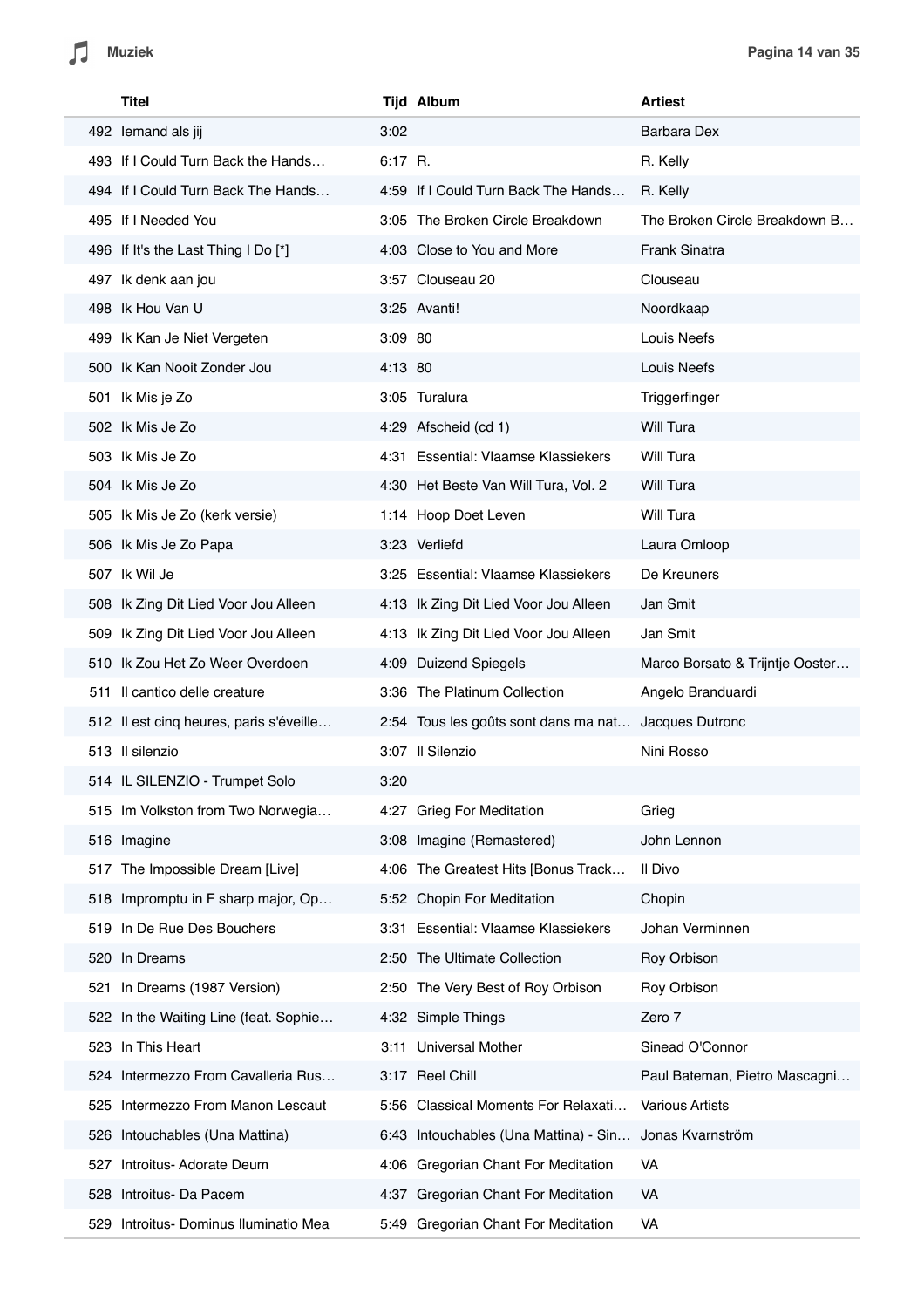| | Titel | Tijd | Album | Artiest |
|---|---|---|---|---|
| 492 | Iemand als jij | 3:02 | | Barbara Dex |
| 493 | If I Could Turn Back the Hands… | 6:17 | R. | R. Kelly |
| 494 | If I Could Turn Back The Hands… | 4:59 | If I Could Turn Back The Hands… | R. Kelly |
| 495 | If I Needed You | 3:05 | The Broken Circle Breakdown | The Broken Circle Breakdown B… |
| 496 | If It's the Last Thing I Do [*] | 4:03 | Close to You and More | Frank Sinatra |
| 497 | Ik denk aan jou | 3:57 | Clouseau 20 | Clouseau |
| 498 | Ik Hou Van U | 3:25 | Avanti! | Noordkaap |
| 499 | Ik Kan Je Niet Vergeten | 3:09 | 80 | Louis Neefs |
| 500 | Ik Kan Nooit Zonder Jou | 4:13 | 80 | Louis Neefs |
| 501 | Ik Mis je Zo | 3:05 | Turalura | Triggerfinger |
| 502 | Ik Mis Je Zo | 4:29 | Afscheid (cd 1) | Will Tura |
| 503 | Ik Mis Je Zo | 4:31 | Essential: Vlaamse Klassiekers | Will Tura |
| 504 | Ik Mis Je Zo | 4:30 | Het Beste Van Will Tura, Vol. 2 | Will Tura |
| 505 | Ik Mis Je Zo (kerk versie) | 1:14 | Hoop Doet Leven | Will Tura |
| 506 | Ik Mis Je Zo Papa | 3:23 | Verliefd | Laura Omloop |
| 507 | Ik Wil Je | 3:25 | Essential: Vlaamse Klassiekers | De Kreuners |
| 508 | Ik Zing Dit Lied Voor Jou Alleen | 4:13 | Ik Zing Dit Lied Voor Jou Alleen | Jan Smit |
| 509 | Ik Zing Dit Lied Voor Jou Alleen | 4:13 | Ik Zing Dit Lied Voor Jou Alleen | Jan Smit |
| 510 | Ik Zou Het Zo Weer Overdoen | 4:09 | Duizend Spiegels | Marco Borsato & Trijntje Ooster… |
| 511 | Il cantico delle creature | 3:36 | The Platinum Collection | Angelo Branduardi |
| 512 | Il est cinq heures, paris s'éveille… | 2:54 | Tous les goûts sont dans ma nat… | Jacques Dutronc |
| 513 | Il silenzio | 3:07 | Il Silenzio | Nini Rosso |
| 514 | IL SILENZIO - Trumpet Solo | 3:20 | | |
| 515 | Im Volkston from Two Norwegia… | 4:27 | Grieg For Meditation | Grieg |
| 516 | Imagine | 3:08 | Imagine (Remastered) | John Lennon |
| 517 | The Impossible Dream [Live] | 4:06 | The Greatest Hits [Bonus Track… | Il Divo |
| 518 | Impromptu in F sharp major, Op… | 5:52 | Chopin For Meditation | Chopin |
| 519 | In De Rue Des Bouchers | 3:31 | Essential: Vlaamse Klassiekers | Johan Verminnen |
| 520 | In Dreams | 2:50 | The Ultimate Collection | Roy Orbison |
| 521 | In Dreams (1987 Version) | 2:50 | The Very Best of Roy Orbison | Roy Orbison |
| 522 | In the Waiting Line (feat. Sophie… | 4:32 | Simple Things | Zero 7 |
| 523 | In This Heart | 3:11 | Universal Mother | Sinead O'Connor |
| 524 | Intermezzo From Cavalleria Rus… | 3:17 | Reel Chill | Paul Bateman, Pietro Mascagni… |
| 525 | Intermezzo From Manon Lescaut | 5:56 | Classical Moments For Relaxati… | Various Artists |
| 526 | Intouchables (Una Mattina) | 6:43 | Intouchables (Una Mattina) - Sin… | Jonas Kvarnström |
| 527 | Introitus- Adorate Deum | 4:06 | Gregorian Chant For Meditation | VA |
| 528 | Introitus- Da Pacem | 4:37 | Gregorian Chant For Meditation | VA |
| 529 | Introitus- Dominus Iluminatio Mea | 5:49 | Gregorian Chant For Meditation | VA |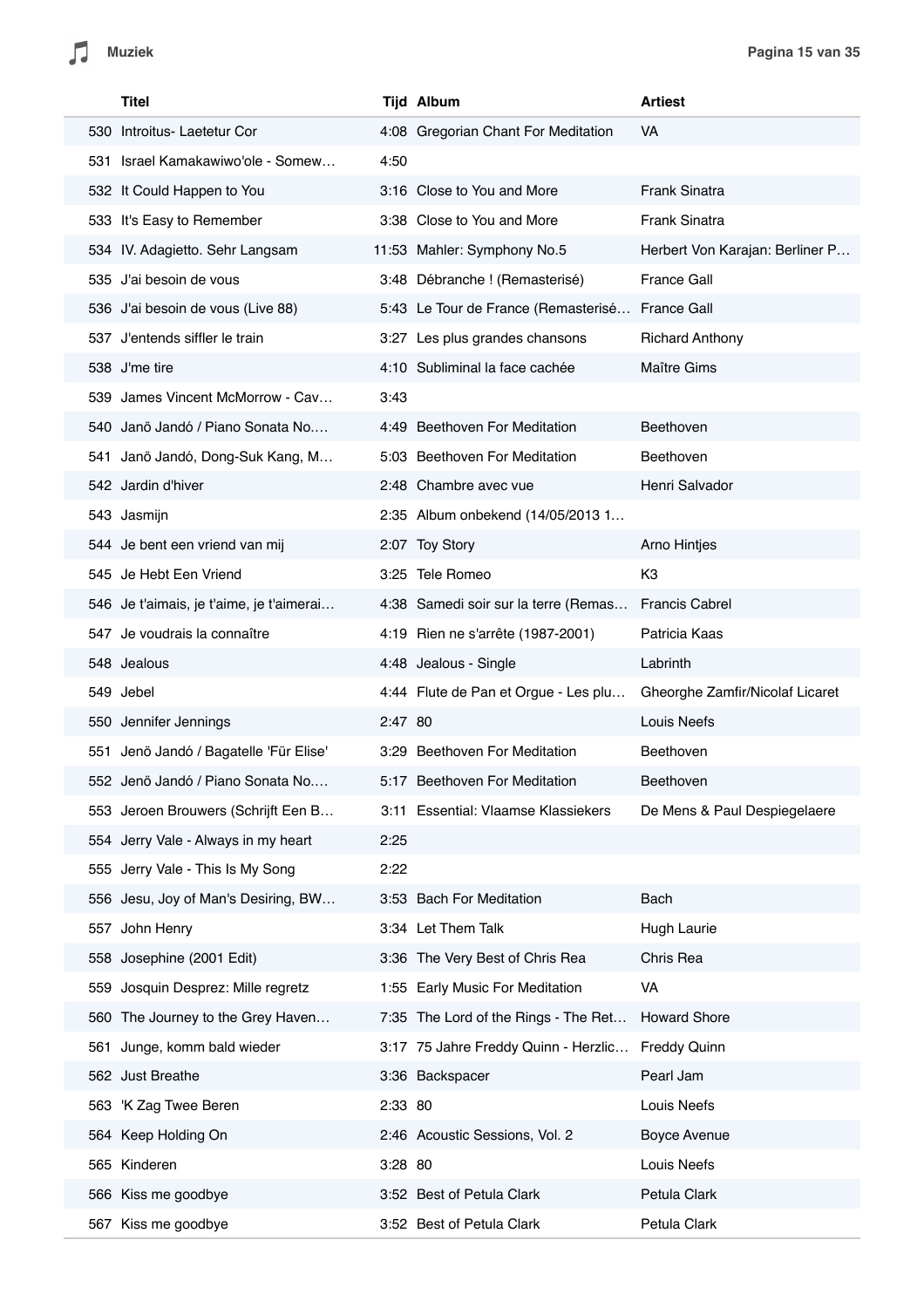| | Titel | Tijd | Album | Artiest |
|---|---|---|---|---|
| 530 | Introitus- Laetetur Cor | 4:08 | Gregorian Chant For Meditation | VA |
| 531 | Israel Kamakawiwo'ole - Somew… | 4:50 | | |
| 532 | It Could Happen to You | 3:16 | Close to You and More | Frank Sinatra |
| 533 | It's Easy to Remember | 3:38 | Close to You and More | Frank Sinatra |
| 534 | IV. Adagietto. Sehr Langsam | 11:53 | Mahler: Symphony No.5 | Herbert Von Karajan: Berliner P… |
| 535 | J'ai besoin de vous | 3:48 | Débranche ! (Remasterisé) | France Gall |
| 536 | J'ai besoin de vous (Live 88) | 5:43 | Le Tour de France (Remasterisé… | France Gall |
| 537 | J'entends siffler le train | 3:27 | Les plus grandes chansons | Richard Anthony |
| 538 | J'me tire | 4:10 | Subliminal la face cachée | Maître Gims |
| 539 | James Vincent McMorrow - Cav… | 3:43 | | |
| 540 | Janö Jandó / Piano Sonata No.… | 4:49 | Beethoven For Meditation | Beethoven |
| 541 | Janö Jandó, Dong-Suk Kang, M… | 5:03 | Beethoven For Meditation | Beethoven |
| 542 | Jardin d'hiver | 2:48 | Chambre avec vue | Henri Salvador |
| 543 | Jasmijn | 2:35 | Album onbekend (14/05/2013 1… | |
| 544 | Je bent een vriend van mij | 2:07 | Toy Story | Arno Hintjes |
| 545 | Je Hebt Een Vriend | 3:25 | Tele Romeo | K3 |
| 546 | Je t'aimais, je t'aime, je t'aimerai… | 4:38 | Samedi soir sur la terre (Remas… | Francis Cabrel |
| 547 | Je voudrais la connaître | 4:19 | Rien ne s'arrête (1987-2001) | Patricia Kaas |
| 548 | Jealous | 4:48 | Jealous - Single | Labrinth |
| 549 | Jebel | 4:44 | Flute de Pan et Orgue - Les plu… | Gheorghe Zamfir/Nicolaf Licaret |
| 550 | Jennifer Jennings | 2:47 | 80 | Louis Neefs |
| 551 | Jenö Jandó / Bagatelle 'Für Elise' | 3:29 | Beethoven For Meditation | Beethoven |
| 552 | Jenö Jandó / Piano Sonata No.… | 5:17 | Beethoven For Meditation | Beethoven |
| 553 | Jeroen Brouwers (Schrijft Een B… | 3:11 | Essential: Vlaamse Klassiekers | De Mens & Paul Despiegelaere |
| 554 | Jerry Vale - Always in my heart | 2:25 | | |
| 555 | Jerry Vale - This Is My Song | 2:22 | | |
| 556 | Jesu, Joy of Man's Desiring, BW… | 3:53 | Bach For Meditation | Bach |
| 557 | John Henry | 3:34 | Let Them Talk | Hugh Laurie |
| 558 | Josephine (2001 Edit) | 3:36 | The Very Best of Chris Rea | Chris Rea |
| 559 | Josquin Desprez: Mille regretz | 1:55 | Early Music For Meditation | VA |
| 560 | The Journey to the Grey Haven… | 7:35 | The Lord of the Rings - The Ret… | Howard Shore |
| 561 | Junge, komm bald wieder | 3:17 | 75 Jahre Freddy Quinn - Herzlic… | Freddy Quinn |
| 562 | Just Breathe | 3:36 | Backspacer | Pearl Jam |
| 563 | 'K Zag Twee Beren | 2:33 | 80 | Louis Neefs |
| 564 | Keep Holding On | 2:46 | Acoustic Sessions, Vol. 2 | Boyce Avenue |
| 565 | Kinderen | 3:28 | 80 | Louis Neefs |
| 566 | Kiss me goodbye | 3:52 | Best of Petula Clark | Petula Clark |
| 567 | Kiss me goodbye | 3:52 | Best of Petula Clark | Petula Clark |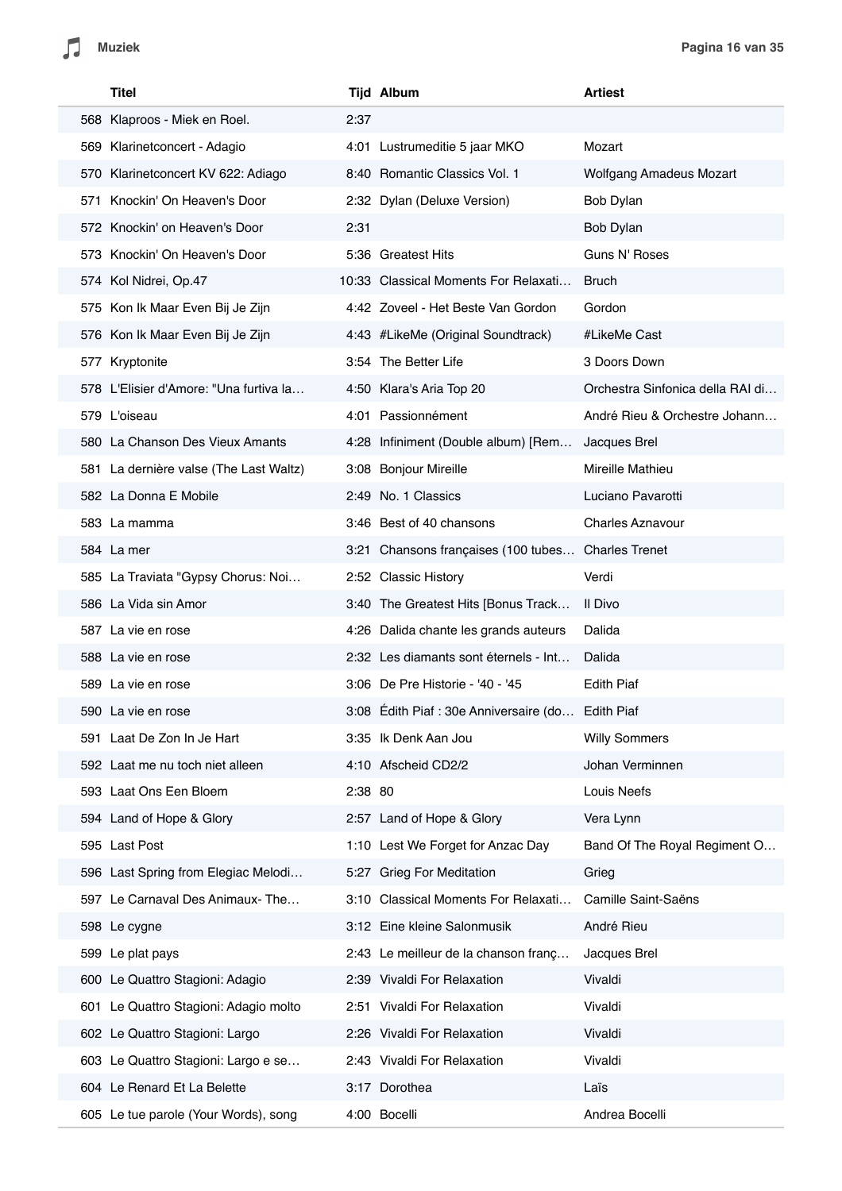| | Titel | Tijd | Album | Artiest |
|---|---|---|---|---|
| 568 | Klaproos - Miek en Roel. | 2:37 | | |
| 569 | Klarinetconcert - Adagio | 4:01 | Lustrumeditie 5 jaar MKO | Mozart |
| 570 | Klarinetconcert KV 622: Adiago | 8:40 | Romantic Classics Vol. 1 | Wolfgang Amadeus Mozart |
| 571 | Knockin' On Heaven's Door | 2:32 | Dylan (Deluxe Version) | Bob Dylan |
| 572 | Knockin' on Heaven's Door | 2:31 | | Bob Dylan |
| 573 | Knockin' On Heaven's Door | 5:36 | Greatest Hits | Guns N' Roses |
| 574 | Kol Nidrei, Op.47 | 10:33 | Classical Moments For Relaxati… | Bruch |
| 575 | Kon Ik Maar Even Bij Je Zijn | 4:42 | Zoveel - Het Beste Van Gordon | Gordon |
| 576 | Kon Ik Maar Even Bij Je Zijn | 4:43 | #LikeMe (Original Soundtrack) | #LikeMe Cast |
| 577 | Kryptonite | 3:54 | The Better Life | 3 Doors Down |
| 578 | L'Elisier d'Amore: "Una furtiva la… | 4:50 | Klara's Aria Top 20 | Orchestra Sinfonica della RAI di… |
| 579 | L'oiseau | 4:01 | Passionnément | André Rieu & Orchestre Johann… |
| 580 | La Chanson Des Vieux Amants | 4:28 | Infiniment (Double album) [Rem… | Jacques Brel |
| 581 | La dernière valse (The Last Waltz) | 3:08 | Bonjour Mireille | Mireille Mathieu |
| 582 | La Donna E Mobile | 2:49 | No. 1 Classics | Luciano Pavarotti |
| 583 | La mamma | 3:46 | Best of 40 chansons | Charles Aznavour |
| 584 | La mer | 3:21 | Chansons françaises (100 tubes… | Charles Trenet |
| 585 | La Traviata "Gypsy Chorus: Noi… | 2:52 | Classic History | Verdi |
| 586 | La Vida sin Amor | 3:40 | The Greatest Hits [Bonus Track… | Il Divo |
| 587 | La vie en rose | 4:26 | Dalida chante les grands auteurs | Dalida |
| 588 | La vie en rose | 2:32 | Les diamants sont éternels - Int… | Dalida |
| 589 | La vie en rose | 3:06 | De Pre Historie - '40 - '45 | Edith Piaf |
| 590 | La vie en rose | 3:08 | Édith Piaf : 30e Anniversaire (do… | Edith Piaf |
| 591 | Laat De Zon In Je Hart | 3:35 | Ik Denk Aan Jou | Willy Sommers |
| 592 | Laat me nu toch niet alleen | 4:10 | Afscheid CD2/2 | Johan Verminnen |
| 593 | Laat Ons Een Bloem | 2:38 | 80 | Louis Neefs |
| 594 | Land of Hope & Glory | 2:57 | Land of Hope & Glory | Vera Lynn |
| 595 | Last Post | 1:10 | Lest We Forget for Anzac Day | Band Of The Royal Regiment O… |
| 596 | Last Spring from Elegiac Melodi… | 5:27 | Grieg For Meditation | Grieg |
| 597 | Le Carnaval Des Animaux- The… | 3:10 | Classical Moments For Relaxati… | Camille Saint-Saëns |
| 598 | Le cygne | 3:12 | Eine kleine Salonmusik | André Rieu |
| 599 | Le plat pays | 2:43 | Le meilleur de la chanson franç… | Jacques Brel |
| 600 | Le Quattro Stagioni: Adagio | 2:39 | Vivaldi For Relaxation | Vivaldi |
| 601 | Le Quattro Stagioni: Adagio molto | 2:51 | Vivaldi For Relaxation | Vivaldi |
| 602 | Le Quattro Stagioni: Largo | 2:26 | Vivaldi For Relaxation | Vivaldi |
| 603 | Le Quattro Stagioni: Largo e se… | 2:43 | Vivaldi For Relaxation | Vivaldi |
| 604 | Le Renard Et La Belette | 3:17 | Dorothea | Laïs |
| 605 | Le tue parole (Your Words), song | 4:00 | Bocelli | Andrea Bocelli |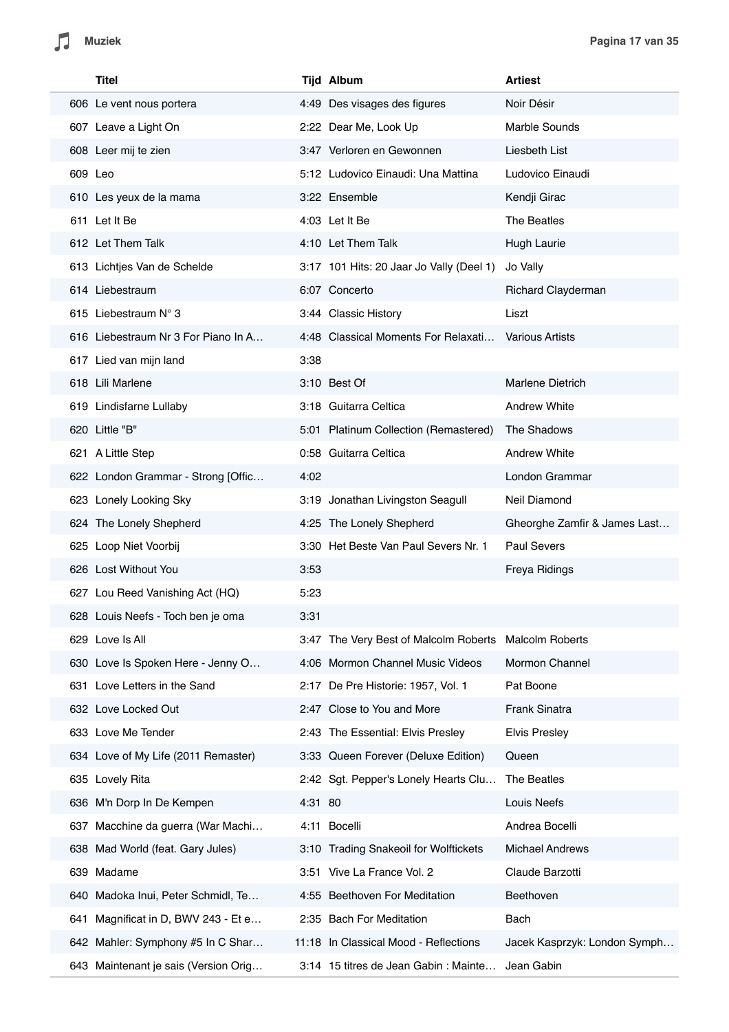|  | Titel | Tijd | Album | Artiest |
|---|---|---|---|---|
| 606 | Le vent nous portera | 4:49 | Des visages des figures | Noir Désir |
| 607 | Leave a Light On | 2:22 | Dear Me, Look Up | Marble Sounds |
| 608 | Leer mij te zien | 3:47 | Verloren en Gewonnen | Liesbeth List |
| 609 | Leo | 5:12 | Ludovico Einaudi: Una Mattina | Ludovico Einaudi |
| 610 | Les yeux de la mama | 3:22 | Ensemble | Kendji Girac |
| 611 | Let It Be | 4:03 | Let It Be | The Beatles |
| 612 | Let Them Talk | 4:10 | Let Them Talk | Hugh Laurie |
| 613 | Lichtjes Van de Schelde | 3:17 | 101 Hits: 20 Jaar Jo Vally (Deel 1) | Jo Vally |
| 614 | Liebestraum | 6:07 | Concerto | Richard Clayderman |
| 615 | Liebestraum N° 3 | 3:44 | Classic History | Liszt |
| 616 | Liebestraum Nr 3 For Piano In A… | 4:48 | Classical Moments For Relaxati… | Various Artists |
| 617 | Lied van mijn land | 3:38 |  |  |
| 618 | Lili Marlene | 3:10 | Best Of | Marlene Dietrich |
| 619 | Lindisfarne Lullaby | 3:18 | Guitarra Celtica | Andrew White |
| 620 | Little "B" | 5:01 | Platinum Collection (Remastered) | The Shadows |
| 621 | A Little Step | 0:58 | Guitarra Celtica | Andrew White |
| 622 | London Grammar - Strong [Offic… | 4:02 |  | London Grammar |
| 623 | Lonely Looking Sky | 3:19 | Jonathan Livingston Seagull | Neil Diamond |
| 624 | The Lonely Shepherd | 4:25 | The Lonely Shepherd | Gheorghe Zamfir & James Last… |
| 625 | Loop Niet Voorbij | 3:30 | Het Beste Van Paul Severs Nr. 1 | Paul Severs |
| 626 | Lost Without You | 3:53 |  | Freya Ridings |
| 627 | Lou Reed Vanishing Act (HQ) | 5:23 |  |  |
| 628 | Louis Neefs - Toch ben je oma | 3:31 |  |  |
| 629 | Love Is All | 3:47 | The Very Best of Malcolm Roberts | Malcolm Roberts |
| 630 | Love Is Spoken Here - Jenny O… | 4:06 | Mormon Channel Music Videos | Mormon Channel |
| 631 | Love Letters in the Sand | 2:17 | De Pre Historie: 1957, Vol. 1 | Pat Boone |
| 632 | Love Locked Out | 2:47 | Close to You and More | Frank Sinatra |
| 633 | Love Me Tender | 2:43 | The Essential: Elvis Presley | Elvis Presley |
| 634 | Love of My Life (2011 Remaster) | 3:33 | Queen Forever (Deluxe Edition) | Queen |
| 635 | Lovely Rita | 2:42 | Sgt. Pepper's Lonely Hearts Clu… | The Beatles |
| 636 | M'n Dorp In De Kempen | 4:31 | 80 | Louis Neefs |
| 637 | Macchine da guerra (War Machi… | 4:11 | Bocelli | Andrea Bocelli |
| 638 | Mad World (feat. Gary Jules) | 3:10 | Trading Snakeoil for Wolftickets | Michael Andrews |
| 639 | Madame | 3:51 | Vive La France Vol. 2 | Claude Barzotti |
| 640 | Madoka Inui, Peter Schmidl, Te… | 4:55 | Beethoven For Meditation | Beethoven |
| 641 | Magnificat in D, BWV 243 - Et e… | 2:35 | Bach For Meditation | Bach |
| 642 | Mahler: Symphony #5 In C Shar… | 11:18 | In Classical Mood - Reflections | Jacek Kasprzyk: London Symph… |
| 643 | Maintenant je sais (Version Orig… | 3:14 | 15 titres de Jean Gabin : Mainte… | Jean Gabin |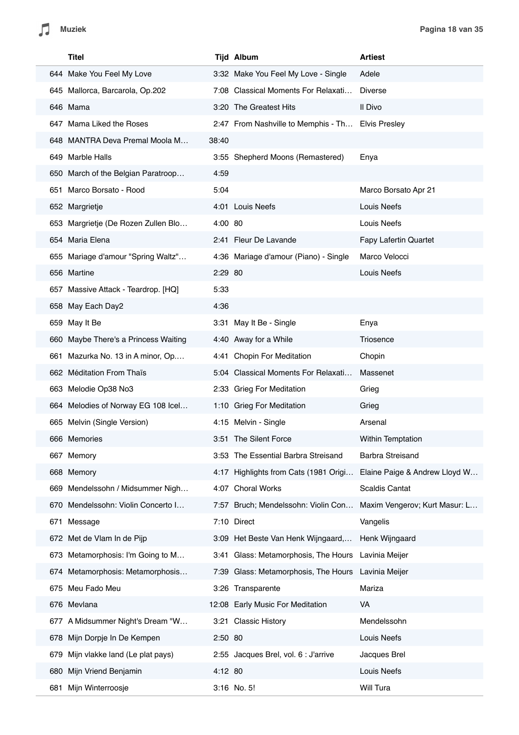| | Titel | Tijd | Album | Artiest |
|---|---|---|---|---|
| 644 | Make You Feel My Love | 3:32 | Make You Feel My Love - Single | Adele |
| 645 | Mallorca, Barcarola, Op.202 | 7:08 | Classical Moments For Relaxati… | Diverse |
| 646 | Mama | 3:20 | The Greatest Hits | Il Divo |
| 647 | Mama Liked the Roses | 2:47 | From Nashville to Memphis - Th… | Elvis Presley |
| 648 | MANTRA Deva Premal Moola M… | 38:40 | | |
| 649 | Marble Halls | 3:55 | Shepherd Moons (Remastered) | Enya |
| 650 | March of the Belgian Paratroop… | 4:59 | | |
| 651 | Marco Borsato - Rood | 5:04 | | Marco Borsato Apr 21 |
| 652 | Margrietje | 4:01 | Louis Neefs | Louis Neefs |
| 653 | Margrietje (De Rozen Zullen Blo… | 4:00 | 80 | Louis Neefs |
| 654 | Maria Elena | 2:41 | Fleur De Lavande | Fapy Lafertin Quartet |
| 655 | Mariage d'amour "Spring Waltz"… | 4:36 | Mariage d'amour (Piano) - Single | Marco Velocci |
| 656 | Martine | 2:29 | 80 | Louis Neefs |
| 657 | Massive Attack - Teardrop. [HQ] | 5:33 | | |
| 658 | May Each Day2 | 4:36 | | |
| 659 | May It Be | 3:31 | May It Be - Single | Enya |
| 660 | Maybe There's a Princess Waiting | 4:40 | Away for a While | Triosence |
| 661 | Mazurka No. 13 in A minor, Op.… | 4:41 | Chopin For Meditation | Chopin |
| 662 | Méditation From Thaïs | 5:04 | Classical Moments For Relaxati… | Massenet |
| 663 | Melodie Op38 No3 | 2:33 | Grieg For Meditation | Grieg |
| 664 | Melodies of Norway EG 108 Icel… | 1:10 | Grieg For Meditation | Grieg |
| 665 | Melvin (Single Version) | 4:15 | Melvin - Single | Arsenal |
| 666 | Memories | 3:51 | The Silent Force | Within Temptation |
| 667 | Memory | 3:53 | The Essential Barbra Streisand | Barbra Streisand |
| 668 | Memory | 4:17 | Highlights from Cats (1981 Origi… | Elaine Paige & Andrew Lloyd W… |
| 669 | Mendelssohn / Midsummer Nigh… | 4:07 | Choral Works | Scaldis Cantat |
| 670 | Mendelssohn: Violin Concerto I… | 7:57 | Bruch; Mendelssohn: Violin Con… | Maxim Vengerov; Kurt Masur: L… |
| 671 | Message | 7:10 | Direct | Vangelis |
| 672 | Met de Vlam In de Pijp | 3:09 | Het Beste Van Henk Wijngaard,… | Henk Wijngaard |
| 673 | Metamorphosis: I'm Going to M… | 3:41 | Glass: Metamorphosis, The Hours | Lavinia Meijer |
| 674 | Metamorphosis: Metamorphosis… | 7:39 | Glass: Metamorphosis, The Hours | Lavinia Meijer |
| 675 | Meu Fado Meu | 3:26 | Transparente | Mariza |
| 676 | Mevlana | 12:08 | Early Music For Meditation | VA |
| 677 | A Midsummer Night's Dream "W… | 3:21 | Classic History | Mendelssohn |
| 678 | Mijn Dorpje In De Kempen | 2:50 | 80 | Louis Neefs |
| 679 | Mijn vlakke land (Le plat pays) | 2:55 | Jacques Brel, vol. 6 : J'arrive | Jacques Brel |
| 680 | Mijn Vriend Benjamin | 4:12 | 80 | Louis Neefs |
| 681 | Mijn Winterroosje | 3:16 | No. 5! | Will Tura |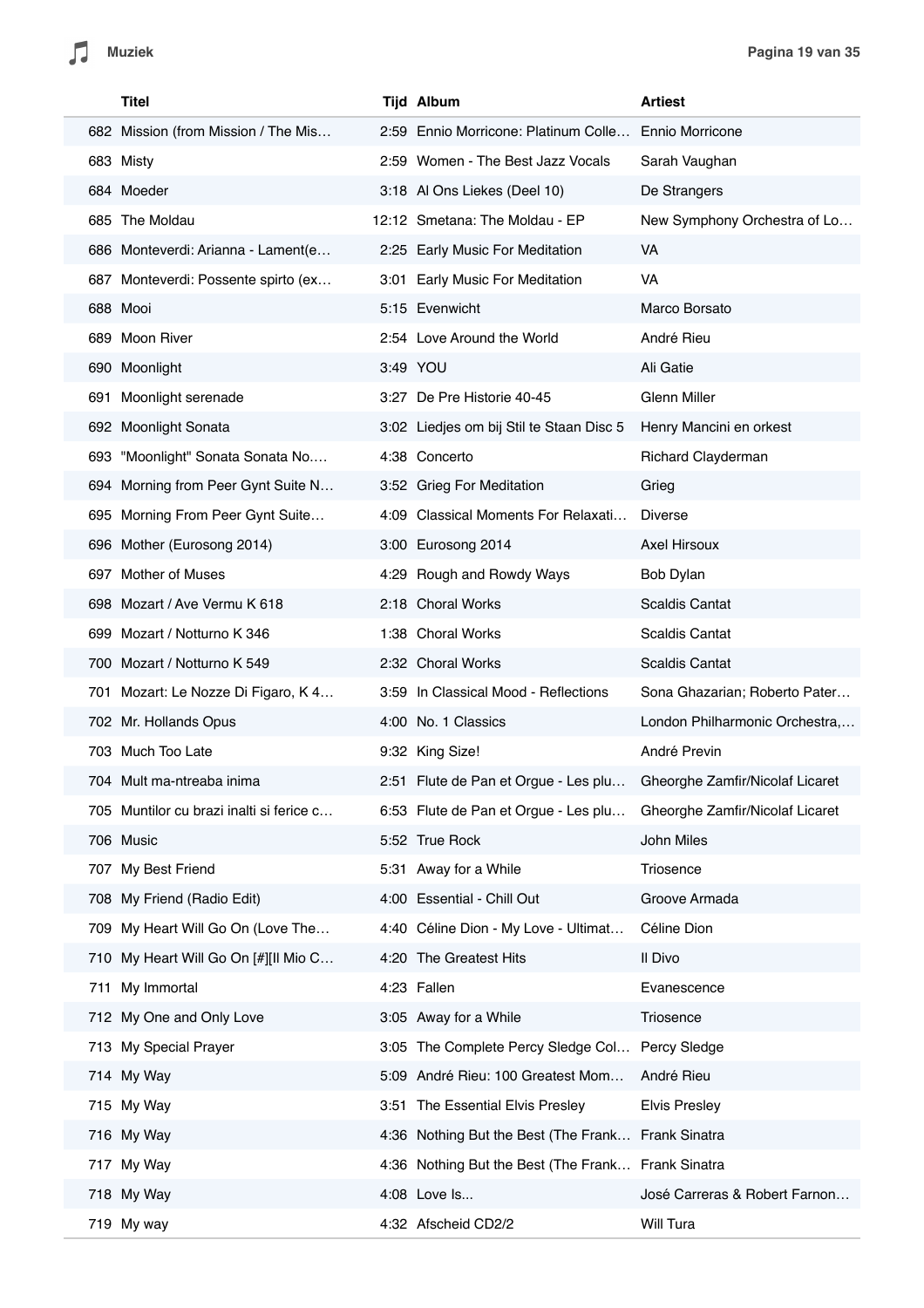| | Titel | Tijd | Album | Artiest |
|---|---|---|---|---|
| 682 | Mission (from Mission / The Mis… | 2:59 | Ennio Morricone: Platinum Colle… | Ennio Morricone |
| 683 | Misty | 2:59 | Women - The Best Jazz Vocals | Sarah Vaughan |
| 684 | Moeder | 3:18 | Al Ons Liekes (Deel 10) | De Strangers |
| 685 | The Moldau | 12:12 | Smetana: The Moldau - EP | New Symphony Orchestra of Lo… |
| 686 | Monteverdi: Arianna - Lament(e… | 2:25 | Early Music For Meditation | VA |
| 687 | Monteverdi: Possente spirto (ex… | 3:01 | Early Music For Meditation | VA |
| 688 | Mooi | 5:15 | Evenwicht | Marco Borsato |
| 689 | Moon River | 2:54 | Love Around the World | André Rieu |
| 690 | Moonlight | 3:49 | YOU | Ali Gatie |
| 691 | Moonlight serenade | 3:27 | De Pre Historie 40-45 | Glenn Miller |
| 692 | Moonlight Sonata | 3:02 | Liedjes om bij Stil te Staan Disc 5 | Henry Mancini en orkest |
| 693 | "Moonlight" Sonata Sonata No.… | 4:38 | Concerto | Richard Clayderman |
| 694 | Morning from Peer Gynt Suite N… | 3:52 | Grieg For Meditation | Grieg |
| 695 | Morning From Peer Gynt Suite… | 4:09 | Classical Moments For Relaxati… | Diverse |
| 696 | Mother (Eurosong 2014) | 3:00 | Eurosong 2014 | Axel Hirsoux |
| 697 | Mother of Muses | 4:29 | Rough and Rowdy Ways | Bob Dylan |
| 698 | Mozart / Ave Vermu K 618 | 2:18 | Choral Works | Scaldis Cantat |
| 699 | Mozart / Notturno K 346 | 1:38 | Choral Works | Scaldis Cantat |
| 700 | Mozart / Notturno K 549 | 2:32 | Choral Works | Scaldis Cantat |
| 701 | Mozart: Le Nozze Di Figaro, K 4… | 3:59 | In Classical Mood - Reflections | Sona Ghazarian; Roberto Pater… |
| 702 | Mr. Hollands Opus | 4:00 | No. 1 Classics | London Philharmonic Orchestra,… |
| 703 | Much Too Late | 9:32 | King Size! | André Previn |
| 704 | Mult ma-ntreaba inima | 2:51 | Flute de Pan et Orgue - Les plu… | Gheorghe Zamfir/Nicolaf Licaret |
| 705 | Muntilor cu brazi inalti si ferice c… | 6:53 | Flute de Pan et Orgue - Les plu… | Gheorghe Zamfir/Nicolaf Licaret |
| 706 | Music | 5:52 | True Rock | John Miles |
| 707 | My Best Friend | 5:31 | Away for a While | Triosence |
| 708 | My Friend (Radio Edit) | 4:00 | Essential - Chill Out | Groove Armada |
| 709 | My Heart Will Go On (Love The… | 4:40 | Céline Dion - My Love - Ultimat… | Céline Dion |
| 710 | My Heart Will Go On [#][Il Mio C… | 4:20 | The Greatest Hits | Il Divo |
| 711 | My Immortal | 4:23 | Fallen | Evanescence |
| 712 | My One and Only Love | 3:05 | Away for a While | Triosence |
| 713 | My Special Prayer | 3:05 | The Complete Percy Sledge Col… | Percy Sledge |
| 714 | My Way | 5:09 | André Rieu: 100 Greatest Mom… | André Rieu |
| 715 | My Way | 3:51 | The Essential Elvis Presley | Elvis Presley |
| 716 | My Way | 4:36 | Nothing But the Best (The Frank… | Frank Sinatra |
| 717 | My Way | 4:36 | Nothing But the Best (The Frank… | Frank Sinatra |
| 718 | My Way | 4:08 | Love Is... | José Carreras & Robert Farnon… |
| 719 | My way | 4:32 | Afscheid CD2/2 | Will Tura |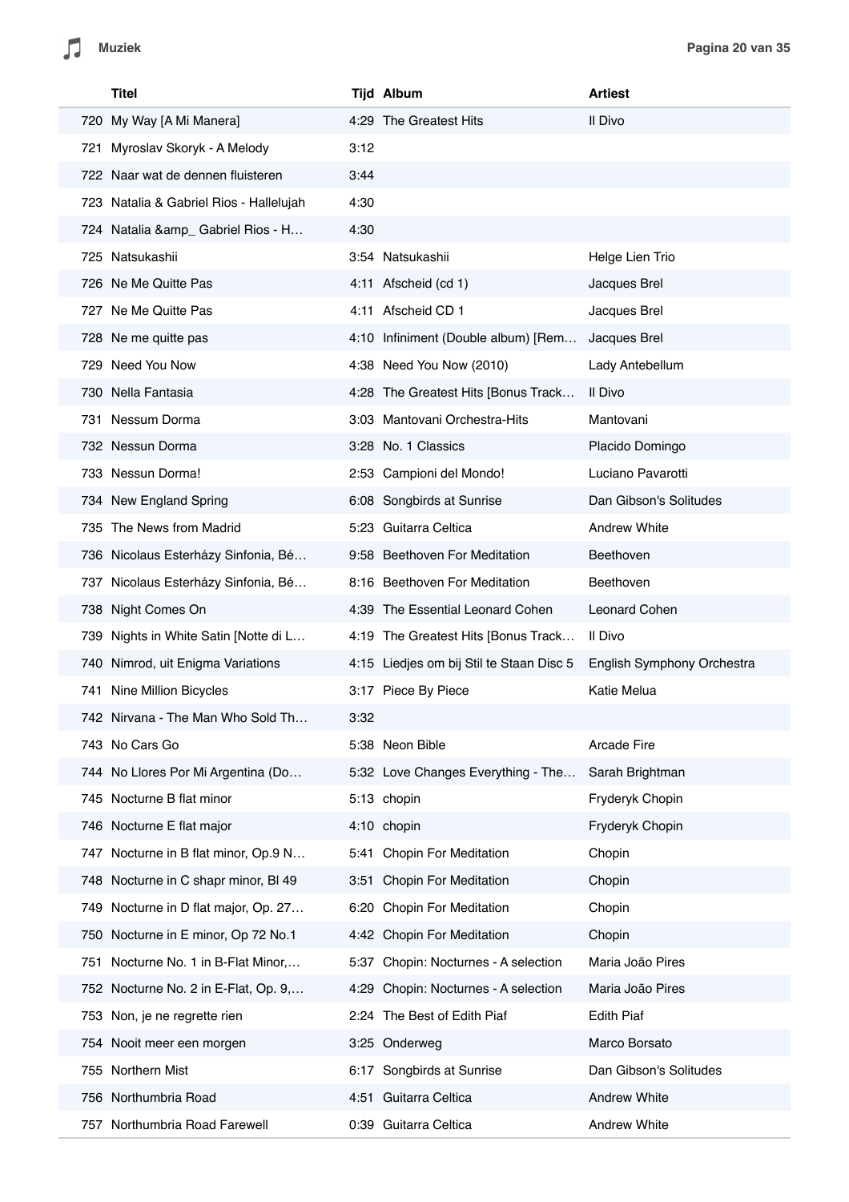| | Titel | Tijd | Album | Artiest |
|---|---|---|---|---|
| 720 | My Way [A Mi Manera] | 4:29 | The Greatest Hits | Il Divo |
| 721 | Myroslav Skoryk - A Melody | 3:12 | | |
| 722 | Naar wat de dennen fluisteren | 3:44 | | |
| 723 | Natalia & Gabriel Rios - Hallelujah | 4:30 | | |
| 724 | Natalia &amp_ Gabriel Rios - H… | 4:30 | | |
| 725 | Natsukashii | 3:54 | Natsukashii | Helge Lien Trio |
| 726 | Ne Me Quitte Pas | 4:11 | Afscheid (cd 1) | Jacques Brel |
| 727 | Ne Me Quitte Pas | 4:11 | Afscheid CD 1 | Jacques Brel |
| 728 | Ne me quitte pas | 4:10 | Infiniment (Double album) [Rem… | Jacques Brel |
| 729 | Need You Now | 4:38 | Need You Now (2010) | Lady Antebellum |
| 730 | Nella Fantasia | 4:28 | The Greatest Hits [Bonus Track… | Il Divo |
| 731 | Nessum Dorma | 3:03 | Mantovani Orchestra-Hits | Mantovani |
| 732 | Nessun Dorma | 3:28 | No. 1 Classics | Placido Domingo |
| 733 | Nessun Dorma! | 2:53 | Campioni del Mondo! | Luciano Pavarotti |
| 734 | New England Spring | 6:08 | Songbirds at Sunrise | Dan Gibson's Solitudes |
| 735 | The News from Madrid | 5:23 | Guitarra Celtica | Andrew White |
| 736 | Nicolaus Esterházy Sinfonia, Bé… | 9:58 | Beethoven For Meditation | Beethoven |
| 737 | Nicolaus Esterházy Sinfonia, Bé… | 8:16 | Beethoven For Meditation | Beethoven |
| 738 | Night Comes On | 4:39 | The Essential Leonard Cohen | Leonard Cohen |
| 739 | Nights in White Satin [Notte di L… | 4:19 | The Greatest Hits [Bonus Track… | Il Divo |
| 740 | Nimrod, uit Enigma Variations | 4:15 | Liedjes om bij Stil te Staan Disc 5 | English Symphony Orchestra |
| 741 | Nine Million Bicycles | 3:17 | Piece By Piece | Katie Melua |
| 742 | Nirvana - The Man Who Sold Th… | 3:32 | | |
| 743 | No Cars Go | 5:38 | Neon Bible | Arcade Fire |
| 744 | No Llores Por Mi Argentina (Do… | 5:32 | Love Changes Everything - The… | Sarah Brightman |
| 745 | Nocturne B flat minor | 5:13 | chopin | Fryderyk Chopin |
| 746 | Nocturne E flat major | 4:10 | chopin | Fryderyk Chopin |
| 747 | Nocturne in B flat minor, Op.9 N… | 5:41 | Chopin For Meditation | Chopin |
| 748 | Nocturne in C shapr minor, Bl 49 | 3:51 | Chopin For Meditation | Chopin |
| 749 | Nocturne in D flat major, Op. 27… | 6:20 | Chopin For Meditation | Chopin |
| 750 | Nocturne in E minor, Op 72 No.1 | 4:42 | Chopin For Meditation | Chopin |
| 751 | Nocturne No. 1 in B-Flat Minor,… | 5:37 | Chopin: Nocturnes - A selection | Maria João Pires |
| 752 | Nocturne No. 2 in E-Flat, Op. 9,… | 4:29 | Chopin: Nocturnes - A selection | Maria João Pires |
| 753 | Non, je ne regrette rien | 2:24 | The Best of Edith Piaf | Edith Piaf |
| 754 | Nooit meer een morgen | 3:25 | Onderweg | Marco Borsato |
| 755 | Northern Mist | 6:17 | Songbirds at Sunrise | Dan Gibson's Solitudes |
| 756 | Northumbria Road | 4:51 | Guitarra Celtica | Andrew White |
| 757 | Northumbria Road Farewell | 0:39 | Guitarra Celtica | Andrew White |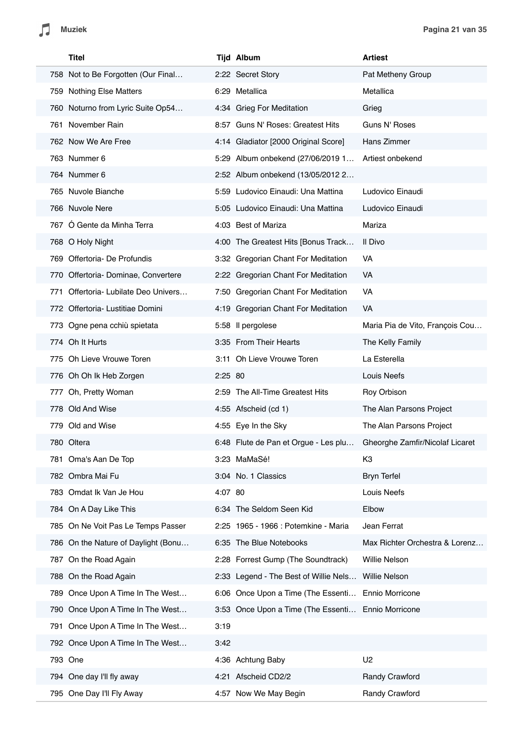| | Titel | Tijd | Album | Artiest |
|---|---|---|---|---|
| 758 | Not to Be Forgotten (Our Final… | 2:22 | Secret Story | Pat Metheny Group |
| 759 | Nothing Else Matters | 6:29 | Metallica | Metallica |
| 760 | Noturno from Lyric Suite Op54… | 4:34 | Grieg For Meditation | Grieg |
| 761 | November Rain | 8:57 | Guns N' Roses: Greatest Hits | Guns N' Roses |
| 762 | Now We Are Free | 4:14 | Gladiator [2000 Original Score] | Hans Zimmer |
| 763 | Nummer 6 | 5:29 | Album onbekend (27/06/2019 1… | Artiest onbekend |
| 764 | Nummer 6 | 2:52 | Album onbekend (13/05/2012 2… | |
| 765 | Nuvole Bianche | 5:59 | Ludovico Einaudi: Una Mattina | Ludovico Einaudi |
| 766 | Nuvole Nere | 5:05 | Ludovico Einaudi: Una Mattina | Ludovico Einaudi |
| 767 | Ó Gente da Minha Terra | 4:03 | Best of Mariza | Mariza |
| 768 | O Holy Night | 4:00 | The Greatest Hits [Bonus Track… | Il Divo |
| 769 | Offertoria- De Profundis | 3:32 | Gregorian Chant For Meditation | VA |
| 770 | Offertoria- Dominae, Convertere | 2:22 | Gregorian Chant For Meditation | VA |
| 771 | Offertoria- Lubilate Deo Univers… | 7:50 | Gregorian Chant For Meditation | VA |
| 772 | Offertoria- Lustitiae Domini | 4:19 | Gregorian Chant For Meditation | VA |
| 773 | Ogne pena cchiù spietata | 5:58 | Il pergolese | Maria Pia de Vito, François Cou… |
| 774 | Oh It Hurts | 3:35 | From Their Hearts | The Kelly Family |
| 775 | Oh Lieve Vrouwe Toren | 3:11 | Oh Lieve Vrouwe Toren | La Esterella |
| 776 | Oh Oh Ik Heb Zorgen | 2:25 | 80 | Louis Neefs |
| 777 | Oh, Pretty Woman | 2:59 | The All-Time Greatest Hits | Roy Orbison |
| 778 | Old And Wise | 4:55 | Afscheid (cd 1) | The Alan Parsons Project |
| 779 | Old and Wise | 4:55 | Eye In the Sky | The Alan Parsons Project |
| 780 | Oltera | 6:48 | Flute de Pan et Orgue - Les plu… | Gheorghe Zamfir/Nicolaf Licaret |
| 781 | Oma's Aan De Top | 3:23 | MaMaSé! | K3 |
| 782 | Ombra Mai Fu | 3:04 | No. 1 Classics | Bryn Terfel |
| 783 | Omdat Ik Van Je Hou | 4:07 | 80 | Louis Neefs |
| 784 | On A Day Like This | 6:34 | The Seldom Seen Kid | Elbow |
| 785 | On Ne Voit Pas Le Temps Passer | 2:25 | 1965 - 1966 : Potemkine - Maria | Jean Ferrat |
| 786 | On the Nature of Daylight (Bonu… | 6:35 | The Blue Notebooks | Max Richter Orchestra & Lorenz… |
| 787 | On the Road Again | 2:28 | Forrest Gump (The Soundtrack) | Willie Nelson |
| 788 | On the Road Again | 2:33 | Legend - The Best of Willie Nels… | Willie Nelson |
| 789 | Once Upon A Time In The West… | 6:06 | Once Upon a Time (The Essenti… | Ennio Morricone |
| 790 | Once Upon A Time In The West… | 3:53 | Once Upon a Time (The Essenti… | Ennio Morricone |
| 791 | Once Upon A Time In The West… | 3:19 | | |
| 792 | Once Upon A Time In The West… | 3:42 | | |
| 793 | One | 4:36 | Achtung Baby | U2 |
| 794 | One day I'll fly away | 4:21 | Afscheid CD2/2 | Randy Crawford |
| 795 | One Day I'll Fly Away | 4:57 | Now We May Begin | Randy Crawford |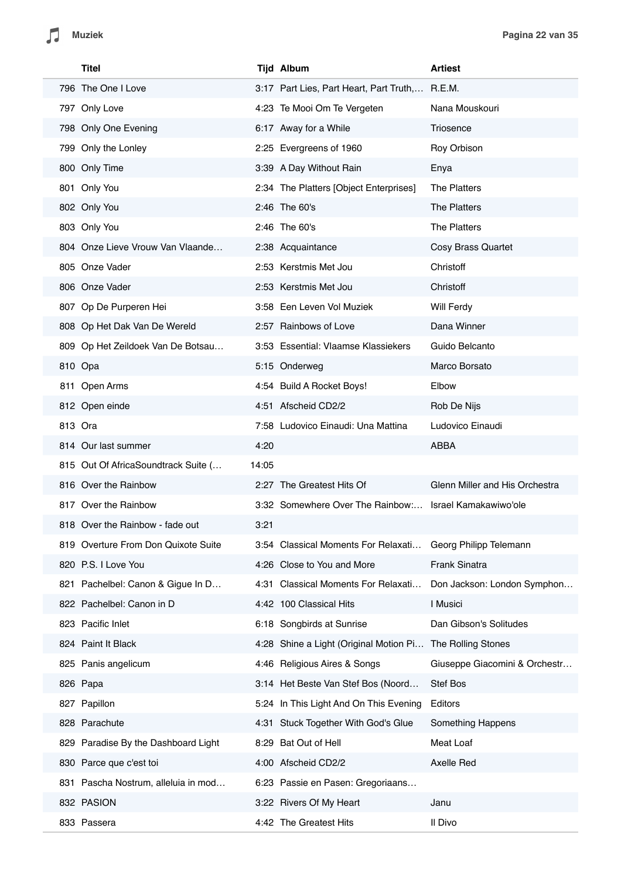|  | Titel | Tijd | Album | Artiest |
|---|---|---|---|---|
| 796 | The One I Love | 3:17 | Part Lies, Part Heart, Part Truth,… | R.E.M. |
| 797 | Only Love | 4:23 | Te Mooi Om Te Vergeten | Nana Mouskouri |
| 798 | Only One Evening | 6:17 | Away for a While | Triosence |
| 799 | Only the Lonley | 2:25 | Evergreens of 1960 | Roy Orbison |
| 800 | Only Time | 3:39 | A Day Without Rain | Enya |
| 801 | Only You | 2:34 | The Platters [Object Enterprises] | The Platters |
| 802 | Only You | 2:46 | The 60's | The Platters |
| 803 | Only You | 2:46 | The 60's | The Platters |
| 804 | Onze Lieve Vrouw Van Vlaande… | 2:38 | Acquaintance | Cosy Brass Quartet |
| 805 | Onze Vader | 2:53 | Kerstmis Met Jou | Christoff |
| 806 | Onze Vader | 2:53 | Kerstmis Met Jou | Christoff |
| 807 | Op De Purperen Hei | 3:58 | Een Leven Vol Muziek | Will Ferdy |
| 808 | Op Het Dak Van De Wereld | 2:57 | Rainbows of Love | Dana Winner |
| 809 | Op Het Zeildoek Van De Botsau… | 3:53 | Essential: Vlaamse Klassiekers | Guido Belcanto |
| 810 | Opa | 5:15 | Onderweg | Marco Borsato |
| 811 | Open Arms | 4:54 | Build A Rocket Boys! | Elbow |
| 812 | Open einde | 4:51 | Afscheid CD2/2 | Rob De Nijs |
| 813 | Ora | 7:58 | Ludovico Einaudi: Una Mattina | Ludovico Einaudi |
| 814 | Our last summer | 4:20 |  | ABBA |
| 815 | Out Of AfricaSoundtrack Suite (… | 14:05 |  |  |
| 816 | Over the Rainbow | 2:27 | The Greatest Hits Of | Glenn Miller and His Orchestra |
| 817 | Over the Rainbow | 3:32 | Somewhere Over The Rainbow:… | Israel Kamakawiwo'ole |
| 818 | Over the Rainbow - fade out | 3:21 |  |  |
| 819 | Overture From Don Quixote Suite | 3:54 | Classical Moments For Relaxati… | Georg Philipp Telemann |
| 820 | P.S. I Love You | 4:26 | Close to You and More | Frank Sinatra |
| 821 | Pachelbel: Canon & Gigue In D… | 4:31 | Classical Moments For Relaxati… | Don Jackson: London Symphon… |
| 822 | Pachelbel: Canon in D | 4:42 | 100 Classical Hits | I Musici |
| 823 | Pacific Inlet | 6:18 | Songbirds at Sunrise | Dan Gibson's Solitudes |
| 824 | Paint It Black | 4:28 | Shine a Light (Original Motion Pi… | The Rolling Stones |
| 825 | Panis angelicum | 4:46 | Religious Aires & Songs | Giuseppe Giacomini & Orchestr… |
| 826 | Papa | 3:14 | Het Beste Van Stef Bos (Noord… | Stef Bos |
| 827 | Papillon | 5:24 | In This Light And On This Evening | Editors |
| 828 | Parachute | 4:31 | Stuck Together With God's Glue | Something Happens |
| 829 | Paradise By the Dashboard Light | 8:29 | Bat Out of Hell | Meat Loaf |
| 830 | Parce que c'est toi | 4:00 | Afscheid CD2/2 | Axelle Red |
| 831 | Pascha Nostrum, alleluia in mod… | 6:23 | Passie en Pasen: Gregoriaans… |  |
| 832 | PASION | 3:22 | Rivers Of My Heart | Janu |
| 833 | Passera | 4:42 | The Greatest Hits | Il Divo |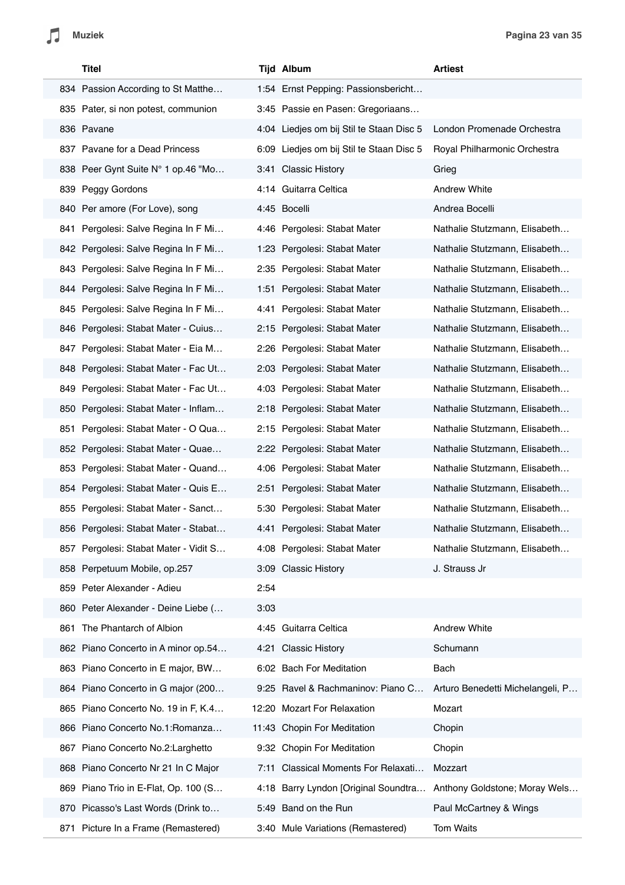| | Titel | Tijd | Album | Artiest |
|---|---|---|---|---|
| 834 | Passion According to St Matthe… | 1:54 | Ernst Pepping: Passionsbericht… | |
| 835 | Pater, si non potest, communion | 3:45 | Passie en Pasen: Gregoriaans… | |
| 836 | Pavane | 4:04 | Liedjes om bij Stil te Staan Disc 5 | London Promenade Orchestra |
| 837 | Pavane for a Dead Princess | 6:09 | Liedjes om bij Stil te Staan Disc 5 | Royal Philharmonic Orchestra |
| 838 | Peer Gynt Suite N° 1 op.46 "Mo… | 3:41 | Classic History | Grieg |
| 839 | Peggy Gordons | 4:14 | Guitarra Celtica | Andrew White |
| 840 | Per amore (For Love), song | 4:45 | Bocelli | Andrea Bocelli |
| 841 | Pergolesi: Salve Regina In F Mi… | 4:46 | Pergolesi: Stabat Mater | Nathalie Stutzmann, Elisabeth… |
| 842 | Pergolesi: Salve Regina In F Mi… | 1:23 | Pergolesi: Stabat Mater | Nathalie Stutzmann, Elisabeth… |
| 843 | Pergolesi: Salve Regina In F Mi… | 2:35 | Pergolesi: Stabat Mater | Nathalie Stutzmann, Elisabeth… |
| 844 | Pergolesi: Salve Regina In F Mi… | 1:51 | Pergolesi: Stabat Mater | Nathalie Stutzmann, Elisabeth… |
| 845 | Pergolesi: Salve Regina In F Mi… | 4:41 | Pergolesi: Stabat Mater | Nathalie Stutzmann, Elisabeth… |
| 846 | Pergolesi: Stabat Mater - Cuius… | 2:15 | Pergolesi: Stabat Mater | Nathalie Stutzmann, Elisabeth… |
| 847 | Pergolesi: Stabat Mater - Eia M… | 2:26 | Pergolesi: Stabat Mater | Nathalie Stutzmann, Elisabeth… |
| 848 | Pergolesi: Stabat Mater - Fac Ut… | 2:03 | Pergolesi: Stabat Mater | Nathalie Stutzmann, Elisabeth… |
| 849 | Pergolesi: Stabat Mater - Fac Ut… | 4:03 | Pergolesi: Stabat Mater | Nathalie Stutzmann, Elisabeth… |
| 850 | Pergolesi: Stabat Mater - Inflam… | 2:18 | Pergolesi: Stabat Mater | Nathalie Stutzmann, Elisabeth… |
| 851 | Pergolesi: Stabat Mater - O Qua… | 2:15 | Pergolesi: Stabat Mater | Nathalie Stutzmann, Elisabeth… |
| 852 | Pergolesi: Stabat Mater - Quae… | 2:22 | Pergolesi: Stabat Mater | Nathalie Stutzmann, Elisabeth… |
| 853 | Pergolesi: Stabat Mater - Quand… | 4:06 | Pergolesi: Stabat Mater | Nathalie Stutzmann, Elisabeth… |
| 854 | Pergolesi: Stabat Mater - Quis E… | 2:51 | Pergolesi: Stabat Mater | Nathalie Stutzmann, Elisabeth… |
| 855 | Pergolesi: Stabat Mater - Sanct… | 5:30 | Pergolesi: Stabat Mater | Nathalie Stutzmann, Elisabeth… |
| 856 | Pergolesi: Stabat Mater - Stabat… | 4:41 | Pergolesi: Stabat Mater | Nathalie Stutzmann, Elisabeth… |
| 857 | Pergolesi: Stabat Mater - Vidit S… | 4:08 | Pergolesi: Stabat Mater | Nathalie Stutzmann, Elisabeth… |
| 858 | Perpetuum Mobile, op.257 | 3:09 | Classic History | J. Strauss Jr |
| 859 | Peter Alexander - Adieu | 2:54 | | |
| 860 | Peter Alexander - Deine Liebe (… | 3:03 | | |
| 861 | The Phantarch of Albion | 4:45 | Guitarra Celtica | Andrew White |
| 862 | Piano Concerto in A minor op.54… | 4:21 | Classic History | Schumann |
| 863 | Piano Concerto in E major, BW… | 6:02 | Bach For Meditation | Bach |
| 864 | Piano Concerto in G major (200… | 9:25 | Ravel & Rachmaninov: Piano C… | Arturo Benedetti Michelangeli, P… |
| 865 | Piano Concerto No. 19 in F, K.4… | 12:20 | Mozart For Relaxation | Mozart |
| 866 | Piano Concerto No.1:Romanza… | 11:43 | Chopin For Meditation | Chopin |
| 867 | Piano Concerto No.2:Larghetto | 9:32 | Chopin For Meditation | Chopin |
| 868 | Piano Concerto Nr 21 In C Major | 7:11 | Classical Moments For Relaxati… | Mozzart |
| 869 | Piano Trio in E-Flat, Op. 100 (S… | 4:18 | Barry Lyndon [Original Soundtra… | Anthony Goldstone; Moray Wels… |
| 870 | Picasso's Last Words (Drink to… | 5:49 | Band on the Run | Paul McCartney & Wings |
| 871 | Picture In a Frame (Remastered) | 3:40 | Mule Variations (Remastered) | Tom Waits |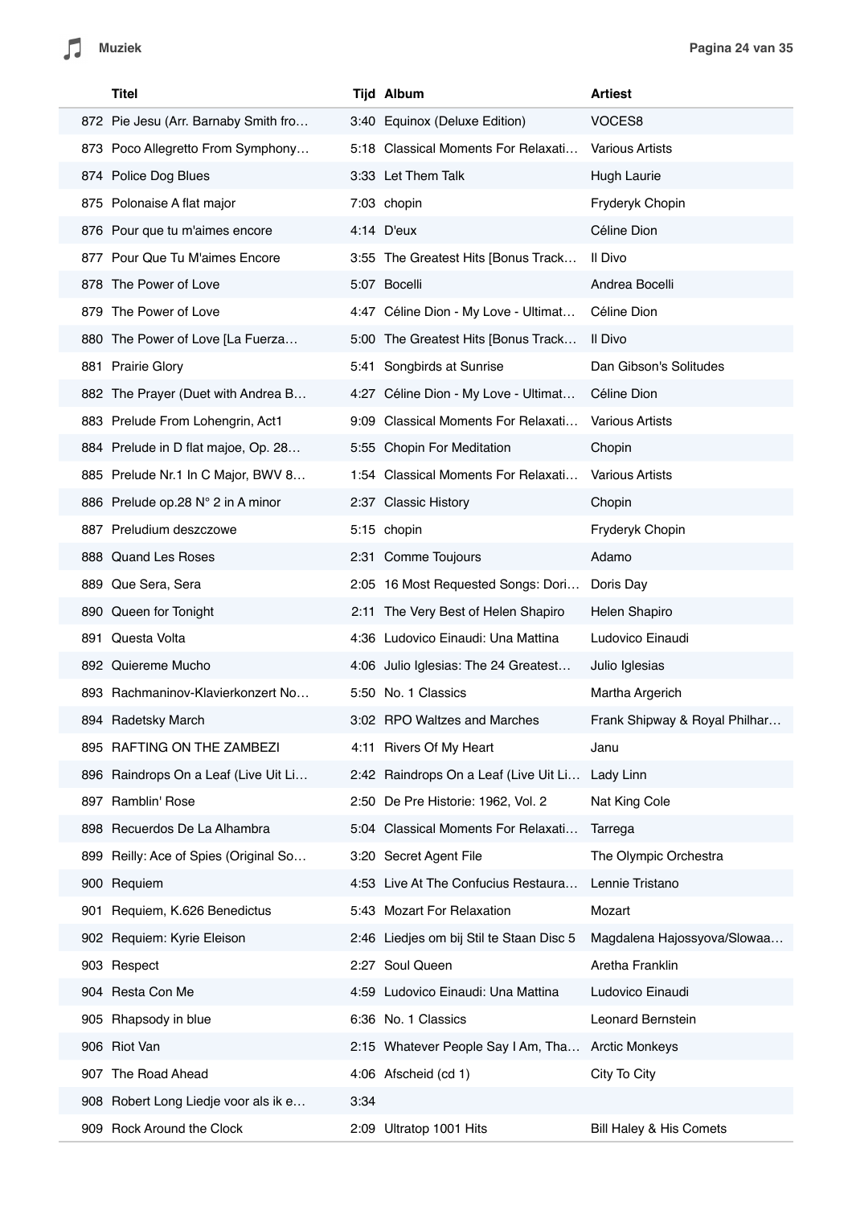| | Titel | Tijd | Album | Artiest |
|---|---|---|---|---|
| 872 | Pie Jesu (Arr. Barnaby Smith fro… | 3:40 | Equinox (Deluxe Edition) | VOCES8 |
| 873 | Poco Allegretto From Symphony… | 5:18 | Classical Moments For Relaxati… | Various Artists |
| 874 | Police Dog Blues | 3:33 | Let Them Talk | Hugh Laurie |
| 875 | Polonaise A flat major | 7:03 | chopin | Fryderyk Chopin |
| 876 | Pour que tu m'aimes encore | 4:14 | D'eux | Céline Dion |
| 877 | Pour Que Tu M'aimes Encore | 3:55 | The Greatest Hits [Bonus Track… | Il Divo |
| 878 | The Power of Love | 5:07 | Bocelli | Andrea Bocelli |
| 879 | The Power of Love | 4:47 | Céline Dion - My Love - Ultimat… | Céline Dion |
| 880 | The Power of Love [La Fuerza… | 5:00 | The Greatest Hits [Bonus Track… | Il Divo |
| 881 | Prairie Glory | 5:41 | Songbirds at Sunrise | Dan Gibson's Solitudes |
| 882 | The Prayer (Duet with Andrea B… | 4:27 | Céline Dion - My Love - Ultimat… | Céline Dion |
| 883 | Prelude From Lohengrin, Act1 | 9:09 | Classical Moments For Relaxati… | Various Artists |
| 884 | Prelude in D flat majoe, Op. 28… | 5:55 | Chopin For Meditation | Chopin |
| 885 | Prelude Nr.1 In C Major, BWV 8… | 1:54 | Classical Moments For Relaxati… | Various Artists |
| 886 | Prelude op.28 N° 2 in A minor | 2:37 | Classic History | Chopin |
| 887 | Preludium deszczowe | 5:15 | chopin | Fryderyk Chopin |
| 888 | Quand Les Roses | 2:31 | Comme Toujours | Adamo |
| 889 | Que Sera, Sera | 2:05 | 16 Most Requested Songs: Dori… | Doris Day |
| 890 | Queen for Tonight | 2:11 | The Very Best of Helen Shapiro | Helen Shapiro |
| 891 | Questa Volta | 4:36 | Ludovico Einaudi: Una Mattina | Ludovico Einaudi |
| 892 | Quiereme Mucho | 4:06 | Julio Iglesias: The 24 Greatest… | Julio Iglesias |
| 893 | Rachmaninov-Klavierkonzert No… | 5:50 | No. 1 Classics | Martha Argerich |
| 894 | Radetsky March | 3:02 | RPO Waltzes and Marches | Frank Shipway & Royal Philhar… |
| 895 | RAFTING ON THE ZAMBEZI | 4:11 | Rivers Of My Heart | Janu |
| 896 | Raindrops On a Leaf (Live Uit Li… | 2:42 | Raindrops On a Leaf (Live Uit Li… | Lady Linn |
| 897 | Ramblin' Rose | 2:50 | De Pre Historie: 1962, Vol. 2 | Nat King Cole |
| 898 | Recuerdos De La Alhambra | 5:04 | Classical Moments For Relaxati… | Tarrega |
| 899 | Reilly: Ace of Spies (Original So… | 3:20 | Secret Agent File | The Olympic Orchestra |
| 900 | Requiem | 4:53 | Live At The Confucius Restaura… | Lennie Tristano |
| 901 | Requiem, K.626 Benedictus | 5:43 | Mozart For Relaxation | Mozart |
| 902 | Requiem: Kyrie Eleison | 2:46 | Liedjes om bij Stil te Staan Disc 5 | Magdalena Hajossyova/Slowaa… |
| 903 | Respect | 2:27 | Soul Queen | Aretha Franklin |
| 904 | Resta Con Me | 4:59 | Ludovico Einaudi: Una Mattina | Ludovico Einaudi |
| 905 | Rhapsody in blue | 6:36 | No. 1 Classics | Leonard Bernstein |
| 906 | Riot Van | 2:15 | Whatever People Say I Am, Tha… | Arctic Monkeys |
| 907 | The Road Ahead | 4:06 | Afscheid (cd 1) | City To City |
| 908 | Robert Long Liedje voor als ik e… | 3:34 | | |
| 909 | Rock Around the Clock | 2:09 | Ultratop 1001 Hits | Bill Haley & His Comets |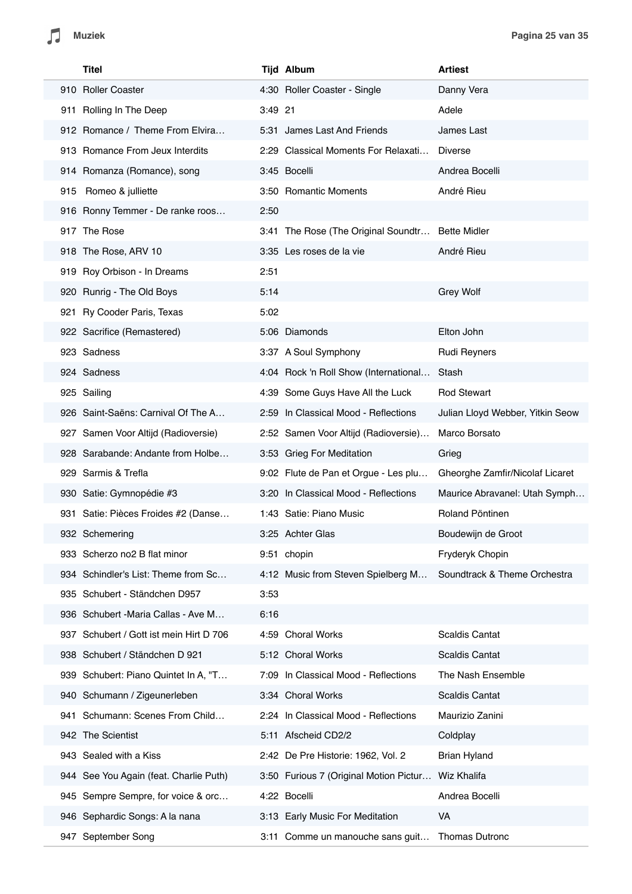|  | Titel | Tijd | Album | Artiest |
|---|---|---|---|---|
| 910 | Roller Coaster | 4:30 | Roller Coaster - Single | Danny Vera |
| 911 | Rolling In The Deep | 3:49 | 21 | Adele |
| 912 | Romance / Theme From Elvira… | 5:31 | James Last And Friends | James Last |
| 913 | Romance From Jeux Interdits | 2:29 | Classical Moments For Relaxati… | Diverse |
| 914 | Romanza (Romance), song | 3:45 | Bocelli | Andrea Bocelli |
| 915 | Romeo & julliette | 3:50 | Romantic Moments | André Rieu |
| 916 | Ronny Temmer - De ranke roos… | 2:50 |  |  |
| 917 | The Rose | 3:41 | The Rose (The Original Soundtr… | Bette Midler |
| 918 | The Rose, ARV 10 | 3:35 | Les roses de la vie | André Rieu |
| 919 | Roy Orbison - In Dreams | 2:51 |  |  |
| 920 | Runrig - The Old Boys | 5:14 |  | Grey Wolf |
| 921 | Ry Cooder Paris, Texas | 5:02 |  |  |
| 922 | Sacrifice (Remastered) | 5:06 | Diamonds | Elton John |
| 923 | Sadness | 3:37 | A Soul Symphony | Rudi Reyners |
| 924 | Sadness | 4:04 | Rock 'n Roll Show (International… | Stash |
| 925 | Sailing | 4:39 | Some Guys Have All the Luck | Rod Stewart |
| 926 | Saint-Saëns: Carnival Of The A… | 2:59 | In Classical Mood - Reflections | Julian Lloyd Webber, Yitkin Seow |
| 927 | Samen Voor Altijd (Radioversie) | 2:52 | Samen Voor Altijd (Radioversie)… | Marco Borsato |
| 928 | Sarabande: Andante from Holbe… | 3:53 | Grieg For Meditation | Grieg |
| 929 | Sarmis & Trefla | 9:02 | Flute de Pan et Orgue - Les plu… | Gheorghe Zamfir/Nicolaf Licaret |
| 930 | Satie: Gymnopédie #3 | 3:20 | In Classical Mood - Reflections | Maurice Abravanel: Utah Symph… |
| 931 | Satie: Pièces Froides #2 (Danse… | 1:43 | Satie: Piano Music | Roland Pöntinen |
| 932 | Schemering | 3:25 | Achter Glas | Boudewijn de Groot |
| 933 | Scherzo no2 B flat minor | 9:51 | chopin | Fryderyk Chopin |
| 934 | Schindler's List: Theme from Sc… | 4:12 | Music from Steven Spielberg M… | Soundtrack & Theme Orchestra |
| 935 | Schubert - Ständchen D957 | 3:53 |  |  |
| 936 | Schubert -Maria Callas - Ave M… | 6:16 |  |  |
| 937 | Schubert / Gott ist mein Hirt D 706 | 4:59 | Choral Works | Scaldis Cantat |
| 938 | Schubert / Ständchen D 921 | 5:12 | Choral Works | Scaldis Cantat |
| 939 | Schubert: Piano Quintet In A, "T… | 7:09 | In Classical Mood - Reflections | The Nash Ensemble |
| 940 | Schumann / Zigeunerleben | 3:34 | Choral Works | Scaldis Cantat |
| 941 | Schumann: Scenes From Child… | 2:24 | In Classical Mood - Reflections | Maurizio Zanini |
| 942 | The Scientist | 5:11 | Afscheid CD2/2 | Coldplay |
| 943 | Sealed with a Kiss | 2:42 | De Pre Historie: 1962, Vol. 2 | Brian Hyland |
| 944 | See You Again (feat. Charlie Puth) | 3:50 | Furious 7 (Original Motion Pictur… | Wiz Khalifa |
| 945 | Sempre Sempre, for voice & orc… | 4:22 | Bocelli | Andrea Bocelli |
| 946 | Sephardic Songs: A la nana | 3:13 | Early Music For Meditation | VA |
| 947 | September Song | 3:11 | Comme un manouche sans guit… | Thomas Dutronc |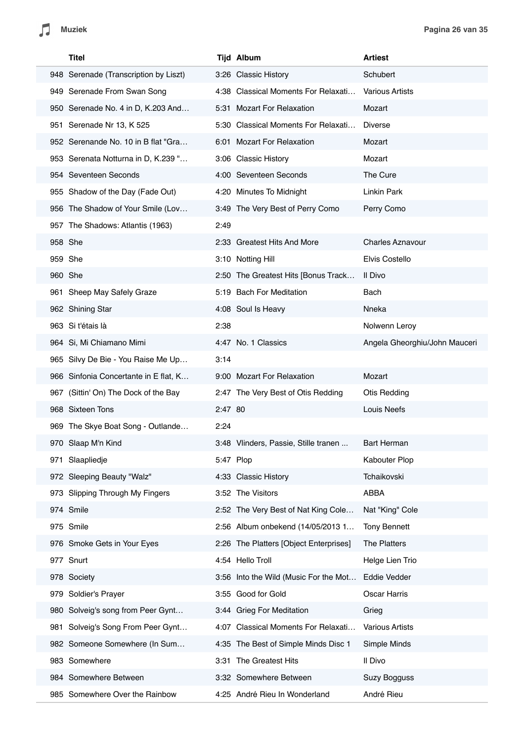| | Titel | Tijd | Album | Artiest |
|---|---|---|---|---|
| 948 | Serenade (Transcription by Liszt) | 3:26 | Classic History | Schubert |
| 949 | Serenade From Swan Song | 4:38 | Classical Moments For Relaxati… | Various Artists |
| 950 | Serenade No. 4 in D, K.203 And… | 5:31 | Mozart For Relaxation | Mozart |
| 951 | Serenade Nr 13, K 525 | 5:30 | Classical Moments For Relaxati… | Diverse |
| 952 | Serenande No. 10 in B flat "Gra… | 6:01 | Mozart For Relaxation | Mozart |
| 953 | Serenata Notturna in D, K.239 "… | 3:06 | Classic History | Mozart |
| 954 | Seventeen Seconds | 4:00 | Seventeen Seconds | The Cure |
| 955 | Shadow of the Day (Fade Out) | 4:20 | Minutes To Midnight | Linkin Park |
| 956 | The Shadow of Your Smile (Lov… | 3:49 | The Very Best of Perry Como | Perry Como |
| 957 | The Shadows: Atlantis (1963) | 2:49 | | |
| 958 | She | 2:33 | Greatest Hits And More | Charles Aznavour |
| 959 | She | 3:10 | Notting Hill | Elvis Costello |
| 960 | She | 2:50 | The Greatest Hits [Bonus Track… | Il Divo |
| 961 | Sheep May Safely Graze | 5:19 | Bach For Meditation | Bach |
| 962 | Shining Star | 4:08 | Soul Is Heavy | Nneka |
| 963 | Si t'étais là | 2:38 | | Nolwenn Leroy |
| 964 | Si, Mi Chiamano Mimi | 4:47 | No. 1 Classics | Angela Gheorghiu/John Mauceri |
| 965 | Silvy De Bie - You Raise Me Up… | 3:14 | | |
| 966 | Sinfonia Concertante in E flat, K… | 9:00 | Mozart For Relaxation | Mozart |
| 967 | (Sittin' On) The Dock of the Bay | 2:47 | The Very Best of Otis Redding | Otis Redding |
| 968 | Sixteen Tons | 2:47 | 80 | Louis Neefs |
| 969 | The Skye Boat Song - Outlande… | 2:24 | | |
| 970 | Slaap M'n Kind | 3:48 | Vlinders, Passie, Stille tranen ... | Bart Herman |
| 971 | Slaapliedje | 5:47 | Plop | Kabouter Plop |
| 972 | Sleeping Beauty "Walz" | 4:33 | Classic History | Tchaikovski |
| 973 | Slipping Through My Fingers | 3:52 | The Visitors | ABBA |
| 974 | Smile | 2:52 | The Very Best of Nat King Cole… | Nat "King" Cole |
| 975 | Smile | 2:56 | Album onbekend (14/05/2013 1… | Tony Bennett |
| 976 | Smoke Gets in Your Eyes | 2:26 | The Platters [Object Enterprises] | The Platters |
| 977 | Snurt | 4:54 | Hello Troll | Helge Lien Trio |
| 978 | Society | 3:56 | Into the Wild (Music For the Mot… | Eddie Vedder |
| 979 | Soldier's Prayer | 3:55 | Good for Gold | Oscar Harris |
| 980 | Solveig's song from Peer Gynt… | 3:44 | Grieg For Meditation | Grieg |
| 981 | Solveig's Song From Peer Gynt… | 4:07 | Classical Moments For Relaxati… | Various Artists |
| 982 | Someone Somewhere (In Sum… | 4:35 | The Best of Simple Minds Disc 1 | Simple Minds |
| 983 | Somewhere | 3:31 | The Greatest Hits | Il Divo |
| 984 | Somewhere Between | 3:32 | Somewhere Between | Suzy Bogguss |
| 985 | Somewhere Over the Rainbow | 4:25 | André Rieu In Wonderland | André Rieu |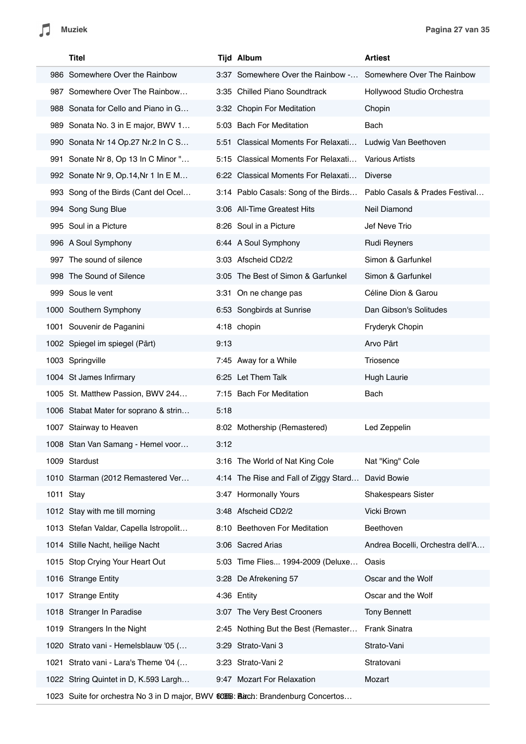| | Titel | Tijd | Album | Artiest |
|---|---|---|---|---|
| 986 | Somewhere Over the Rainbow | 3:37 | Somewhere Over the Rainbow -… | Somewhere Over The Rainbow |
| 987 | Somewhere Over The Rainbow… | 3:35 | Chilled Piano Soundtrack | Hollywood Studio Orchestra |
| 988 | Sonata for Cello and Piano in G… | 3:32 | Chopin For Meditation | Chopin |
| 989 | Sonata No. 3 in E major, BWV 1… | 5:03 | Bach For Meditation | Bach |
| 990 | Sonata Nr 14 Op.27 Nr.2 In C S… | 5:51 | Classical Moments For Relaxati… | Ludwig Van Beethoven |
| 991 | Sonate Nr 8, Op 13 In C Minor "… | 5:15 | Classical Moments For Relaxati… | Various Artists |
| 992 | Sonate Nr 9, Op.14,Nr 1 In E M… | 6:22 | Classical Moments For Relaxati… | Diverse |
| 993 | Song of the Birds (Cant del Ocel… | 3:14 | Pablo Casals: Song of the Birds… | Pablo Casals & Prades Festival… |
| 994 | Song Sung Blue | 3:06 | All-Time Greatest Hits | Neil Diamond |
| 995 | Soul in a Picture | 8:26 | Soul in a Picture | Jef Neve Trio |
| 996 | A Soul Symphony | 6:44 | A Soul Symphony | Rudi Reyners |
| 997 | The sound of silence | 3:03 | Afscheid CD2/2 | Simon & Garfunkel |
| 998 | The Sound of Silence | 3:05 | The Best of Simon & Garfunkel | Simon & Garfunkel |
| 999 | Sous le vent | 3:31 | On ne change pas | Céline Dion & Garou |
| 1000 | Southern Symphony | 6:53 | Songbirds at Sunrise | Dan Gibson's Solitudes |
| 1001 | Souvenir de Paganini | 4:18 | chopin | Fryderyk Chopin |
| 1002 | Spiegel im spiegel (Pärt) | 9:13 | | Arvo Pärt |
| 1003 | Springville | 7:45 | Away for a While | Triosence |
| 1004 | St James Infirmary | 6:25 | Let Them Talk | Hugh Laurie |
| 1005 | St. Matthew Passion, BWV 244… | 7:15 | Bach For Meditation | Bach |
| 1006 | Stabat Mater for soprano & strin… | 5:18 | | |
| 1007 | Stairway to Heaven | 8:02 | Mothership (Remastered) | Led Zeppelin |
| 1008 | Stan Van Samang - Hemel voor… | 3:12 | | |
| 1009 | Stardust | 3:16 | The World of Nat King Cole | Nat "King" Cole |
| 1010 | Starman (2012 Remastered Ver… | 4:14 | The Rise and Fall of Ziggy Stard… | David Bowie |
| 1011 | Stay | 3:47 | Hormonally Yours | Shakespears Sister |
| 1012 | Stay with me till morning | 3:48 | Afscheid CD2/2 | Vicki Brown |
| 1013 | Stefan Valdar, Capella Istropolit… | 8:10 | Beethoven For Meditation | Beethoven |
| 1014 | Stille Nacht, heilige Nacht | 3:06 | Sacred Arias | Andrea Bocelli, Orchestra dell'A… |
| 1015 | Stop Crying Your Heart Out | 5:03 | Time Flies... 1994-2009 (Deluxe… | Oasis |
| 1016 | Strange Entity | 3:28 | De Afrekening 57 | Oscar and the Wolf |
| 1017 | Strange Entity | 4:36 | Entity | Oscar and the Wolf |
| 1018 | Stranger In Paradise | 3:07 | The Very Best Crooners | Tony Bennett |
| 1019 | Strangers In the Night | 2:45 | Nothing But the Best (Remaster… | Frank Sinatra |
| 1020 | Strato vani - Hemelsblauw '05 (… | 3:29 | Strato-Vani 3 | Strato-Vani |
| 1021 | Strato vani - Lara's Theme '04 (… | 3:23 | Strato-Vani 2 | Stratovani |
| 1022 | String Quintet in D, K.593 Largh… | 9:47 | Mozart For Relaxation | Mozart |
| 1023 | Suite for orchestra No 3 in D major, BWV 1068: Air | 6:05 | Bach: Brandenburg Concertos… | |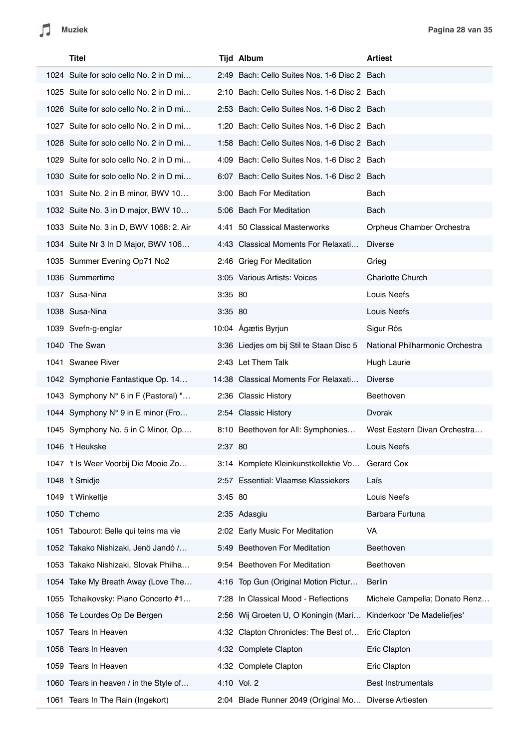| | Titel | Tijd | Album | Artiest |
|---|---|---|---|---|
| 1024 | Suite for solo cello No. 2 in D mi… | 2:49 | Bach: Cello Suites Nos. 1-6 Disc 2 | Bach |
| 1025 | Suite for solo cello No. 2 in D mi… | 2:10 | Bach: Cello Suites Nos. 1-6 Disc 2 | Bach |
| 1026 | Suite for solo cello No. 2 in D mi… | 2:53 | Bach: Cello Suites Nos. 1-6 Disc 2 | Bach |
| 1027 | Suite for solo cello No. 2 in D mi… | 1:20 | Bach: Cello Suites Nos. 1-6 Disc 2 | Bach |
| 1028 | Suite for solo cello No. 2 in D mi… | 1:58 | Bach: Cello Suites Nos. 1-6 Disc 2 | Bach |
| 1029 | Suite for solo cello No. 2 in D mi… | 4:09 | Bach: Cello Suites Nos. 1-6 Disc 2 | Bach |
| 1030 | Suite for solo cello No. 2 in D mi… | 6:07 | Bach: Cello Suites Nos. 1-6 Disc 2 | Bach |
| 1031 | Suite No. 2 in B minor, BWV 10… | 3:00 | Bach For Meditation | Bach |
| 1032 | Suite No. 3 in D major, BWV 10… | 5:06 | Bach For Meditation | Bach |
| 1033 | Suite No. 3 in D, BWV 1068: 2. Air | 4:41 | 50 Classical Masterworks | Orpheus Chamber Orchestra |
| 1034 | Suite Nr 3 In D Major, BWV 106… | 4:43 | Classical Moments For Relaxati… | Diverse |
| 1035 | Summer Evening Op71 No2 | 2:46 | Grieg For Meditation | Grieg |
| 1036 | Summertime | 3:05 | Various Artists: Voices | Charlotte Church |
| 1037 | Susa-Nina | 3:35 | 80 | Louis Neefs |
| 1038 | Susa-Nina | 3:35 | 80 | Louis Neefs |
| 1039 | Svefn-g-englar | 10:04 | Ágætis Byrjun | Sigur Rós |
| 1040 | The Swan | 3:36 | Liedjes om bij Stil te Staan Disc 5 | National Philharmonic Orchestra |
| 1041 | Swanee River | 2:43 | Let Them Talk | Hugh Laurie |
| 1042 | Symphonie Fantastique Op. 14… | 14:38 | Classical Moments For Relaxati… | Diverse |
| 1043 | Symphony N° 6 in F (Pastoral) "… | 2:36 | Classic History | Beethoven |
| 1044 | Symphony N° 9 in E minor (Fro… | 2:54 | Classic History | Dvorak |
| 1045 | Symphony No. 5 in C Minor, Op.… | 8:10 | Beethoven for All: Symphonies… | West Eastern Divan Orchestra… |
| 1046 | 't Heukske | 2:37 | 80 | Louis Neefs |
| 1047 | 't Is Weer Voorbij Die Mooie Zo… | 3:14 | Komplete Kleinkunstkollektie Vo… | Gerard Cox |
| 1048 | 't Smidje | 2:57 | Essential: Vlaamse Klassiekers | Laïs |
| 1049 | 't Winkeltje | 3:45 | 80 | Louis Neefs |
| 1050 | T'chemo | 2:35 | Adasgiu | Barbara Furtuna |
| 1051 | Tabourot: Belle qui teins ma vie | 2:02 | Early Music For Meditation | VA |
| 1052 | Takako Nishizaki, Jenö Jandó /… | 5:49 | Beethoven For Meditation | Beethoven |
| 1053 | Takako Nishizaki, Slovak Philha… | 9:54 | Beethoven For Meditation | Beethoven |
| 1054 | Take My Breath Away (Love The… | 4:16 | Top Gun (Original Motion Pictur… | Berlin |
| 1055 | Tchaikovsky: Piano Concerto #1… | 7:28 | In Classical Mood - Reflections | Michele Campella; Donato Renz… |
| 1056 | Te Lourdes Op De Bergen | 2:56 | Wij Groeten U, O Koningin (Mari… | Kinderkoor 'De Madeliefjes' |
| 1057 | Tears In Heaven | 4:32 | Clapton Chronicles: The Best of… | Eric Clapton |
| 1058 | Tears In Heaven | 4:32 | Complete Clapton | Eric Clapton |
| 1059 | Tears In Heaven | 4:32 | Complete Clapton | Eric Clapton |
| 1060 | Tears in heaven / in the Style of… | 4:10 | Vol. 2 | Best Instrumentals |
| 1061 | Tears In The Rain (Ingekort) | 2:04 | Blade Runner 2049 (Original Mo… | Diverse Artiesten |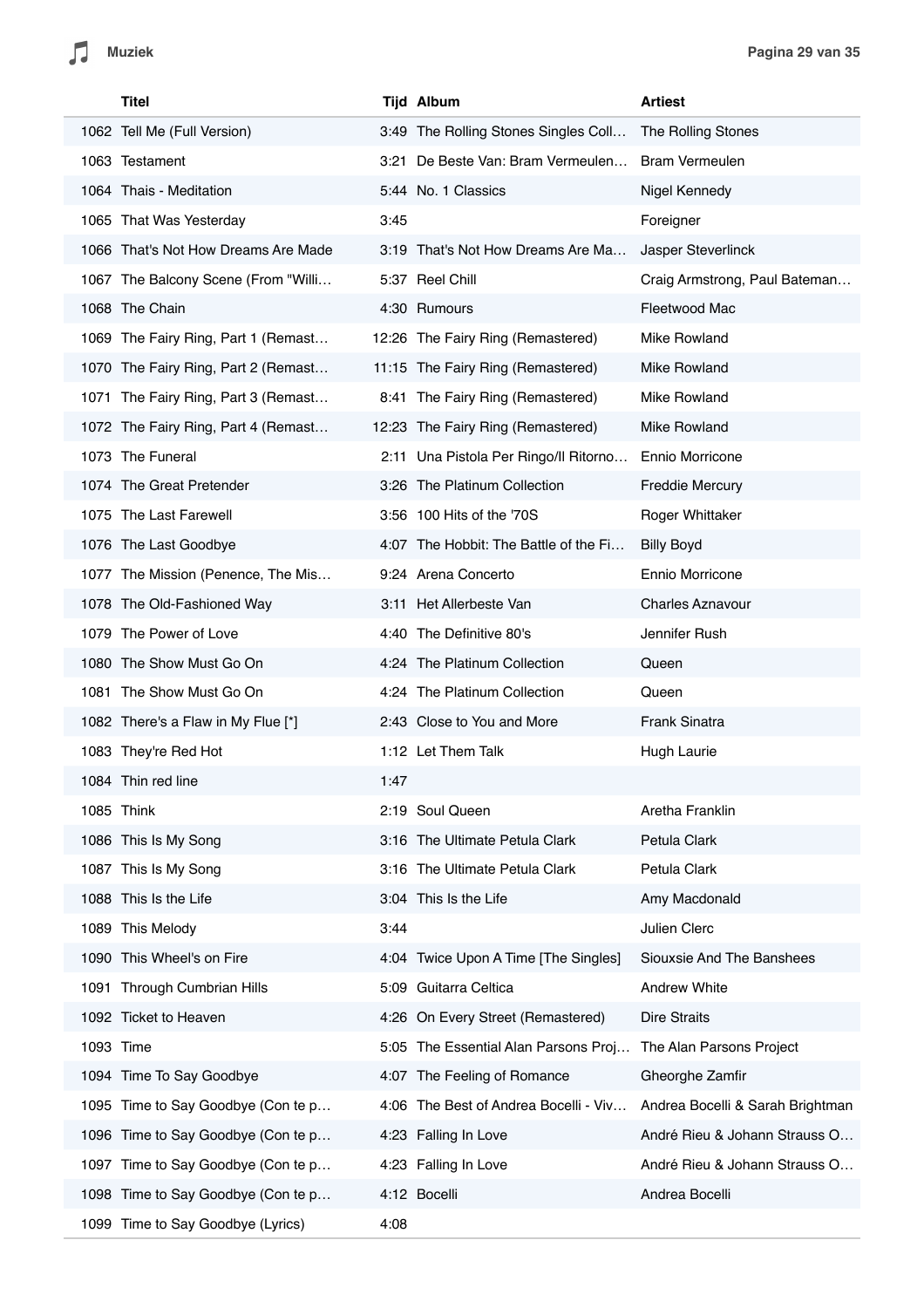| | Titel | Tijd | Album | Artiest |
|---|---|---|---|---|
| 1062 | Tell Me (Full Version) | 3:49 | The Rolling Stones Singles Coll… | The Rolling Stones |
| 1063 | Testament | 3:21 | De Beste Van: Bram Vermeulen… | Bram Vermeulen |
| 1064 | Thais - Meditation | 5:44 | No. 1 Classics | Nigel Kennedy |
| 1065 | That Was Yesterday | 3:45 | | Foreigner |
| 1066 | That's Not How Dreams Are Made | 3:19 | That's Not How Dreams Are Ma… | Jasper Steverlinck |
| 1067 | The Balcony Scene (From "Willi… | 5:37 | Reel Chill | Craig Armstrong, Paul Bateman… |
| 1068 | The Chain | 4:30 | Rumours | Fleetwood Mac |
| 1069 | The Fairy Ring, Part 1 (Remast… | 12:26 | The Fairy Ring (Remastered) | Mike Rowland |
| 1070 | The Fairy Ring, Part 2 (Remast… | 11:15 | The Fairy Ring (Remastered) | Mike Rowland |
| 1071 | The Fairy Ring, Part 3 (Remast… | 8:41 | The Fairy Ring (Remastered) | Mike Rowland |
| 1072 | The Fairy Ring, Part 4 (Remast… | 12:23 | The Fairy Ring (Remastered) | Mike Rowland |
| 1073 | The Funeral | 2:11 | Una Pistola Per Ringo/Il Ritorno… | Ennio Morricone |
| 1074 | The Great Pretender | 3:26 | The Platinum Collection | Freddie Mercury |
| 1075 | The Last Farewell | 3:56 | 100 Hits of the '70S | Roger Whittaker |
| 1076 | The Last Goodbye | 4:07 | The Hobbit: The Battle of the Fi… | Billy Boyd |
| 1077 | The Mission (Penence, The Mis… | 9:24 | Arena Concerto | Ennio Morricone |
| 1078 | The Old-Fashioned Way | 3:11 | Het Allerbeste Van | Charles Aznavour |
| 1079 | The Power of Love | 4:40 | The Definitive 80's | Jennifer Rush |
| 1080 | The Show Must Go On | 4:24 | The Platinum Collection | Queen |
| 1081 | The Show Must Go On | 4:24 | The Platinum Collection | Queen |
| 1082 | There's a Flaw in My Flue [*] | 2:43 | Close to You and More | Frank Sinatra |
| 1083 | They're Red Hot | 1:12 | Let Them Talk | Hugh Laurie |
| 1084 | Thin red line | 1:47 | | |
| 1085 | Think | 2:19 | Soul Queen | Aretha Franklin |
| 1086 | This Is My Song | 3:16 | The Ultimate Petula Clark | Petula Clark |
| 1087 | This Is My Song | 3:16 | The Ultimate Petula Clark | Petula Clark |
| 1088 | This Is the Life | 3:04 | This Is the Life | Amy Macdonald |
| 1089 | This Melody | 3:44 | | Julien Clerc |
| 1090 | This Wheel's on Fire | 4:04 | Twice Upon A Time [The Singles] | Siouxsie And The Banshees |
| 1091 | Through Cumbrian Hills | 5:09 | Guitarra Celtica | Andrew White |
| 1092 | Ticket to Heaven | 4:26 | On Every Street (Remastered) | Dire Straits |
| 1093 | Time | 5:05 | The Essential Alan Parsons Proj… | The Alan Parsons Project |
| 1094 | Time To Say Goodbye | 4:07 | The Feeling of Romance | Gheorghe Zamfir |
| 1095 | Time to Say Goodbye (Con te p… | 4:06 | The Best of Andrea Bocelli - Viv… | Andrea Bocelli & Sarah Brightman |
| 1096 | Time to Say Goodbye (Con te p… | 4:23 | Falling In Love | André Rieu & Johann Strauss O… |
| 1097 | Time to Say Goodbye (Con te p… | 4:23 | Falling In Love | André Rieu & Johann Strauss O… |
| 1098 | Time to Say Goodbye (Con te p… | 4:12 | Bocelli | Andrea Bocelli |
| 1099 | Time to Say Goodbye (Lyrics) | 4:08 | | |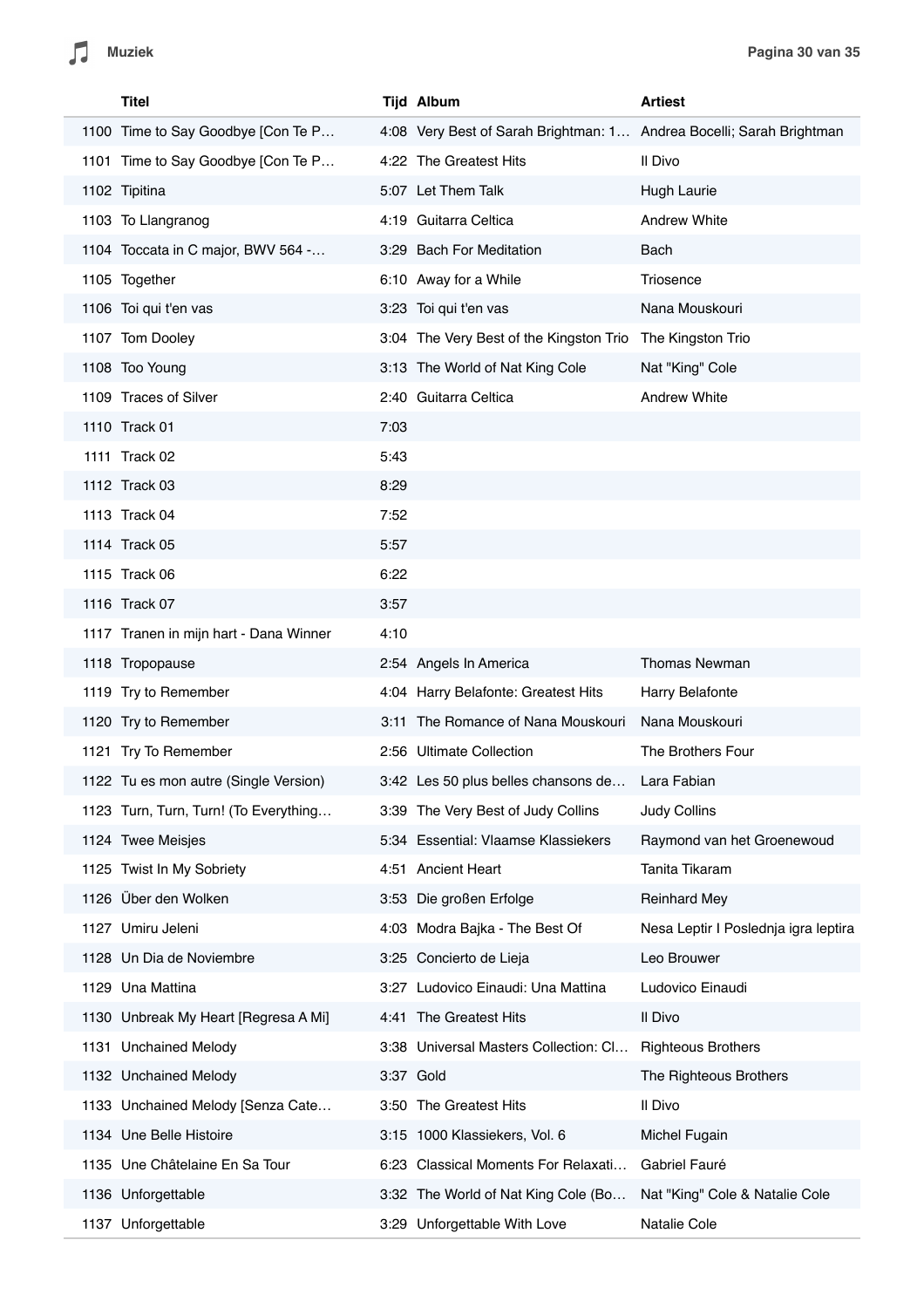|  | Titel | Tijd | Album | Artiest |
|---|---|---|---|---|
| 1100 | Time to Say Goodbye [Con Te P… | 4:08 | Very Best of Sarah Brightman: 1… | Andrea Bocelli; Sarah Brightman |
| 1101 | Time to Say Goodbye [Con Te P… | 4:22 | The Greatest Hits | Il Divo |
| 1102 | Tipitina | 5:07 | Let Them Talk | Hugh Laurie |
| 1103 | To Llangranog | 4:19 | Guitarra Celtica | Andrew White |
| 1104 | Toccata in C major, BWV 564 -… | 3:29 | Bach For Meditation | Bach |
| 1105 | Together | 6:10 | Away for a While | Triosence |
| 1106 | Toi qui t'en vas | 3:23 | Toi qui t'en vas | Nana Mouskouri |
| 1107 | Tom Dooley | 3:04 | The Very Best of the Kingston Trio | The Kingston Trio |
| 1108 | Too Young | 3:13 | The World of Nat King Cole | Nat "King" Cole |
| 1109 | Traces of Silver | 2:40 | Guitarra Celtica | Andrew White |
| 1110 | Track 01 | 7:03 |  |  |
| 1111 | Track 02 | 5:43 |  |  |
| 1112 | Track 03 | 8:29 |  |  |
| 1113 | Track 04 | 7:52 |  |  |
| 1114 | Track 05 | 5:57 |  |  |
| 1115 | Track 06 | 6:22 |  |  |
| 1116 | Track 07 | 3:57 |  |  |
| 1117 | Tranen in mijn hart - Dana Winner | 4:10 |  |  |
| 1118 | Tropopause | 2:54 | Angels In America | Thomas Newman |
| 1119 | Try to Remember | 4:04 | Harry Belafonte: Greatest Hits | Harry Belafonte |
| 1120 | Try to Remember | 3:11 | The Romance of Nana Mouskouri | Nana Mouskouri |
| 1121 | Try To Remember | 2:56 | Ultimate Collection | The Brothers Four |
| 1122 | Tu es mon autre (Single Version) | 3:42 | Les 50 plus belles chansons de… | Lara Fabian |
| 1123 | Turn, Turn, Turn! (To Everything… | 3:39 | The Very Best of Judy Collins | Judy Collins |
| 1124 | Twee Meisjes | 5:34 | Essential: Vlaamse Klassiekers | Raymond van het Groenewoud |
| 1125 | Twist In My Sobriety | 4:51 | Ancient Heart | Tanita Tikaram |
| 1126 | Über den Wolken | 3:53 | Die großen Erfolge | Reinhard Mey |
| 1127 | Umiru Jeleni | 4:03 | Modra Bajka - The Best Of | Nesa Leptir I Poslednja igra leptira |
| 1128 | Un Dia de Noviembre | 3:25 | Concierto de Lieja | Leo Brouwer |
| 1129 | Una Mattina | 3:27 | Ludovico Einaudi: Una Mattina | Ludovico Einaudi |
| 1130 | Unbreak My Heart [Regresa A Mi] | 4:41 | The Greatest Hits | Il Divo |
| 1131 | Unchained Melody | 3:38 | Universal Masters Collection: Cl… | Righteous Brothers |
| 1132 | Unchained Melody | 3:37 | Gold | The Righteous Brothers |
| 1133 | Unchained Melody [Senza Cate… | 3:50 | The Greatest Hits | Il Divo |
| 1134 | Une Belle Histoire | 3:15 | 1000 Klassiekers, Vol. 6 | Michel Fugain |
| 1135 | Une Châtelaine En Sa Tour | 6:23 | Classical Moments For Relaxati… | Gabriel Fauré |
| 1136 | Unforgettable | 3:32 | The World of Nat King Cole (Bo… | Nat "King" Cole & Natalie Cole |
| 1137 | Unforgettable | 3:29 | Unforgettable With Love | Natalie Cole |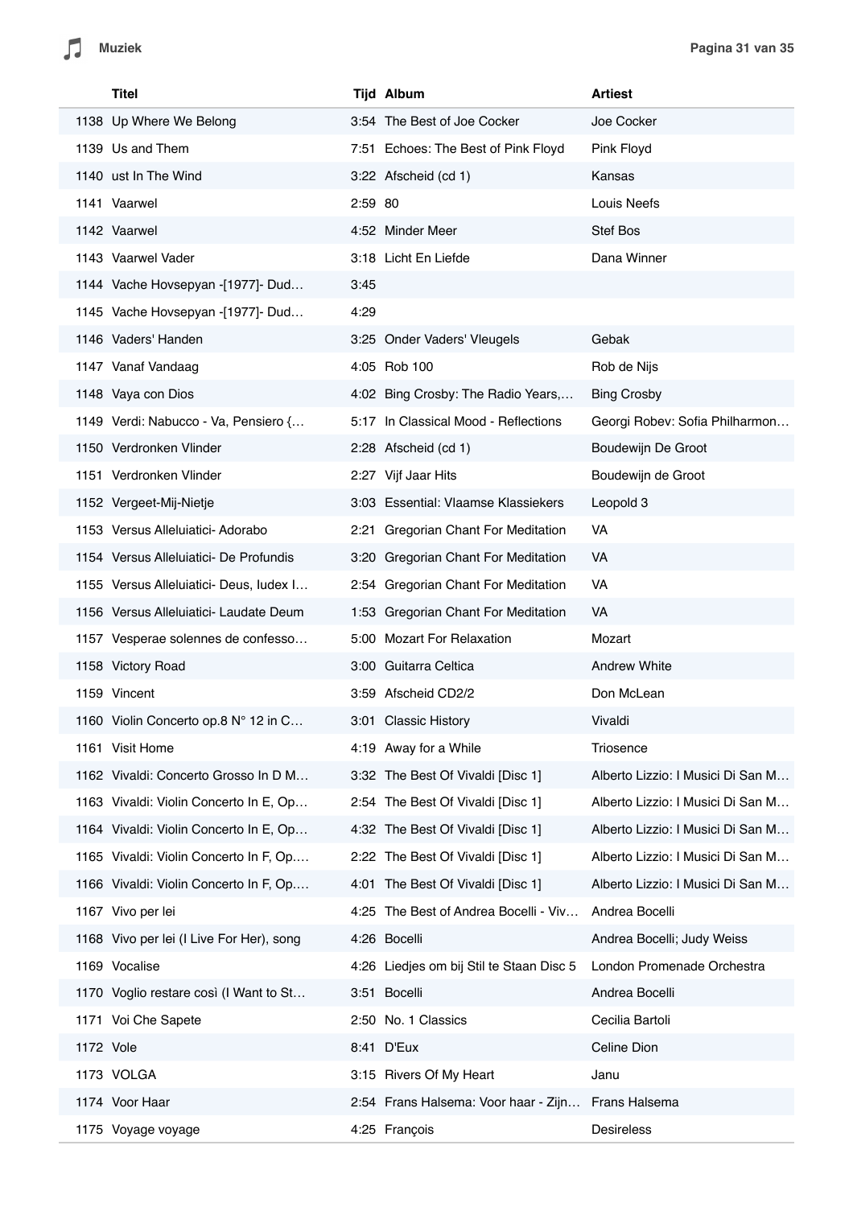|  | Titel | Tijd | Album | Artiest |
|---|---|---|---|---|
| 1138 | Up Where We Belong | 3:54 | The Best of Joe Cocker | Joe Cocker |
| 1139 | Us and Them | 7:51 | Echoes: The Best of Pink Floyd | Pink Floyd |
| 1140 | ust In The Wind | 3:22 | Afscheid (cd 1) | Kansas |
| 1141 | Vaarwel | 2:59 | 80 | Louis Neefs |
| 1142 | Vaarwel | 4:52 | Minder Meer | Stef Bos |
| 1143 | Vaarwel Vader | 3:18 | Licht En Liefde | Dana Winner |
| 1144 | Vache Hovsepyan -[1977]- Dud… | 3:45 |  |  |
| 1145 | Vache Hovsepyan -[1977]- Dud… | 4:29 |  |  |
| 1146 | Vaders' Handen | 3:25 | Onder Vaders' Vleugels | Gebak |
| 1147 | Vanaf Vandaag | 4:05 | Rob 100 | Rob de Nijs |
| 1148 | Vaya con Dios | 4:02 | Bing Crosby: The Radio Years,… | Bing Crosby |
| 1149 | Verdi: Nabucco - Va, Pensiero {… | 5:17 | In Classical Mood - Reflections | Georgi Robev: Sofia Philharmon… |
| 1150 | Verdronken Vlinder | 2:28 | Afscheid (cd 1) | Boudewijn De Groot |
| 1151 | Verdronken Vlinder | 2:27 | Vijf Jaar Hits | Boudewijn de Groot |
| 1152 | Vergeet-Mij-Nietje | 3:03 | Essential: Vlaamse Klassiekers | Leopold 3 |
| 1153 | Versus Alleluiatici- Adorabo | 2:21 | Gregorian Chant For Meditation | VA |
| 1154 | Versus Alleluiatici- De Profundis | 3:20 | Gregorian Chant For Meditation | VA |
| 1155 | Versus Alleluiatici- Deus, Iudex I… | 2:54 | Gregorian Chant For Meditation | VA |
| 1156 | Versus Alleluiatici- Laudate Deum | 1:53 | Gregorian Chant For Meditation | VA |
| 1157 | Vesperae solennes de confesso… | 5:00 | Mozart For Relaxation | Mozart |
| 1158 | Victory Road | 3:00 | Guitarra Celtica | Andrew White |
| 1159 | Vincent | 3:59 | Afscheid CD2/2 | Don McLean |
| 1160 | Violin Concerto op.8 N° 12 in C… | 3:01 | Classic History | Vivaldi |
| 1161 | Visit Home | 4:19 | Away for a While | Triosence |
| 1162 | Vivaldi: Concerto Grosso In D M… | 3:32 | The Best Of Vivaldi [Disc 1] | Alberto Lizzio: I Musici Di San M… |
| 1163 | Vivaldi: Violin Concerto In E, Op… | 2:54 | The Best Of Vivaldi [Disc 1] | Alberto Lizzio: I Musici Di San M… |
| 1164 | Vivaldi: Violin Concerto In E, Op… | 4:32 | The Best Of Vivaldi [Disc 1] | Alberto Lizzio: I Musici Di San M… |
| 1165 | Vivaldi: Violin Concerto In F, Op.… | 2:22 | The Best Of Vivaldi [Disc 1] | Alberto Lizzio: I Musici Di San M… |
| 1166 | Vivaldi: Violin Concerto In F, Op.… | 4:01 | The Best Of Vivaldi [Disc 1] | Alberto Lizzio: I Musici Di San M… |
| 1167 | Vivo per lei | 4:25 | The Best of Andrea Bocelli - Viv… | Andrea Bocelli |
| 1168 | Vivo per lei (I Live For Her), song | 4:26 | Bocelli | Andrea Bocelli; Judy Weiss |
| 1169 | Vocalise | 4:26 | Liedjes om bij Stil te Staan Disc 5 | London Promenade Orchestra |
| 1170 | Voglio restare così (I Want to St… | 3:51 | Bocelli | Andrea Bocelli |
| 1171 | Voi Che Sapete | 2:50 | No. 1 Classics | Cecilia Bartoli |
| 1172 | Vole | 8:41 | D'Eux | Celine Dion |
| 1173 | VOLGA | 3:15 | Rivers Of My Heart | Janu |
| 1174 | Voor Haar | 2:54 | Frans Halsema: Voor haar - Zijn… | Frans Halsema |
| 1175 | Voyage voyage | 4:25 | François | Desireless |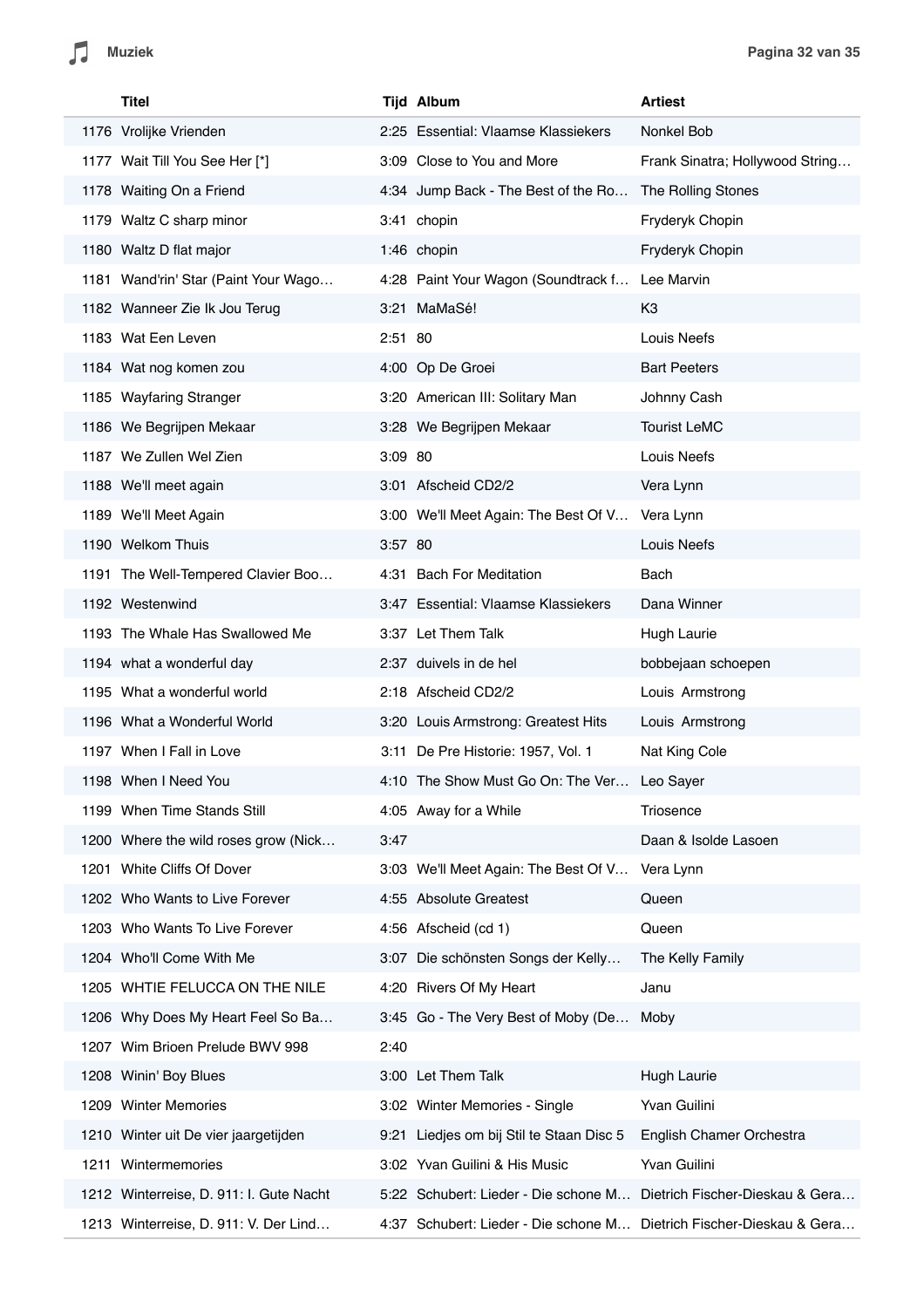| | Titel | Tijd | Album | Artiest |
|---|---|---|---|---|
| 1176 | Vrolijke Vrienden | 2:25 | Essential: Vlaamse Klassiekers | Nonkel Bob |
| 1177 | Wait Till You See Her [*] | 3:09 | Close to You and More | Frank Sinatra; Hollywood String… |
| 1178 | Waiting On a Friend | 4:34 | Jump Back - The Best of the Ro… | The Rolling Stones |
| 1179 | Waltz C sharp minor | 3:41 | chopin | Fryderyk Chopin |
| 1180 | Waltz D flat major | 1:46 | chopin | Fryderyk Chopin |
| 1181 | Wand'rin' Star (Paint Your Wago… | 4:28 | Paint Your Wagon (Soundtrack f… | Lee Marvin |
| 1182 | Wanneer Zie Ik Jou Terug | 3:21 | MaMaSé! | K3 |
| 1183 | Wat Een Leven | 2:51 | 80 | Louis Neefs |
| 1184 | Wat nog komen zou | 4:00 | Op De Groei | Bart Peeters |
| 1185 | Wayfaring Stranger | 3:20 | American III: Solitary Man | Johnny Cash |
| 1186 | We Begrijpen Mekaar | 3:28 | We Begrijpen Mekaar | Tourist LeMC |
| 1187 | We Zullen Wel Zien | 3:09 | 80 | Louis Neefs |
| 1188 | We'll meet again | 3:01 | Afscheid CD2/2 | Vera Lynn |
| 1189 | We'll Meet Again | 3:00 | We'll Meet Again: The Best Of V… | Vera Lynn |
| 1190 | Welkom Thuis | 3:57 | 80 | Louis Neefs |
| 1191 | The Well-Tempered Clavier Boo… | 4:31 | Bach For Meditation | Bach |
| 1192 | Westenwind | 3:47 | Essential: Vlaamse Klassiekers | Dana Winner |
| 1193 | The Whale Has Swallowed Me | 3:37 | Let Them Talk | Hugh Laurie |
| 1194 | what a wonderful day | 2:37 | duivels in de hel | bobbejaan schoepen |
| 1195 | What a wonderful world | 2:18 | Afscheid CD2/2 | Louis Armstrong |
| 1196 | What a Wonderful World | 3:20 | Louis Armstrong: Greatest Hits | Louis Armstrong |
| 1197 | When I Fall in Love | 3:11 | De Pre Historie: 1957, Vol. 1 | Nat King Cole |
| 1198 | When I Need You | 4:10 | The Show Must Go On: The Ver… | Leo Sayer |
| 1199 | When Time Stands Still | 4:05 | Away for a While | Triosence |
| 1200 | Where the wild roses grow (Nick… | 3:47 | | Daan & Isolde Lasoen |
| 1201 | White Cliffs Of Dover | 3:03 | We'll Meet Again: The Best Of V… | Vera Lynn |
| 1202 | Who Wants to Live Forever | 4:55 | Absolute Greatest | Queen |
| 1203 | Who Wants To Live Forever | 4:56 | Afscheid (cd 1) | Queen |
| 1204 | Who'll Come With Me | 3:07 | Die schönsten Songs der Kelly… | The Kelly Family |
| 1205 | WHTIE FELUCCA ON THE NILE | 4:20 | Rivers Of My Heart | Janu |
| 1206 | Why Does My Heart Feel So Ba… | 3:45 | Go - The Very Best of Moby (De… | Moby |
| 1207 | Wim Brioen Prelude BWV 998 | 2:40 | | |
| 1208 | Winin' Boy Blues | 3:00 | Let Them Talk | Hugh Laurie |
| 1209 | Winter Memories | 3:02 | Winter Memories - Single | Yvan Guilini |
| 1210 | Winter uit De vier jaargetijden | 9:21 | Liedjes om bij Stil te Staan Disc 5 | English Chamer Orchestra |
| 1211 | Wintermemories | 3:02 | Yvan Guilini & His Music | Yvan Guilini |
| 1212 | Winterreise, D. 911: I. Gute Nacht | 5:22 | Schubert: Lieder - Die schone M… | Dietrich Fischer-Dieskau & Gera… |
| 1213 | Winterreise, D. 911: V. Der Lind… | 4:37 | Schubert: Lieder - Die schone M… | Dietrich Fischer-Dieskau & Gera… |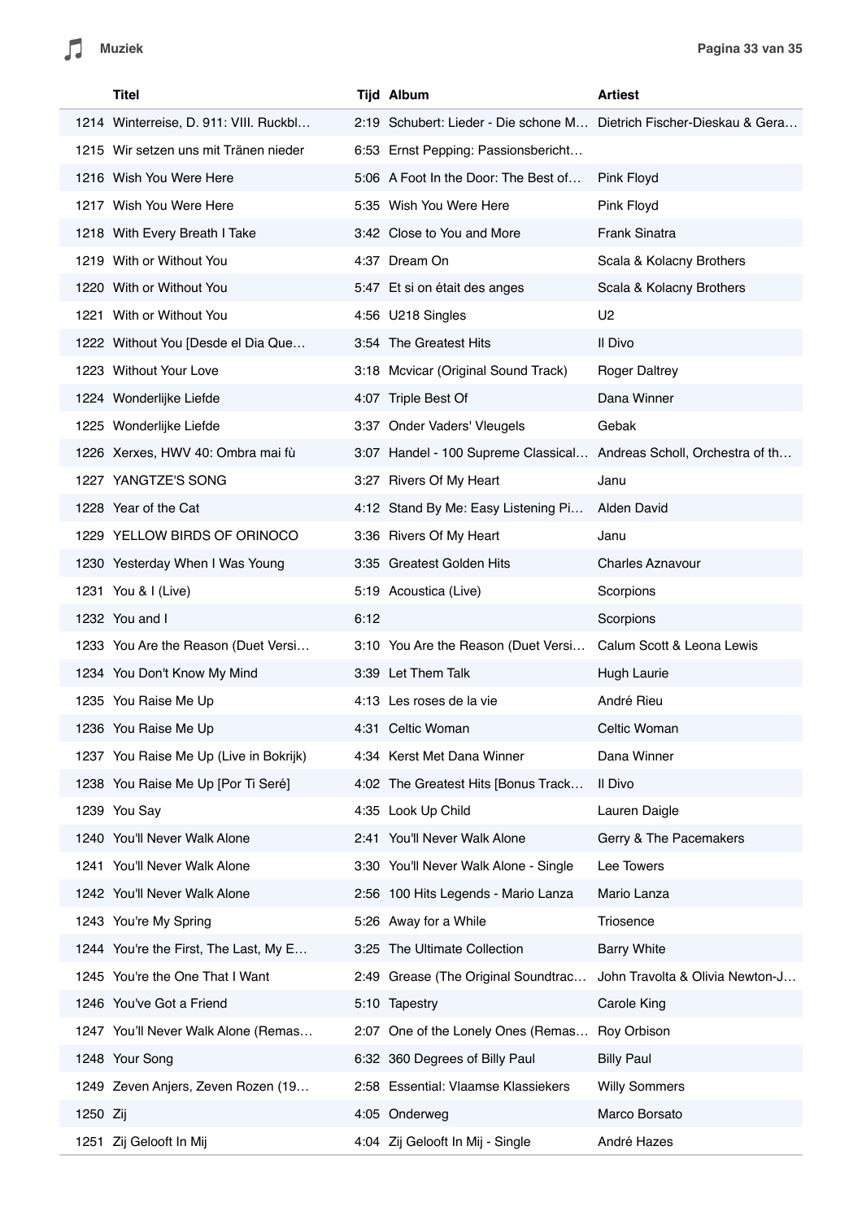|  | Titel | Tijd | Album | Artiest |
|---|---|---|---|---|
| 1214 | Winterreise, D. 911: VIII. Ruckbl… | 2:19 | Schubert: Lieder - Die schone M… | Dietrich Fischer-Dieskau & Gera… |
| 1215 | Wir setzen uns mit Tränen nieder | 6:53 | Ernst Pepping: Passionsbericht… |  |
| 1216 | Wish You Were Here | 5:06 | A Foot In the Door: The Best of… | Pink Floyd |
| 1217 | Wish You Were Here | 5:35 | Wish You Were Here | Pink Floyd |
| 1218 | With Every Breath I Take | 3:42 | Close to You and More | Frank Sinatra |
| 1219 | With or Without You | 4:37 | Dream On | Scala & Kolacny Brothers |
| 1220 | With or Without You | 5:47 | Et si on était des anges | Scala & Kolacny Brothers |
| 1221 | With or Without You | 4:56 | U218 Singles | U2 |
| 1222 | Without You [Desde el Dia Que… | 3:54 | The Greatest Hits | Il Divo |
| 1223 | Without Your Love | 3:18 | Mcvicar (Original Sound Track) | Roger Daltrey |
| 1224 | Wonderlijke Liefde | 4:07 | Triple Best Of | Dana Winner |
| 1225 | Wonderlijke Liefde | 3:37 | Onder Vaders' Vleugels | Gebak |
| 1226 | Xerxes, HWV 40: Ombra mai fù | 3:07 | Handel - 100 Supreme Classical… | Andreas Scholl, Orchestra of th… |
| 1227 | YANGTZE'S SONG | 3:27 | Rivers Of My Heart | Janu |
| 1228 | Year of the Cat | 4:12 | Stand By Me: Easy Listening Pi… | Alden David |
| 1229 | YELLOW BIRDS OF ORINOCO | 3:36 | Rivers Of My Heart | Janu |
| 1230 | Yesterday When I Was Young | 3:35 | Greatest Golden Hits | Charles Aznavour |
| 1231 | You & I (Live) | 5:19 | Acoustica (Live) | Scorpions |
| 1232 | You and I | 6:12 |  | Scorpions |
| 1233 | You Are the Reason (Duet Versi… | 3:10 | You Are the Reason (Duet Versi… | Calum Scott & Leona Lewis |
| 1234 | You Don't Know My Mind | 3:39 | Let Them Talk | Hugh Laurie |
| 1235 | You Raise Me Up | 4:13 | Les roses de la vie | André Rieu |
| 1236 | You Raise Me Up | 4:31 | Celtic Woman | Celtic Woman |
| 1237 | You Raise Me Up (Live in Bokrijk) | 4:34 | Kerst Met Dana Winner | Dana Winner |
| 1238 | You Raise Me Up [Por Ti Seré] | 4:02 | The Greatest Hits [Bonus Track… | Il Divo |
| 1239 | You Say | 4:35 | Look Up Child | Lauren Daigle |
| 1240 | You'll Never Walk Alone | 2:41 | You'll Never Walk Alone | Gerry & The Pacemakers |
| 1241 | You'll Never Walk Alone | 3:30 | You'll Never Walk Alone - Single | Lee Towers |
| 1242 | You'll Never Walk Alone | 2:56 | 100 Hits Legends - Mario Lanza | Mario Lanza |
| 1243 | You're My Spring | 5:26 | Away for a While | Triosence |
| 1244 | You're the First, The Last, My E… | 3:25 | The Ultimate Collection | Barry White |
| 1245 | You're the One That I Want | 2:49 | Grease (The Original Soundtrac… | John Travolta & Olivia Newton-J… |
| 1246 | You've Got a Friend | 5:10 | Tapestry | Carole King |
| 1247 | You'll Never Walk Alone (Remas… | 2:07 | One of the Lonely Ones (Remas… | Roy Orbison |
| 1248 | Your Song | 6:32 | 360 Degrees of Billy Paul | Billy Paul |
| 1249 | Zeven Anjers, Zeven Rozen (19… | 2:58 | Essential: Vlaamse Klassiekers | Willy Sommers |
| 1250 | Zij | 4:05 | Onderweg | Marco Borsato |
| 1251 | Zij Gelooft In Mij | 4:04 | Zij Gelooft In Mij - Single | André Hazes |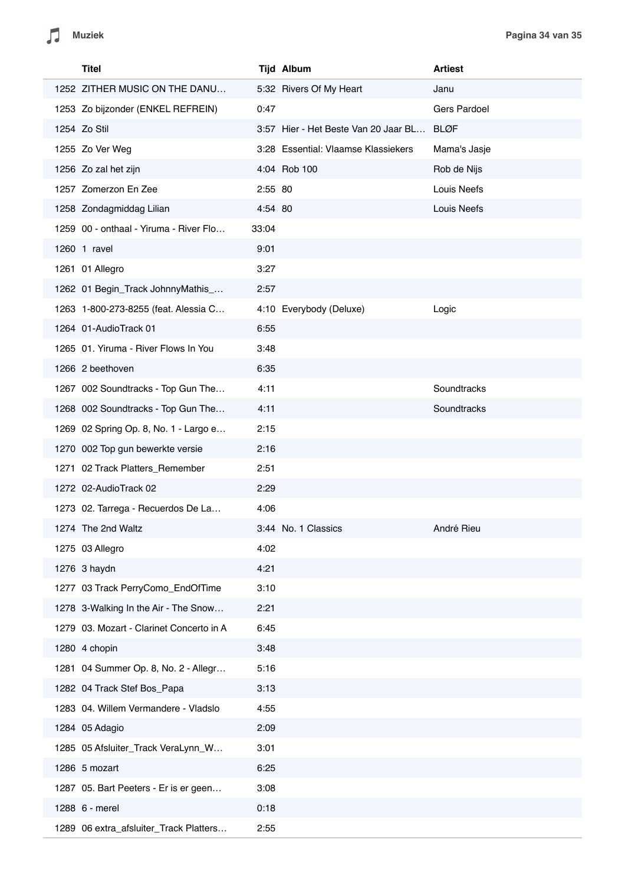| | Titel | Tijd | Album | Artiest |
|---|---|---|---|---|
| 1252 | ZITHER MUSIC ON THE DANU… | 5:32 | Rivers Of My Heart | Janu |
| 1253 | Zo bijzonder (ENKEL REFREIN) | 0:47 | | Gers Pardoel |
| 1254 | Zo Stil | 3:57 | Hier - Het Beste Van 20 Jaar BL… | BLØF |
| 1255 | Zo Ver Weg | 3:28 | Essential: Vlaamse Klassiekers | Mama's Jasje |
| 1256 | Zo zal het zijn | 4:04 | Rob 100 | Rob de Nijs |
| 1257 | Zomerzon En Zee | 2:55 | 80 | Louis Neefs |
| 1258 | Zondagmiddag Lilian | 4:54 | 80 | Louis Neefs |
| 1259 | 00 - onthaal - Yiruma - River Flo… | 33:04 | | |
| 1260 | 1 ravel | 9:01 | | |
| 1261 | 01 Allegro | 3:27 | | |
| 1262 | 01 Begin_Track JohnnyMathis_… | 2:57 | | |
| 1263 | 1-800-273-8255 (feat. Alessia C… | 4:10 | Everybody (Deluxe) | Logic |
| 1264 | 01-AudioTrack 01 | 6:55 | | |
| 1265 | 01. Yiruma - River Flows In You | 3:48 | | |
| 1266 | 2 beethoven | 6:35 | | |
| 1267 | 002 Soundtracks - Top Gun The… | 4:11 | | Soundtracks |
| 1268 | 002 Soundtracks - Top Gun The… | 4:11 | | Soundtracks |
| 1269 | 02 Spring Op. 8, No. 1 - Largo e… | 2:15 | | |
| 1270 | 002 Top gun bewerkte versie | 2:16 | | |
| 1271 | 02 Track Platters_Remember | 2:51 | | |
| 1272 | 02-AudioTrack 02 | 2:29 | | |
| 1273 | 02. Tarrega - Recuerdos De La… | 4:06 | | |
| 1274 | The 2nd Waltz | 3:44 | No. 1 Classics | André Rieu |
| 1275 | 03 Allegro | 4:02 | | |
| 1276 | 3 haydn | 4:21 | | |
| 1277 | 03 Track PerryComo_EndOfTime | 3:10 | | |
| 1278 | 3-Walking In the Air - The Snow… | 2:21 | | |
| 1279 | 03. Mozart - Clarinet Concerto in A | 6:45 | | |
| 1280 | 4 chopin | 3:48 | | |
| 1281 | 04 Summer Op. 8, No. 2 - Allegr… | 5:16 | | |
| 1282 | 04 Track Stef Bos_Papa | 3:13 | | |
| 1283 | 04. Willem Vermandere - Vladslo | 4:55 | | |
| 1284 | 05 Adagio | 2:09 | | |
| 1285 | 05 Afsluiter_Track VeraLynn_W… | 3:01 | | |
| 1286 | 5 mozart | 6:25 | | |
| 1287 | 05. Bart Peeters - Er is er geen… | 3:08 | | |
| 1288 | 6 - merel | 0:18 | | |
| 1289 | 06 extra_afsluiter_Track Platters… | 2:55 | | |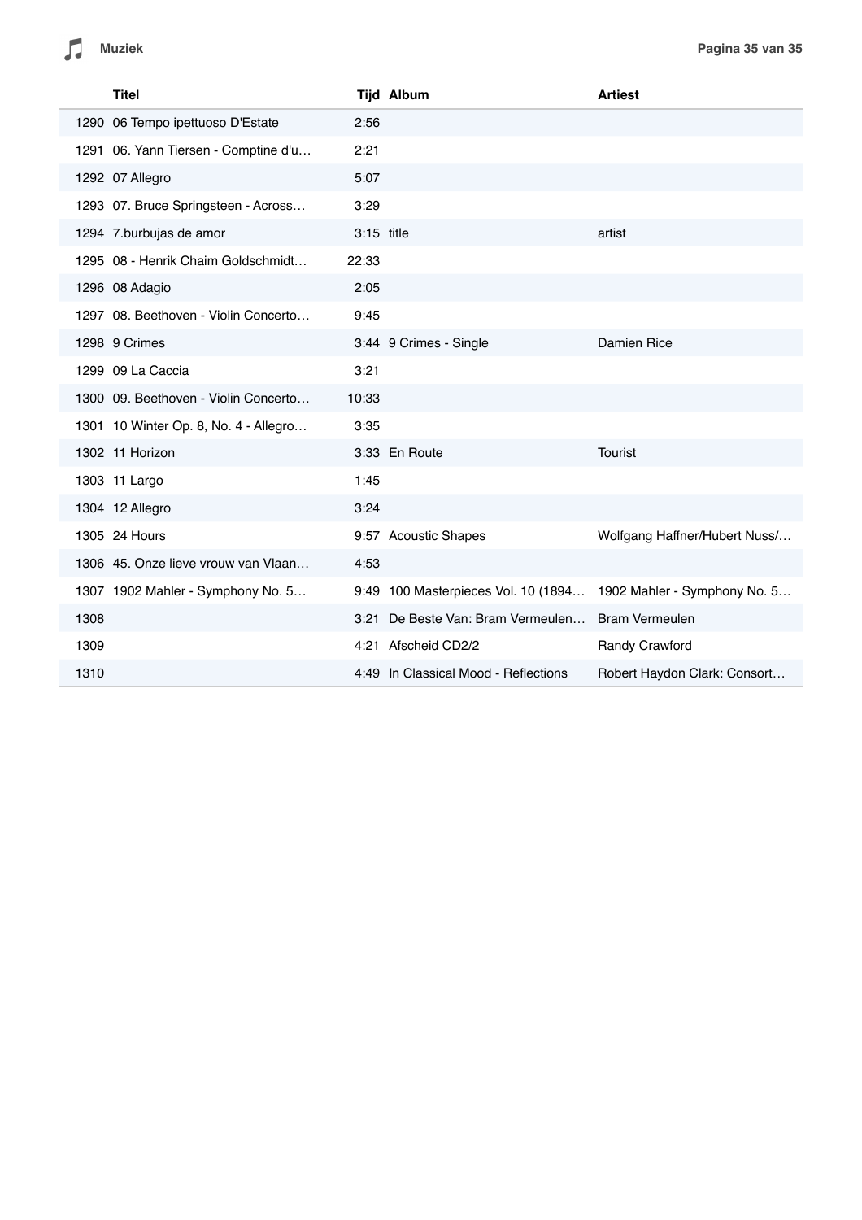| | Titel | Tijd | Album | Artiest |
|---|---|---|---|---|
| 1290 | 06 Tempo ipettuoso D'Estate | 2:56 | | |
| 1291 | 06. Yann Tiersen - Comptine d'u… | 2:21 | | |
| 1292 | 07 Allegro | 5:07 | | |
| 1293 | 07. Bruce Springsteen - Across… | 3:29 | | |
| 1294 | 7.burbujas de amor | 3:15 | title | artist |
| 1295 | 08 - Henrik Chaim Goldschmidt… | 22:33 | | |
| 1296 | 08 Adagio | 2:05 | | |
| 1297 | 08. Beethoven - Violin Concerto… | 9:45 | | |
| 1298 | 9 Crimes | 3:44 | 9 Crimes - Single | Damien Rice |
| 1299 | 09 La Caccia | 3:21 | | |
| 1300 | 09. Beethoven - Violin Concerto… | 10:33 | | |
| 1301 | 10 Winter Op. 8, No. 4 - Allegro… | 3:35 | | |
| 1302 | 11 Horizon | 3:33 | En Route | Tourist |
| 1303 | 11 Largo | 1:45 | | |
| 1304 | 12 Allegro | 3:24 | | |
| 1305 | 24 Hours | 9:57 | Acoustic Shapes | Wolfgang Haffner/Hubert Nuss/… |
| 1306 | 45. Onze lieve vrouw van Vlaan… | 4:53 | | |
| 1307 | 1902 Mahler - Symphony No. 5… | 9:49 | 100 Masterpieces Vol. 10 (1894… | 1902 Mahler - Symphony No. 5… |
| 1308 | | 3:21 | De Beste Van: Bram Vermeulen… | Bram Vermeulen |
| 1309 | | 4:21 | Afscheid CD2/2 | Randy Crawford |
| 1310 | | 4:49 | In Classical Mood - Reflections | Robert Haydon Clark: Consort… |